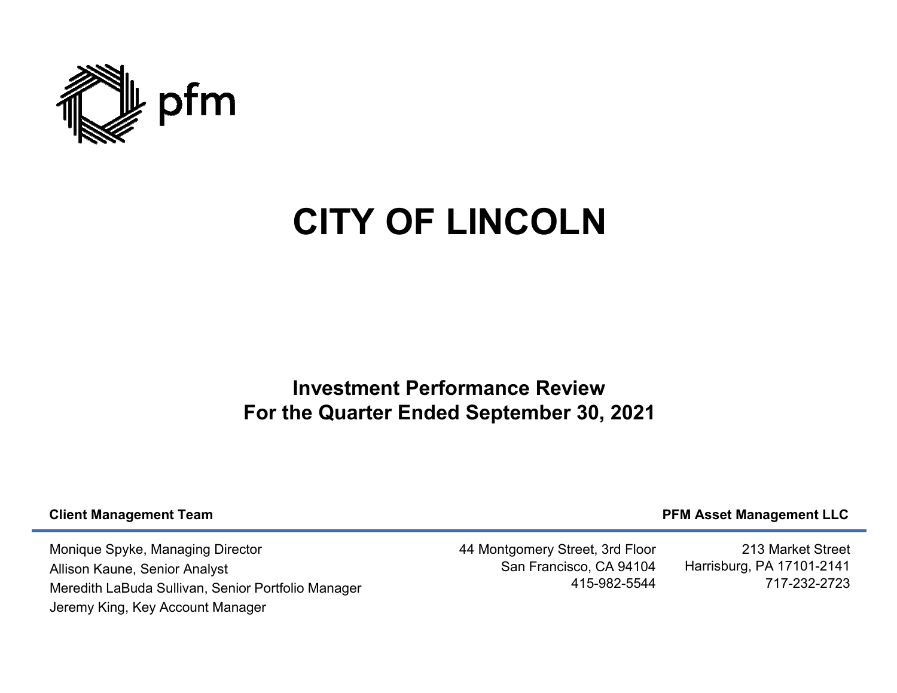pfm

# CITY OF LINCOLN

## Investment Performance Review
## For the Quarter Ended September 30, 2021

**Client Management Team**

**PFM Asset Management LLC**

Monique Spyke, Managing Director
Allison Kaune, Senior Analyst
Meredith LaBuda Sullivan, Senior Portfolio Manager
Jeremy King, Key Account Manager

44 Montgomery Street, 3rd Floor
San Francisco, CA 94104
415-982-5544

213 Market Street
Harrisburg, PA 17101-2141
717-232-2723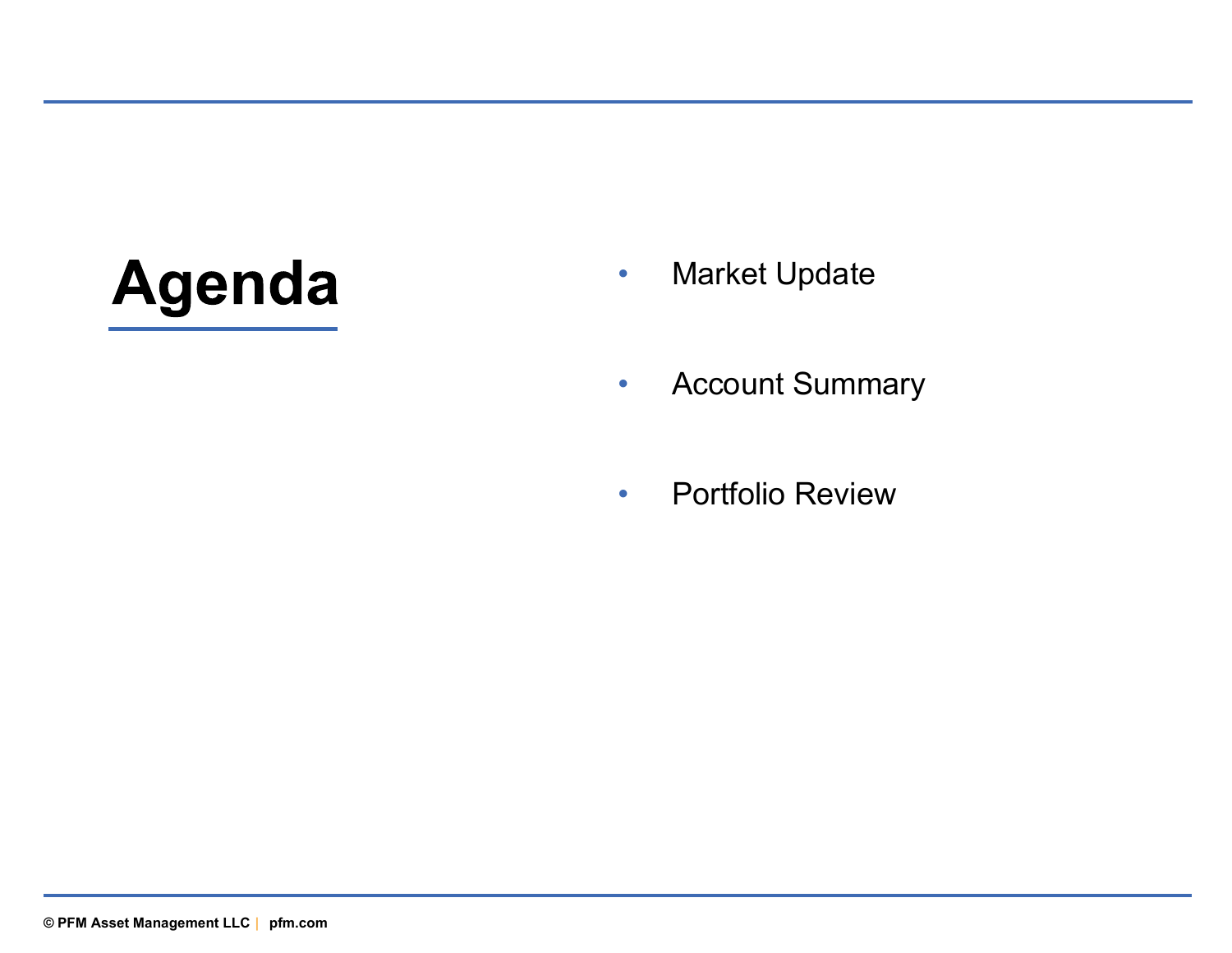# Agenda

- Market Update
- Account Summary
- Portfolio Review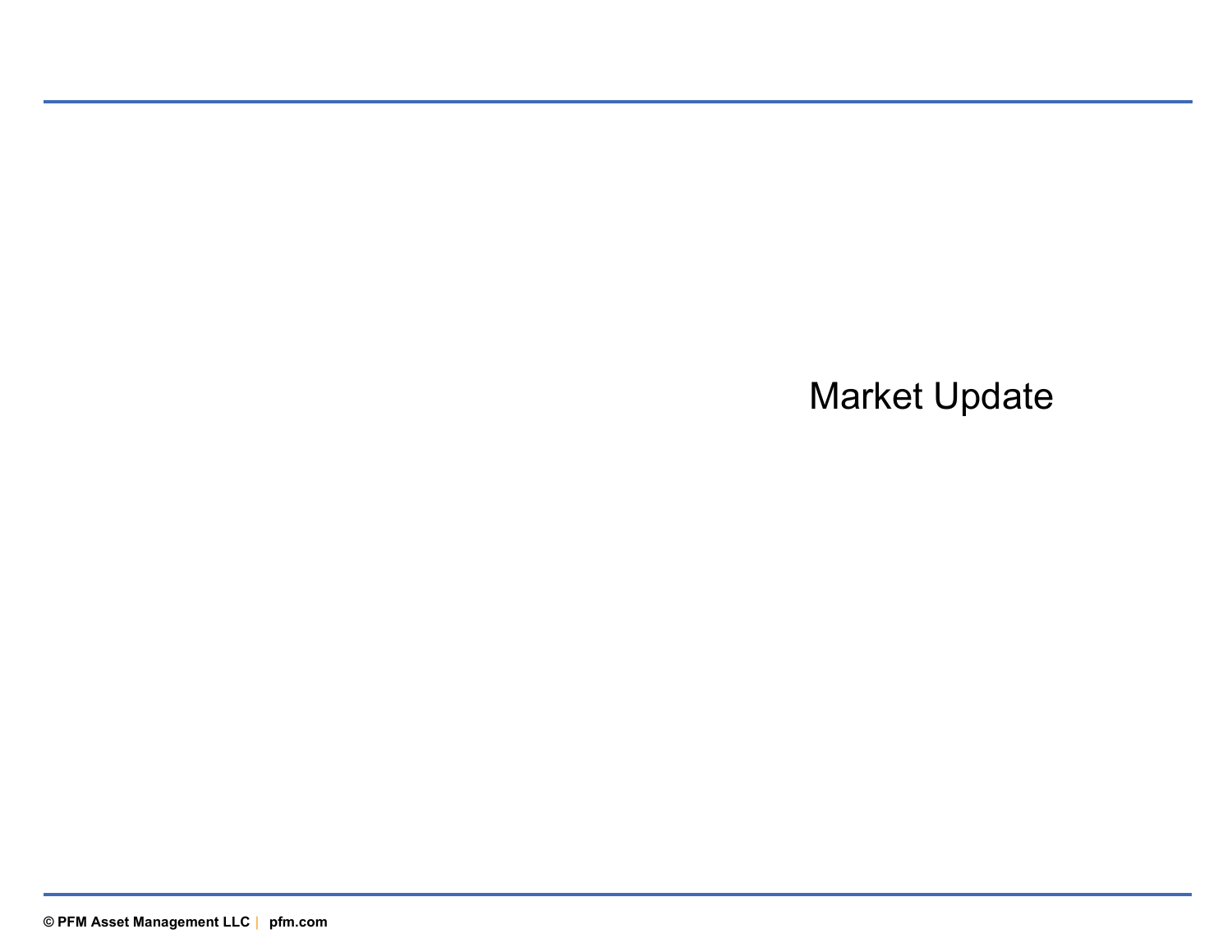# Market Update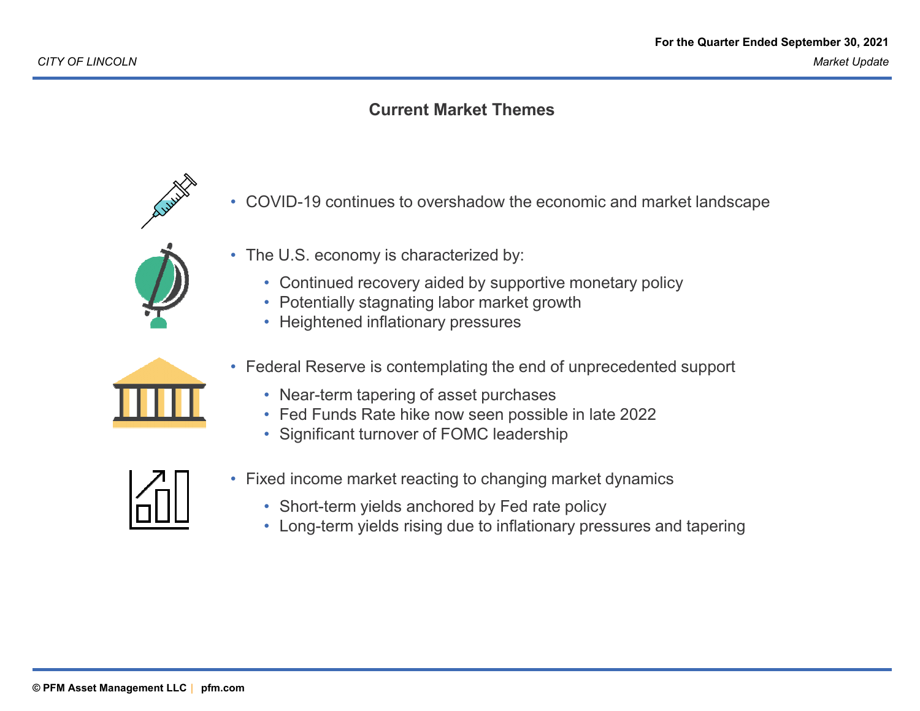## Current Market Themes

- COVID-19 continues to overshadow the economic and market landscape
- The U.S. economy is characterized by:
  - Continued recovery aided by supportive monetary policy
  - Potentially stagnating labor market growth
  - Heightened inflationary pressures
- Federal Reserve is contemplating the end of unprecedented support
  - Near-term tapering of asset purchases
  - Fed Funds Rate hike now seen possible in late 2022
  - Significant turnover of FOMC leadership
- Fixed income market reacting to changing market dynamics
  - Short-term yields anchored by Fed rate policy
  - Long-term yields rising due to inflationary pressures and tapering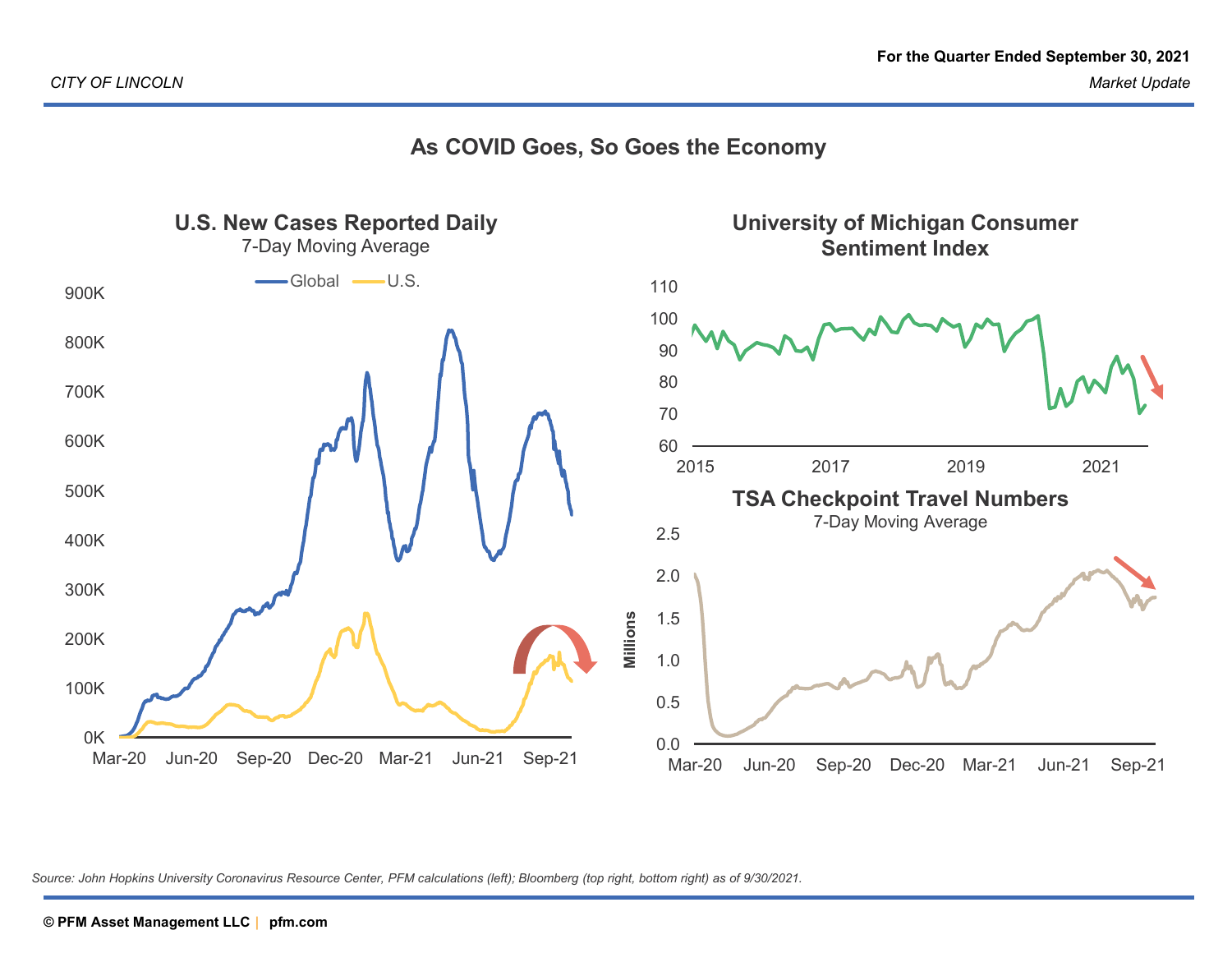## As COVID Goes, So Goes the Economy

### U.S. New Cases Reported Daily

7-Day Moving Average

Global U.S.

900K
800K
700K
600K
500K
400K
300K
200K
100K
0K

Mar-20 Jun-20 Sep-20 Dec-20 Mar-21 Jun-21 Sep-21

### University of Michigan Consumer Sentiment Index

110
100
90
80
70
60

2015 2017 2019 2021

### TSA Checkpoint Travel Numbers

7-Day Moving Average

Millions

2.5
2.0
1.5
1.0
0.5
0.0

Mar-20 Jun-20 Sep-20 Dec-20 Mar-21 Jun-21 Sep-21

*Source: John Hopkins University Coronavirus Resource Center, PFM calculations (left); Bloomberg (top right, bottom right) as of 9/30/2021.*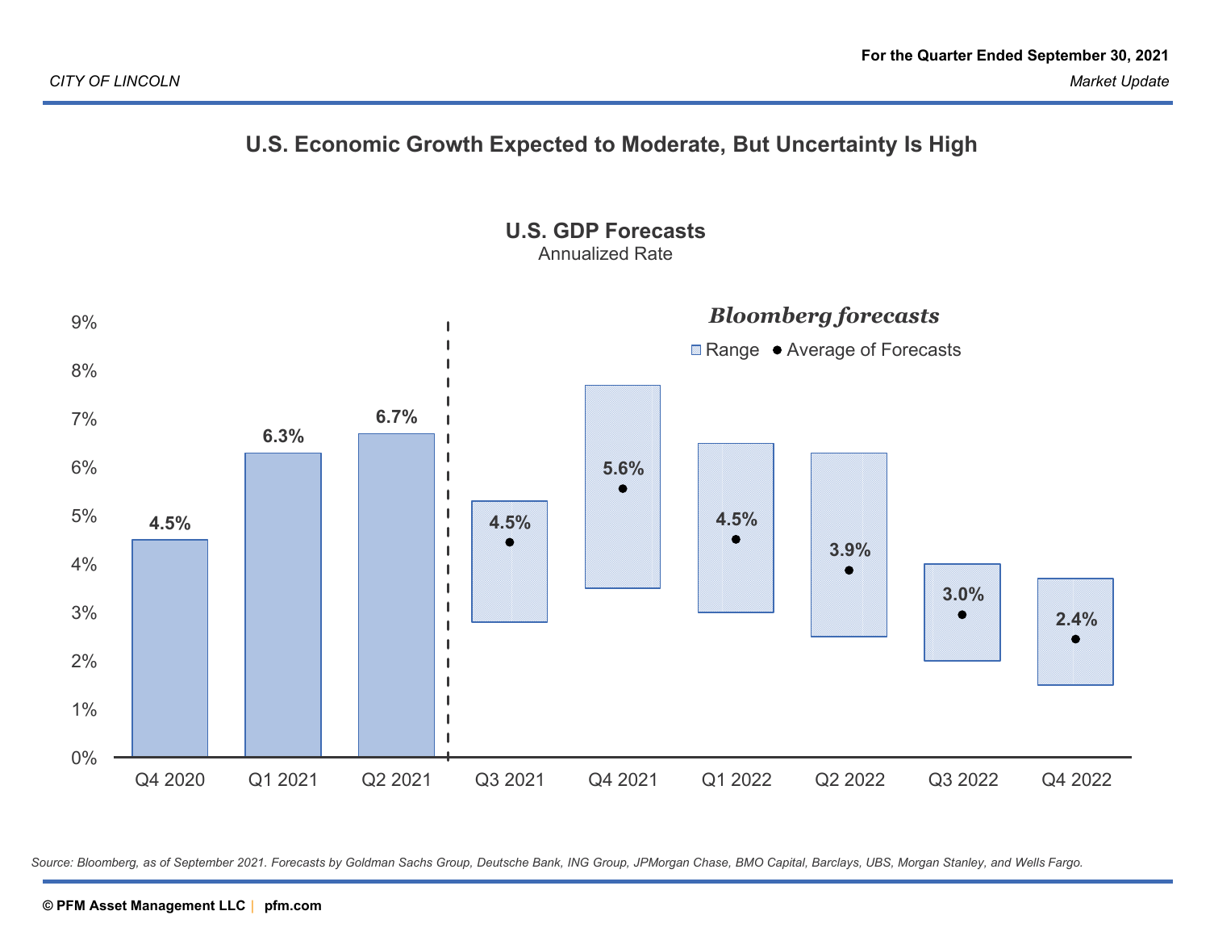## U.S. Economic Growth Expected to Moderate, But Uncertainty Is High

**U.S. GDP Forecasts**

Annualized Rate

*Bloomberg forecasts*

Range ● Average of Forecasts

9%
8%
7%
6%
5%
4%
3%
2%
1%
0%

4.5%
6.3%
6.7%
4.5%
5.6%
4.5%
3.9%
3.0%
2.4%

Q4 2020 Q1 2021 Q2 2021 Q3 2021 Q4 2021 Q1 2022 Q2 2022 Q3 2022 Q4 2022

*Source: Bloomberg, as of September 2021. Forecasts by Goldman Sachs Group, Deutsche Bank, ING Group, JPMorgan Chase, BMO Capital, Barclays, UBS, Morgan Stanley, and Wells Fargo.*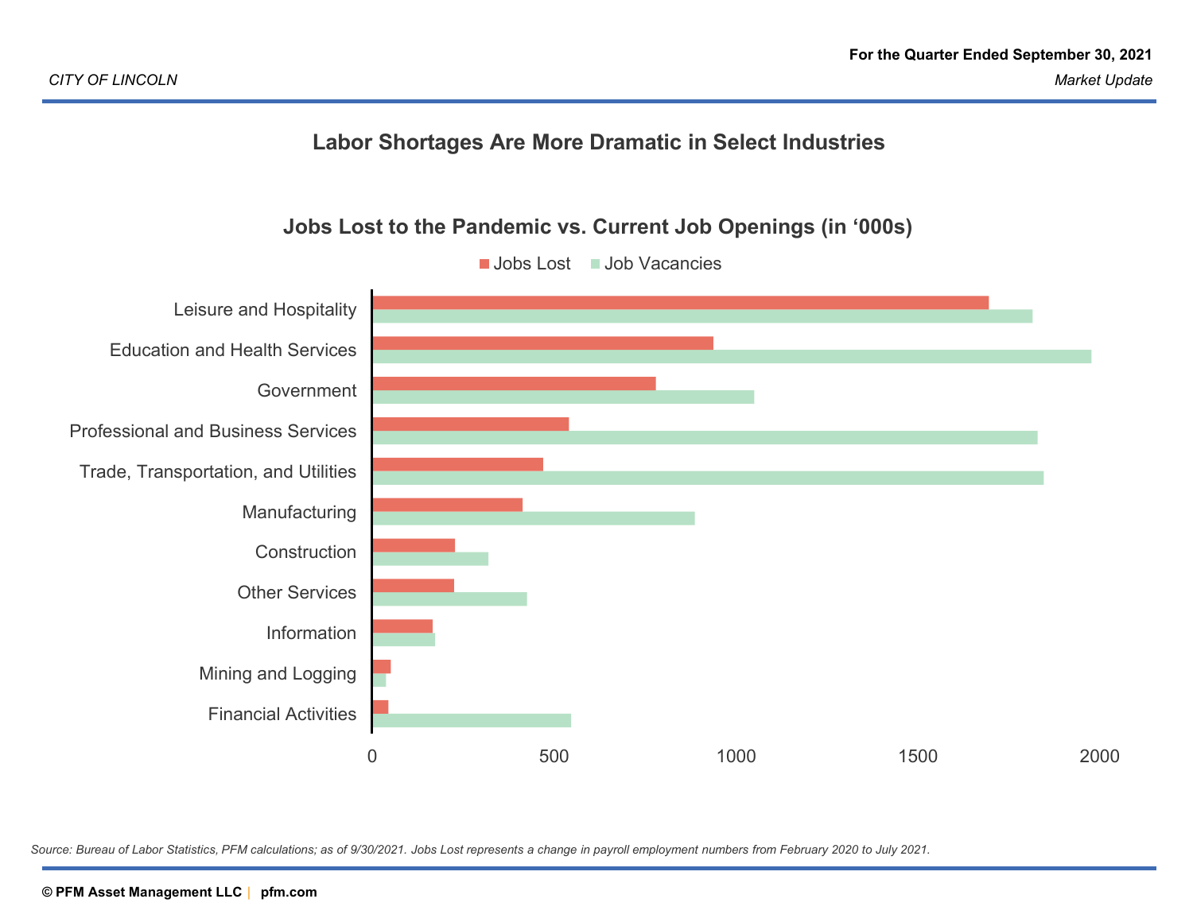## Labor Shortages Are More Dramatic in Select Industries

### Jobs Lost to the Pandemic vs. Current Job Openings (in '000s)

Jobs Lost | Job Vacancies

Leisure and Hospitality
Education and Health Services
Government
Professional and Business Services
Trade, Transportation, and Utilities
Manufacturing
Construction
Other Services
Information
Mining and Logging
Financial Activities

0 | 500 | 1000 | 1500 | 2000

*Source: Bureau of Labor Statistics, PFM calculations; as of 9/30/2021. Jobs Lost represents a change in payroll employment numbers from February 2020 to July 2021.*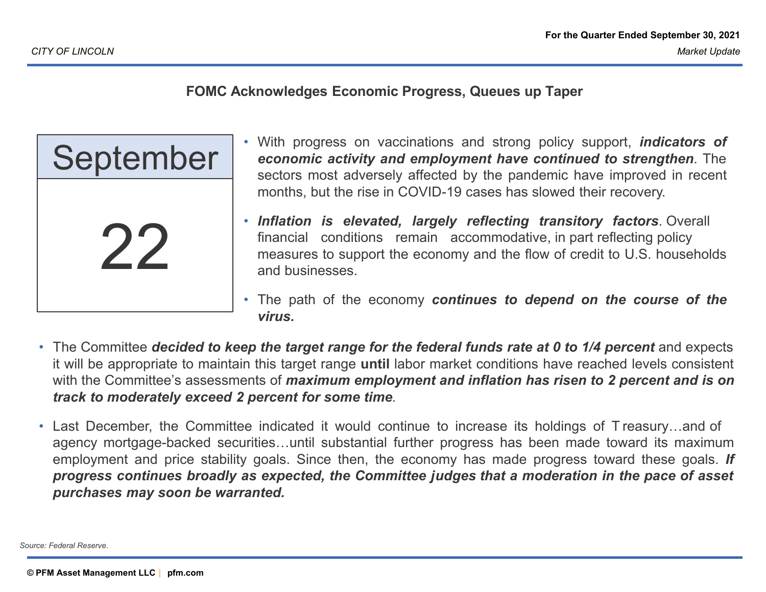## FOMC Acknowledges Economic Progress, Queues up Taper

September

22

- With progress on vaccinations and strong policy support, ***indicators of economic activity and employment have continued to strengthen***. The sectors most adversely affected by the pandemic have improved in recent months, but the rise in COVID-19 cases has slowed their recovery.
- ***Inflation is elevated, largely reflecting transitory factors***. Overall financial conditions remain accommodative, in part reflecting policy measures to support the economy and the flow of credit to U.S. households and businesses.
- The path of the economy ***continues to depend on the course of the virus.***

- The Committee ***decided to keep the target range for the federal funds rate at 0 to 1/4 percent*** and expects it will be appropriate to maintain this target range **until** labor market conditions have reached levels consistent with the Committee's assessments of ***maximum employment and inflation has risen to 2 percent and is on track to moderately exceed 2 percent for some time***.
- Last December, the Committee indicated it would continue to increase its holdings of Treasury…and of agency mortgage-backed securities…until substantial further progress has been made toward its maximum employment and price stability goals. Since then, the economy has made progress toward these goals. ***If progress continues broadly as expected, the Committee judges that a moderation in the pace of asset purchases may soon be warranted.***

*Source: Federal Reserve.*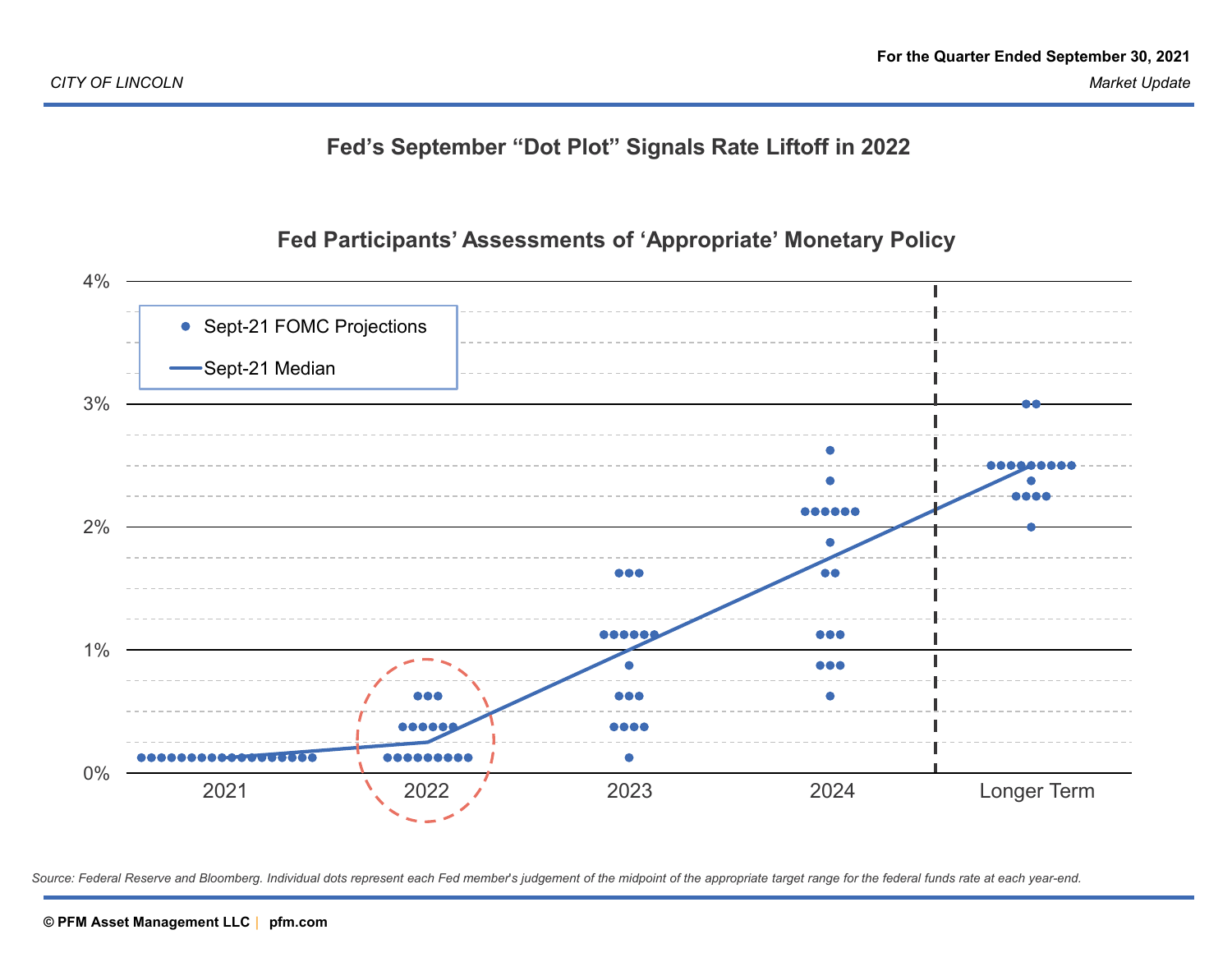## Fed's September "Dot Plot" Signals Rate Liftoff in 2022

### Fed Participants' Assessments of 'Appropriate' Monetary Policy

Sept-21 FOMC Projections

Sept-21 Median

4%
3%
2%
1%
0%

2021
2022
2023
2024
Longer Term

*Source: Federal Reserve and Bloomberg. Individual dots represent each Fed member's judgement of the midpoint of the appropriate target range for the federal funds rate at each year-end.*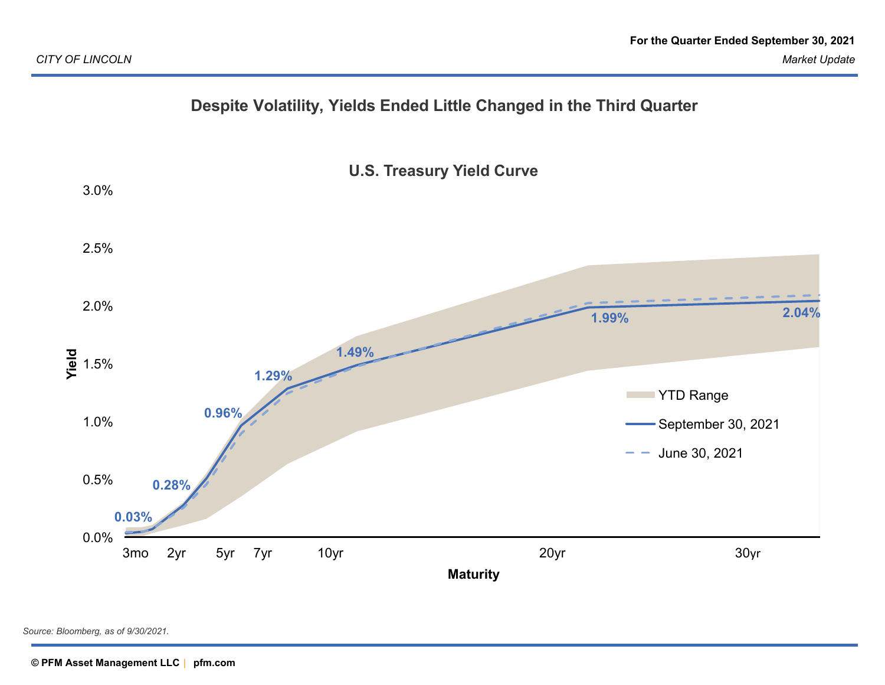# Despite Volatility, Yields Ended Little Changed in the Third Quarter

U.S. Treasury Yield Curve

3.0%
2.5%
2.0%
1.5%
1.0%
0.5%
0.0%

Yield

0.03%
0.28%
0.96%
1.29%
1.49%
1.99%
2.04%

3mo 2yr 5yr 7yr 10yr 20yr 30yr

Maturity

YTD Range
September 30, 2021
June 30, 2021

*Source: Bloomberg, as of 9/30/2021.*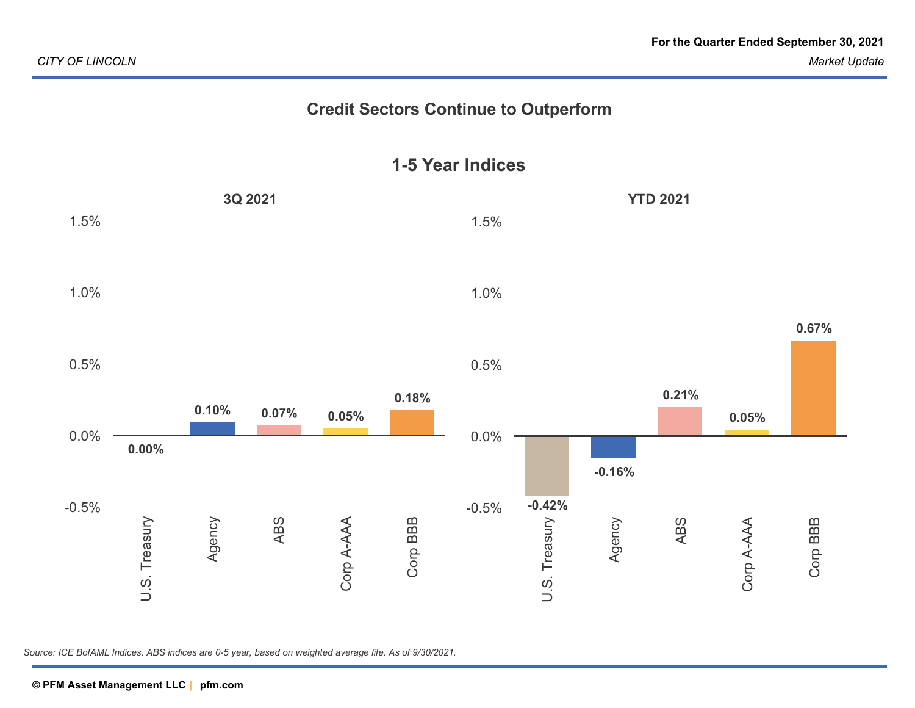## Credit Sectors Continue to Outperform

### 1-5 Year Indices

**3Q 2021**

1.5%
1.0%
0.5%
0.0%
-0.5%

0.00%
0.10%
0.07%
0.05%
0.18%

U.S. Treasury
Agency
ABS
Corp A-AAA
Corp BBB

**YTD 2021**

1.5%
1.0%
0.5%
0.0%
-0.5%

-0.42%
-0.16%
0.21%
0.05%
0.67%

U.S. Treasury
Agency
ABS
Corp A-AAA
Corp BBB

*Source: ICE BofAML Indices. ABS indices are 0-5 year, based on weighted average life. As of 9/30/2021.*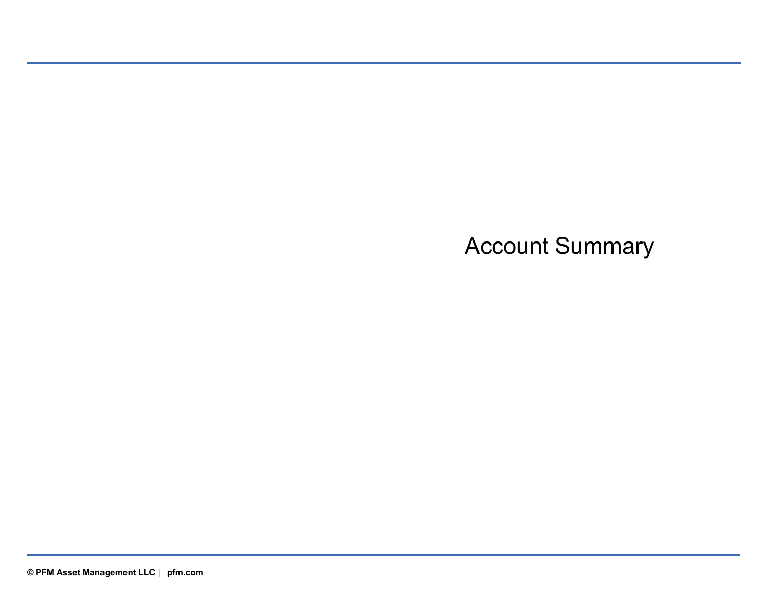# Account Summary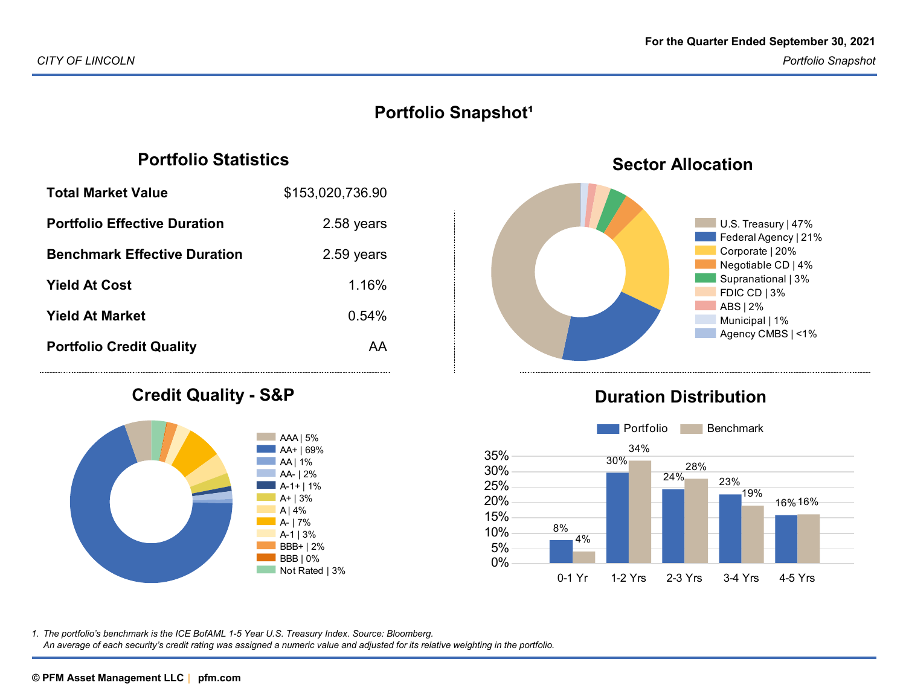# Portfolio Snapshot¹

## Portfolio Statistics

| | |
|---|---|
| **Total Market Value** | $153,020,736.90 |
| **Portfolio Effective Duration** | 2.58 years |
| **Benchmark Effective Duration** | 2.59 years |
| **Yield At Cost** | 1.16% |
| **Yield At Market** | 0.54% |
| **Portfolio Credit Quality** | AA |

## Sector Allocation

U.S. Treasury | 47%
Federal Agency | 21%
Corporate | 20%
Negotiable CD | 4%
Supranational | 3%
FDIC CD | 3%
ABS | 2%
Municipal | 1%
Agency CMBS | <1%

## Credit Quality - S&P

AAA | 5%
AA+ | 69%
AA | 1%
AA- | 2%
A-1+ | 1%
A+ | 3%
A | 4%
A- | 7%
A-1 | 3%
BBB+ | 2%
BBB | 0%
Not Rated | 3%

## Duration Distribution

Portfolio
Benchmark

35%
30%
25%
20%
15%
10%
5%
0%

0-1 Yr: 8%, 4%
1-2 Yrs: 30%, 34%
2-3 Yrs: 24%, 28%
3-4 Yrs: 23%, 19%
4-5 Yrs: 16%, 16%

*1. The portfolio's benchmark is the ICE BofAML 1-5 Year U.S. Treasury Index. Source: Bloomberg.*
*An average of each security's credit rating was assigned a numeric value and adjusted for its relative weighting in the portfolio.*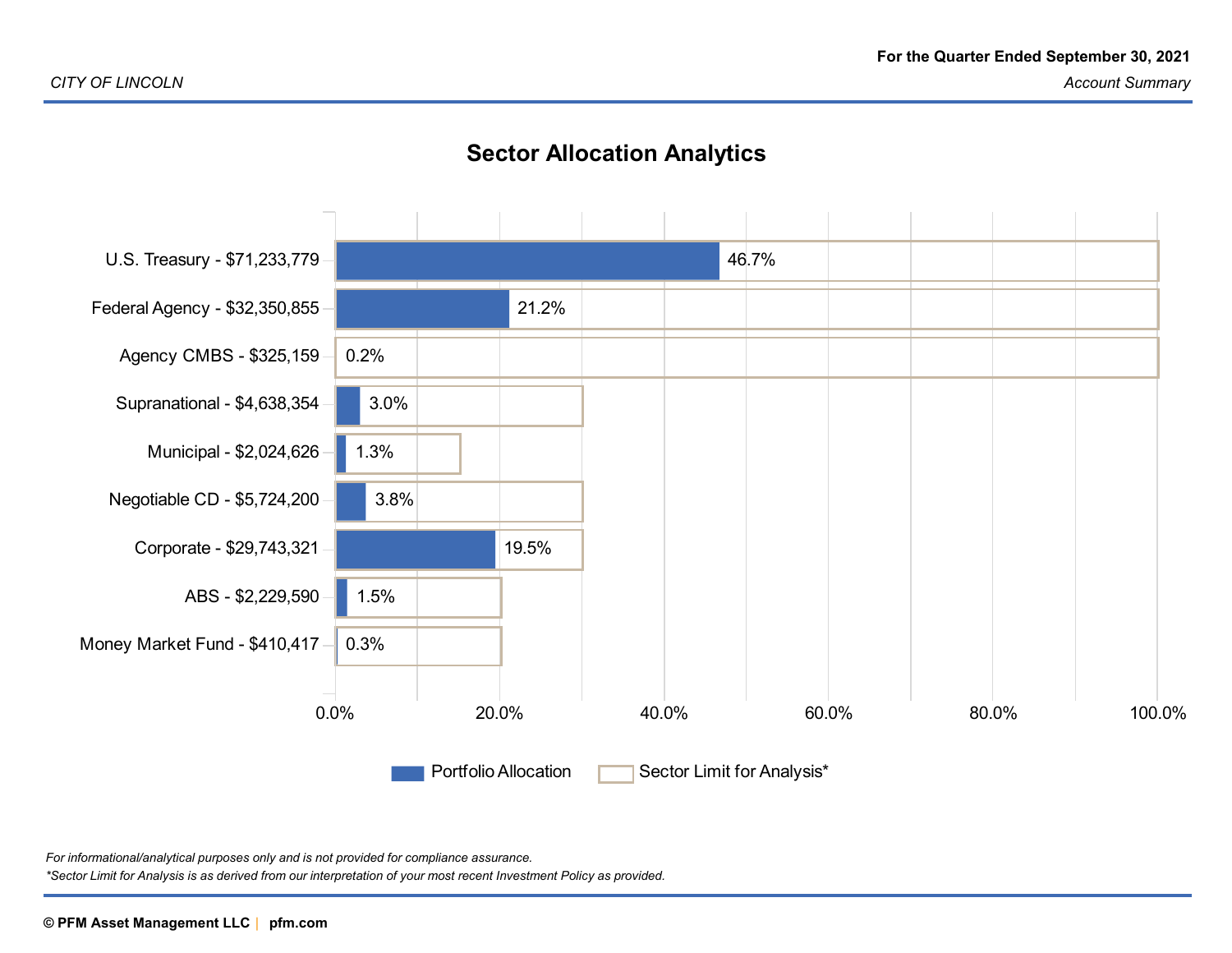## Sector Allocation Analytics

U.S. Treasury - $71,233,779 46.7%
Federal Agency - $32,350,855 21.2%
Agency CMBS - $325,159 0.2%
Supranational - $4,638,354 3.0%
Municipal - $2,024,626 1.3%
Negotiable CD - $5,724,200 3.8%
Corporate - $29,743,321 19.5%
ABS - $2,229,590 1.5%
Money Market Fund - $410,417 0.3%

0.0% 20.0% 40.0% 60.0% 80.0% 100.0%

Portfolio Allocation
Sector Limit for Analysis*

*For informational/analytical purposes only and is not provided for compliance assurance.*

**Sector Limit for Analysis is as derived from our interpretation of your most recent Investment Policy as provided.*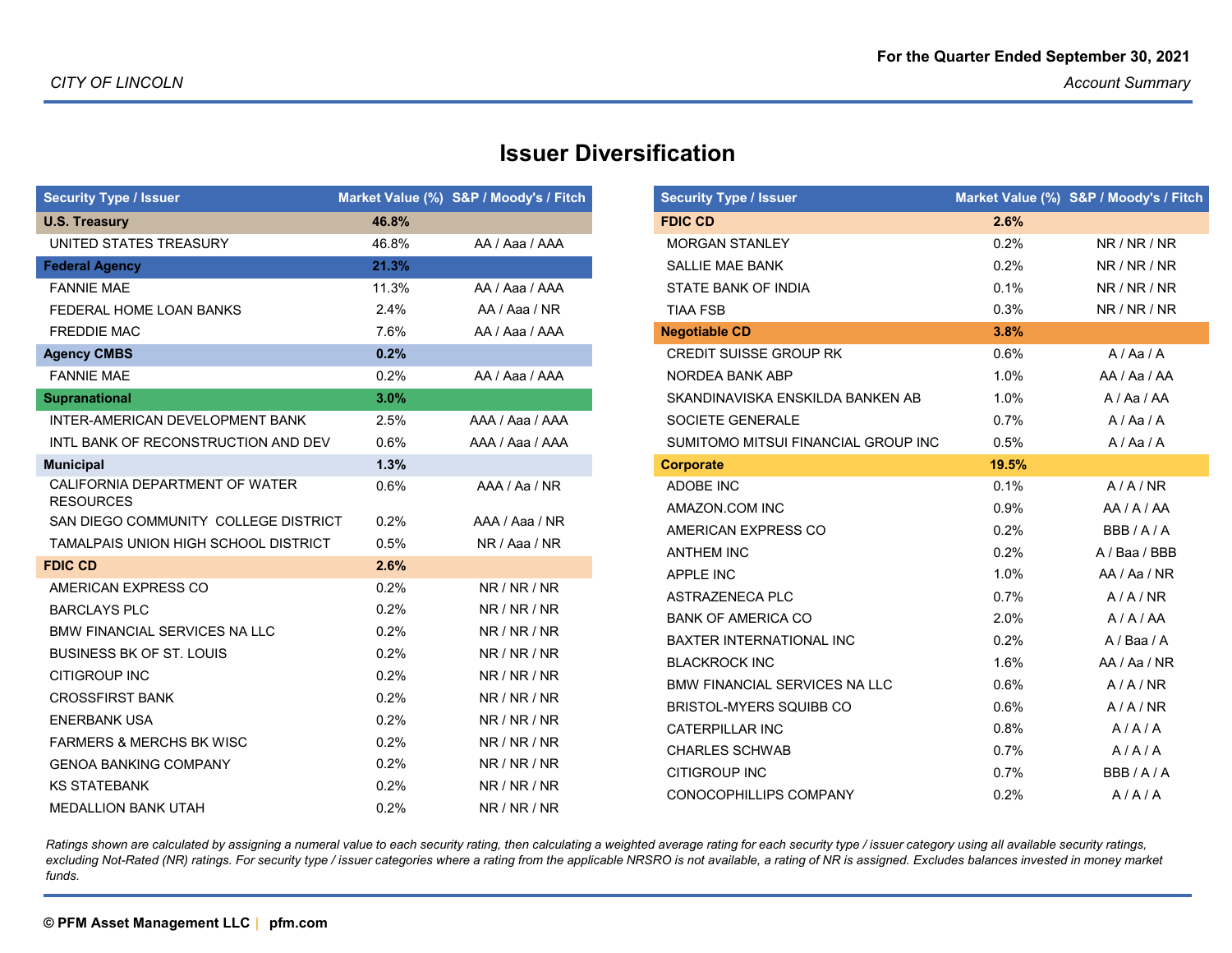## Issuer Diversification

| Security Type / Issuer | Market Value (%) | S&P / Moody's / Fitch |
|---|---|---|
| **U.S. Treasury** | **46.8%** | |
| UNITED STATES TREASURY | 46.8% | AA / Aaa / AAA |
| **Federal Agency** | **21.3%** | |
| FANNIE MAE | 11.3% | AA / Aaa / AAA |
| FEDERAL HOME LOAN BANKS | 2.4% | AA / Aaa / NR |
| FREDDIE MAC | 7.6% | AA / Aaa / AAA |
| **Agency CMBS** | **0.2%** | |
| FANNIE MAE | 0.2% | AA / Aaa / AAA |
| **Supranational** | **3.0%** | |
| INTER-AMERICAN DEVELOPMENT BANK | 2.5% | AAA / Aaa / AAA |
| INTL BANK OF RECONSTRUCTION AND DEV | 0.6% | AAA / Aaa / AAA |
| **Municipal** | **1.3%** | |
| CALIFORNIA DEPARTMENT OF WATER RESOURCES | 0.6% | AAA / Aa / NR |
| SAN DIEGO COMMUNITY COLLEGE DISTRICT | 0.2% | AAA / Aaa / NR |
| TAMALPAIS UNION HIGH SCHOOL DISTRICT | 0.5% | NR / Aaa / NR |
| **FDIC CD** | **2.6%** | |
| AMERICAN EXPRESS CO | 0.2% | NR / NR / NR |
| BARCLAYS PLC | 0.2% | NR / NR / NR |
| BMW FINANCIAL SERVICES NA LLC | 0.2% | NR / NR / NR |
| BUSINESS BK OF ST. LOUIS | 0.2% | NR / NR / NR |
| CITIGROUP INC | 0.2% | NR / NR / NR |
| CROSSFIRST BANK | 0.2% | NR / NR / NR |
| ENERBANK USA | 0.2% | NR / NR / NR |
| FARMERS & MERCHS BK WISC | 0.2% | NR / NR / NR |
| GENOA BANKING COMPANY | 0.2% | NR / NR / NR |
| KS STATEBANK | 0.2% | NR / NR / NR |
| MEDALLION BANK UTAH | 0.2% | NR / NR / NR |
| MORGAN STANLEY | 0.2% | NR / NR / NR |
| SALLIE MAE BANK | 0.2% | NR / NR / NR |
| STATE BANK OF INDIA | 0.1% | NR / NR / NR |
| TIAA FSB | 0.3% | NR / NR / NR |
| **Negotiable CD** | **3.8%** | |
| CREDIT SUISSE GROUP RK | 0.6% | A / Aa / A |
| NORDEA BANK ABP | 1.0% | AA / Aa / AA |
| SKANDINAVISKA ENSKILDA BANKEN AB | 1.0% | A / Aa / AA |
| SOCIETE GENERALE | 0.7% | A / Aa / A |
| SUMITOMO MITSUI FINANCIAL GROUP INC | 0.5% | A / Aa / A |
| **Corporate** | **19.5%** | |
| ADOBE INC | 0.1% | A / A / NR |
| AMAZON.COM INC | 0.9% | AA / A / AA |
| AMERICAN EXPRESS CO | 0.2% | BBB / A / A |
| ANTHEM INC | 0.2% | A / Baa / BBB |
| APPLE INC | 1.0% | AA / Aa / NR |
| ASTRAZENECA PLC | 0.7% | A / A / NR |
| BANK OF AMERICA CO | 2.0% | A / A / AA |
| BAXTER INTERNATIONAL INC | 0.2% | A / Baa / A |
| BLACKROCK INC | 1.6% | AA / Aa / NR |
| BMW FINANCIAL SERVICES NA LLC | 0.6% | A / A / NR |
| BRISTOL-MYERS SQUIBB CO | 0.6% | A / A / NR |
| CATERPILLAR INC | 0.8% | A / A / A |
| CHARLES SCHWAB | 0.7% | A / A / A |
| CITIGROUP INC | 0.7% | BBB / A / A |
| CONOCOPHILLIPS COMPANY | 0.2% | A / A / A |

*Ratings shown are calculated by assigning a numeral value to each security rating, then calculating a weighted average rating for each security type / issuer category using all available security ratings, excluding Not-Rated (NR) ratings. For security type / issuer categories where a rating from the applicable NRSRO is not available, a rating of NR is assigned. Excludes balances invested in money market funds.*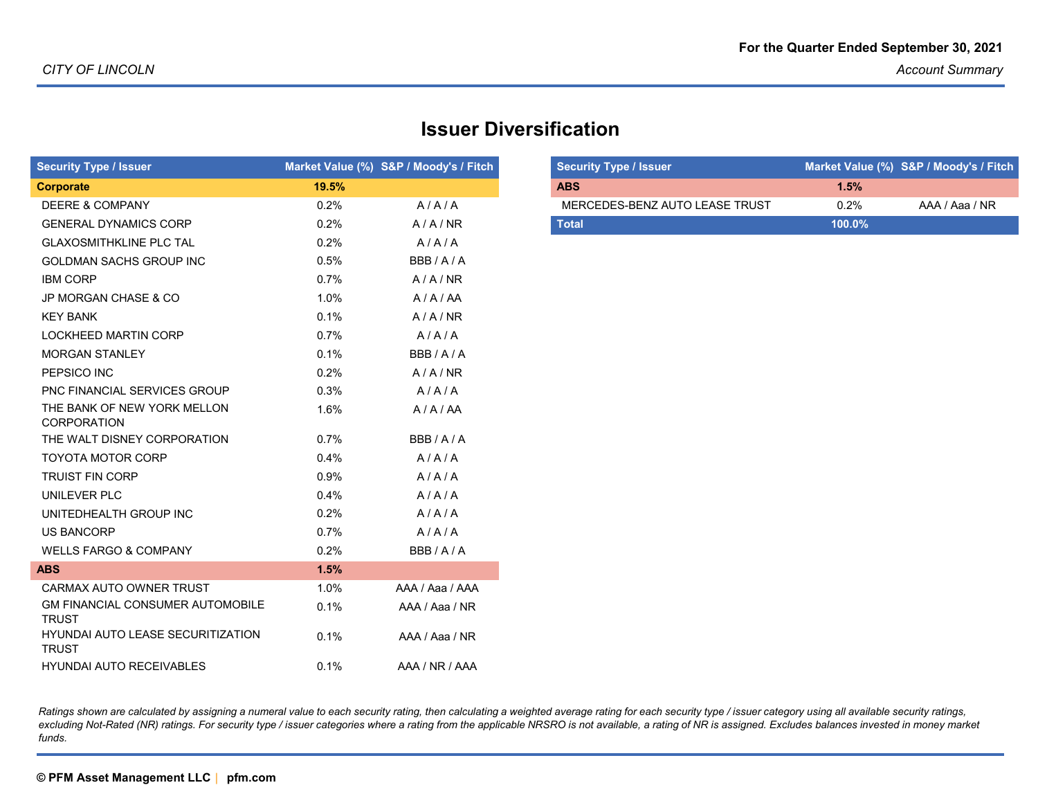CITY OF LINCOLN

**For the Quarter Ended September 30, 2021**

*Account Summary*

## Issuer Diversification

| Security Type / Issuer | Market Value (%) | S&P / Moody's / Fitch |
|---|---|---|
| **Corporate** | **19.5%** | |
| DEERE & COMPANY | 0.2% | A / A / A |
| GENERAL DYNAMICS CORP | 0.2% | A / A / NR |
| GLAXOSMITHKLINE PLC TAL | 0.2% | A / A / A |
| GOLDMAN SACHS GROUP INC | 0.5% | BBB / A / A |
| IBM CORP | 0.7% | A / A / NR |
| JP MORGAN CHASE & CO | 1.0% | A / A / AA |
| KEY BANK | 0.1% | A / A / NR |
| LOCKHEED MARTIN CORP | 0.7% | A / A / A |
| MORGAN STANLEY | 0.1% | BBB / A / A |
| PEPSICO INC | 0.2% | A / A / NR |
| PNC FINANCIAL SERVICES GROUP | 0.3% | A / A / A |
| THE BANK OF NEW YORK MELLON CORPORATION | 1.6% | A / A / AA |
| THE WALT DISNEY CORPORATION | 0.7% | BBB / A / A |
| TOYOTA MOTOR CORP | 0.4% | A / A / A |
| TRUIST FIN CORP | 0.9% | A / A / A |
| UNILEVER PLC | 0.4% | A / A / A |
| UNITEDHEALTH GROUP INC | 0.2% | A / A / A |
| US BANCORP | 0.7% | A / A / A |
| WELLS FARGO & COMPANY | 0.2% | BBB / A / A |
| **ABS** | **1.5%** | |
| CARMAX AUTO OWNER TRUST | 1.0% | AAA / Aaa / AAA |
| GM FINANCIAL CONSUMER AUTOMOBILE TRUST | 0.1% | AAA / Aaa / NR |
| HYUNDAI AUTO LEASE SECURITIZATION TRUST | 0.1% | AAA / Aaa / NR |
| HYUNDAI AUTO RECEIVABLES | 0.1% | AAA / NR / AAA |
| MERCEDES-BENZ AUTO LEASE TRUST | 0.2% | AAA / Aaa / NR |
| **Total** | **100.0%** | |

*Ratings shown are calculated by assigning a numeral value to each security rating, then calculating a weighted average rating for each security type / issuer category using all available security ratings, excluding Not-Rated (NR) ratings. For security type / issuer categories where a rating from the applicable NRSRO is not available, a rating of NR is assigned. Excludes balances invested in money market funds.*

**© PFM Asset Management LLC | pfm.com**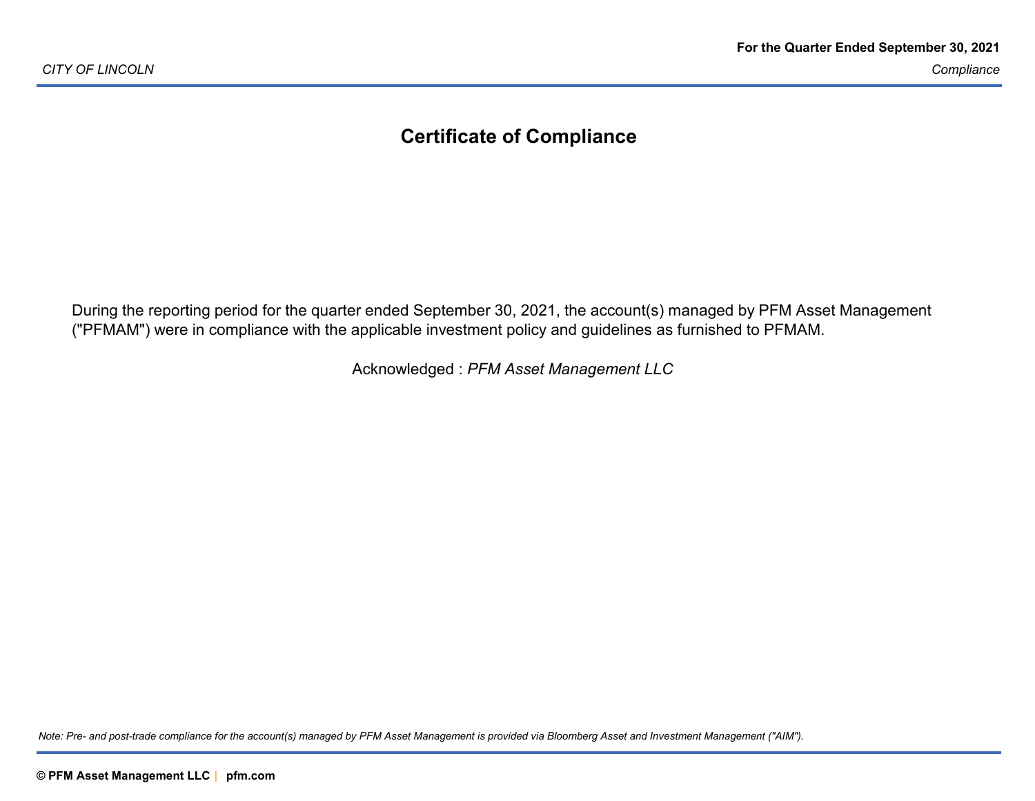# Certificate of Compliance

During the reporting period for the quarter ended September 30, 2021, the account(s) managed by PFM Asset Management ("PFMAM") were in compliance with the applicable investment policy and guidelines as furnished to PFMAM.

Acknowledged : *PFM Asset Management LLC*

*Note: Pre- and post-trade compliance for the account(s) managed by PFM Asset Management is provided via Bloomberg Asset and Investment Management ("AIM").*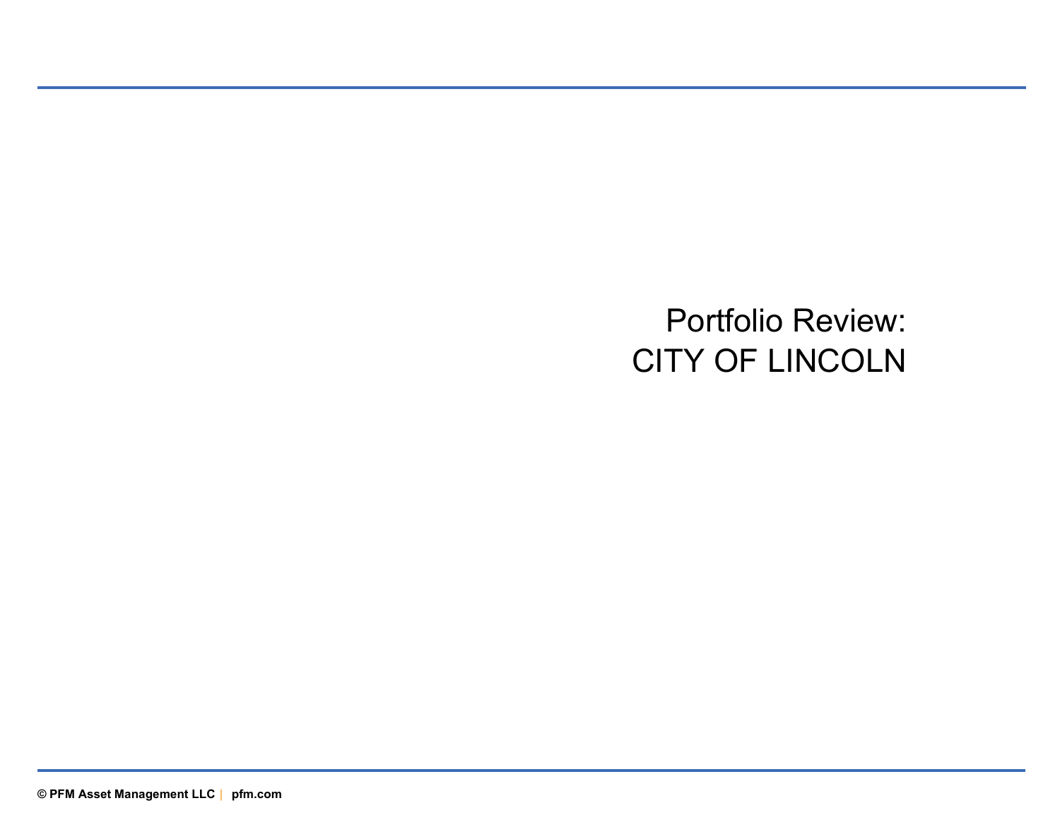# Portfolio Review:
# CITY OF LINCOLN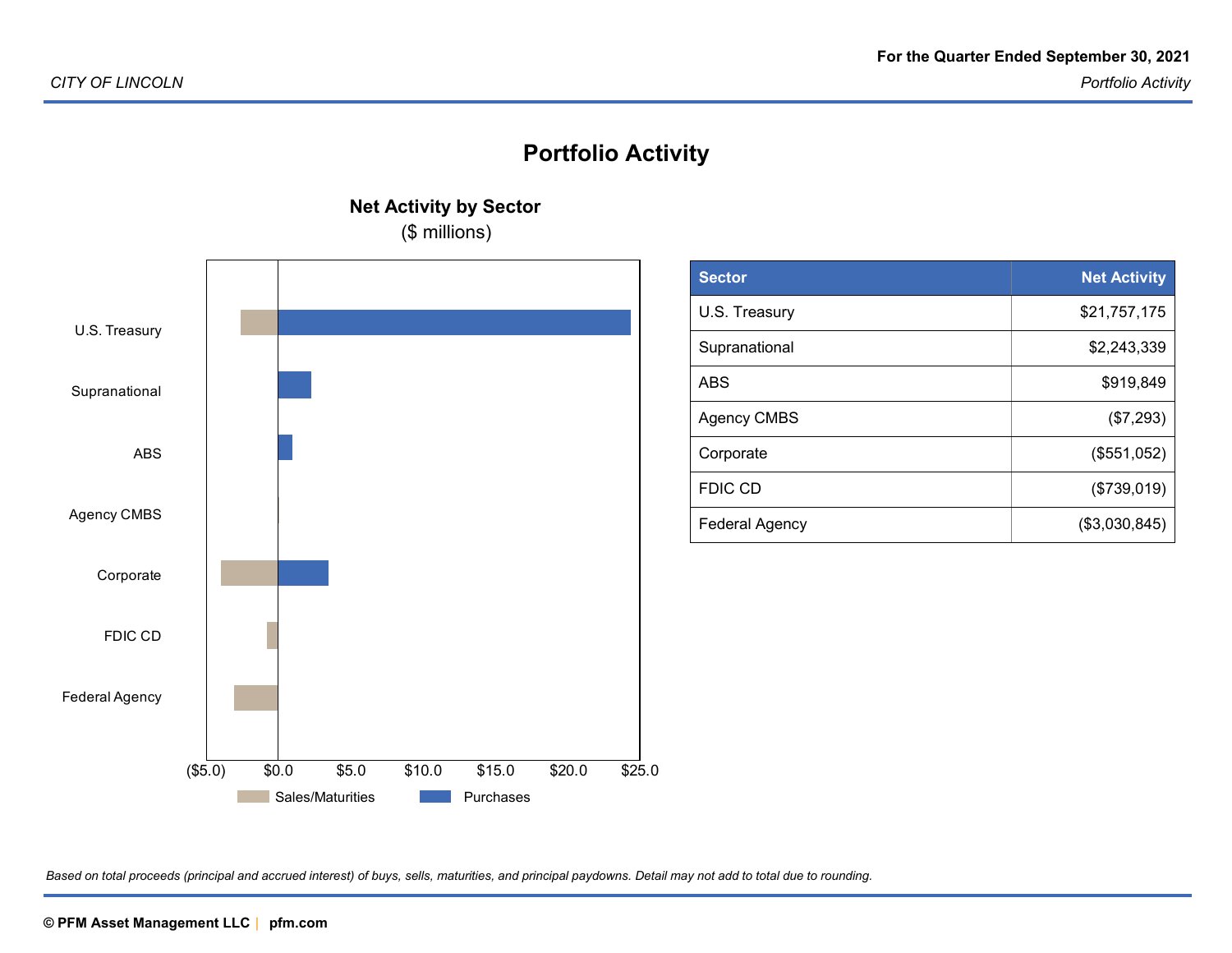# Portfolio Activity

## Net Activity by Sector

($ millions)

U.S. Treasury
Supranational
ABS
Agency CMBS
Corporate
FDIC CD
Federal Agency

($5.0) $0.0 $5.0 $10.0 $15.0 $20.0 $25.0

Sales/Maturities
Purchases

| Sector | Net Activity |
|---|---|
| U.S. Treasury | $21,757,175 |
| Supranational | $2,243,339 |
| ABS | $919,849 |
| Agency CMBS | ($7,293) |
| Corporate | ($551,052) |
| FDIC CD | ($739,019) |
| Federal Agency | ($3,030,845) |

*Based on total proceeds (principal and accrued interest) of buys, sells, maturities, and principal paydowns. Detail may not add to total due to rounding.*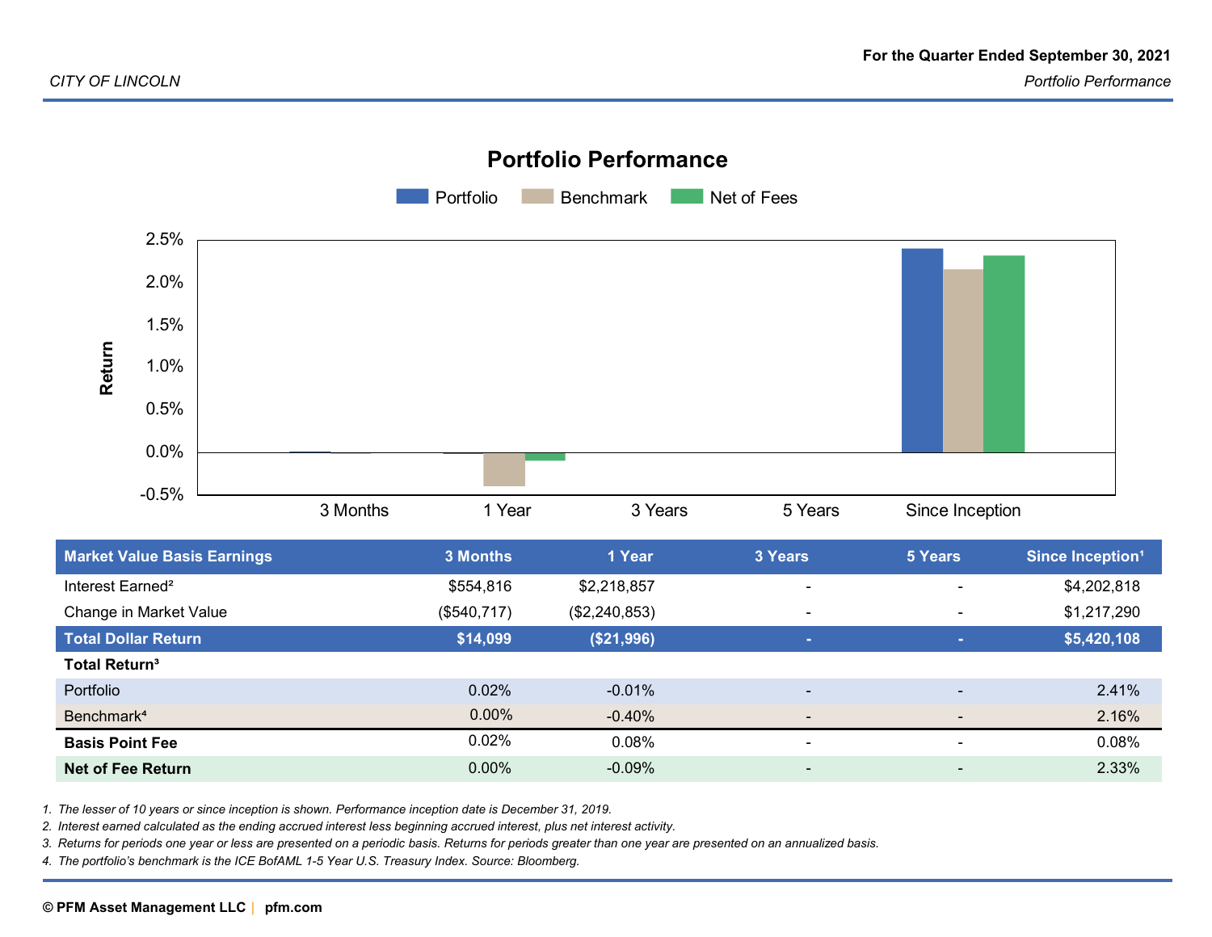# Portfolio Performance

Portfolio Benchmark Net of Fees

Return

2.5%
2.0%
1.5%
1.0%
0.5%
0.0%
-0.5%

3 Months 1 Year 3 Years 5 Years Since Inception

| Market Value Basis Earnings | 3 Months | 1 Year | 3 Years | 5 Years | Since Inception[1] |
|---|---|---|---|---|---|
| Interest Earned[2] | $554,816 | $2,218,857 | - | - | $4,202,818 |
| Change in Market Value | ($540,717) | ($2,240,853) | - | - | $1,217,290 |
| **Total Dollar Return** | **$14,099** | **($21,996)** | **-** | **-** | **$5,420,108** |
| **Total Return[3]** | | | | | |
| Portfolio | 0.02% | -0.01% | - | - | 2.41% |
| Benchmark[4] | 0.00% | -0.40% | - | - | 2.16% |
| **Basis Point Fee** | 0.02% | 0.08% | - | - | 0.08% |
| **Net of Fee Return** | 0.00% | -0.09% | - | - | 2.33% |

*1. The lesser of 10 years or since inception is shown. Performance inception date is December 31, 2019.*

*2. Interest earned calculated as the ending accrued interest less beginning accrued interest, plus net interest activity.*

*3. Returns for periods one year or less are presented on a periodic basis. Returns for periods greater than one year are presented on an annualized basis.*

*4. The portfolio's benchmark is the ICE BofAML 1-5 Year U.S. Treasury Index. Source: Bloomberg.*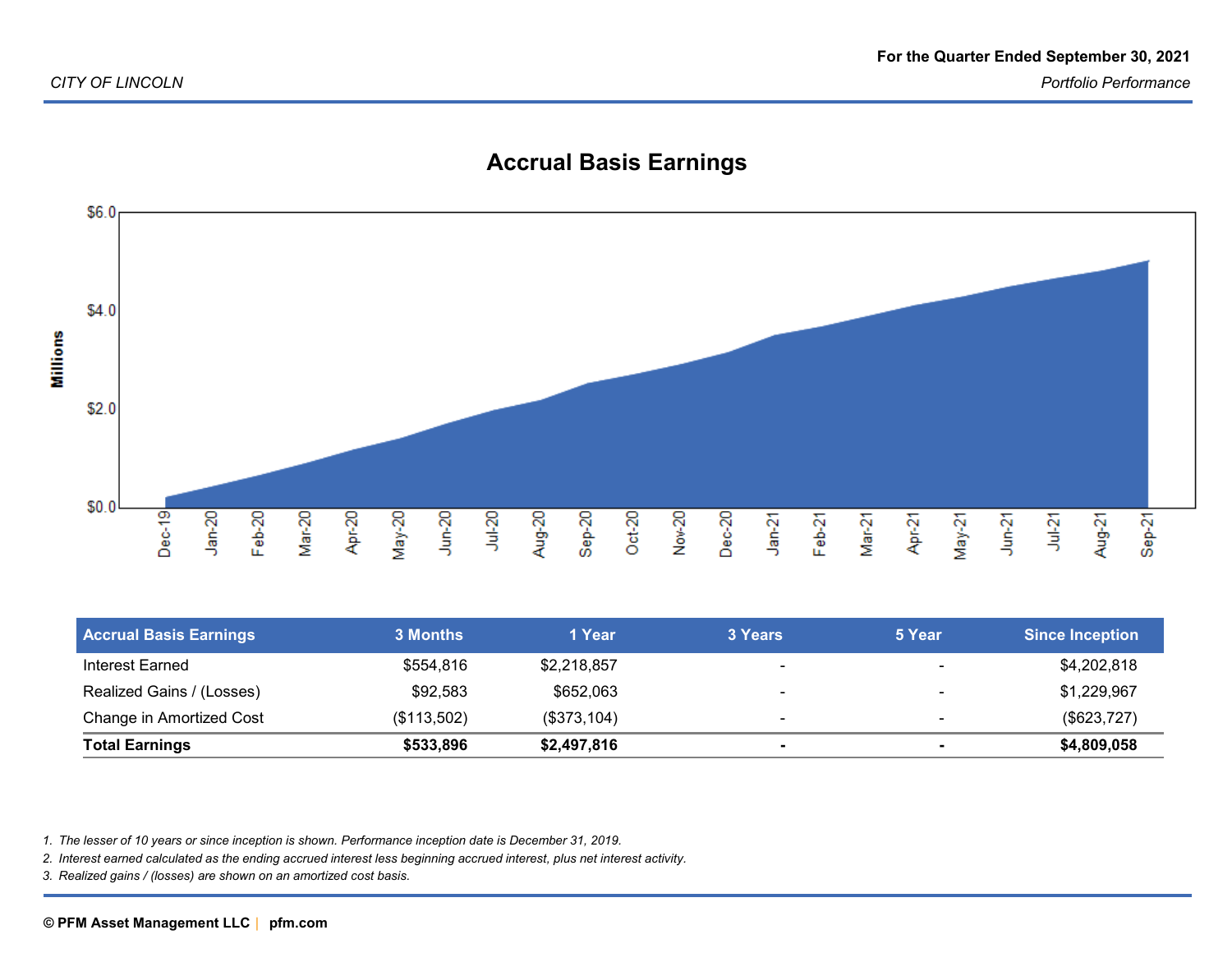CITY OF LINCOLN

**For the Quarter Ended September 30, 2021**

*Portfolio Performance*

## Accrual Basis Earnings

Millions

$6.0
$4.0
$2.0
$0.0

Dec-19 Jan-20 Feb-20 Mar-20 Apr-20 May-20 Jun-20 Jul-20 Aug-20 Sep-20 Oct-20 Nov-20 Dec-20 Jan-21 Feb-21 Mar-21 Apr-21 May-21 Jun-21 Jul-21 Aug-21 Sep-21

| Accrual Basis Earnings | 3 Months | 1 Year | 3 Years | 5 Year | Since Inception |
|---|---|---|---|---|---|
| Interest Earned | $554,816 | $2,218,857 | - | - | $4,202,818 |
| Realized Gains / (Losses) | $92,583 | $652,063 | - | - | $1,229,967 |
| Change in Amortized Cost | ($113,502) | ($373,104) | - | - | ($623,727) |
| **Total Earnings** | **$533,896** | **$2,497,816** | **-** | **-** | **$4,809,058** |

*1. The lesser of 10 years or since inception is shown. Performance inception date is December 31, 2019.*

*2. Interest earned calculated as the ending accrued interest less beginning accrued interest, plus net interest activity.*

*3. Realized gains / (losses) are shown on an amortized cost basis.*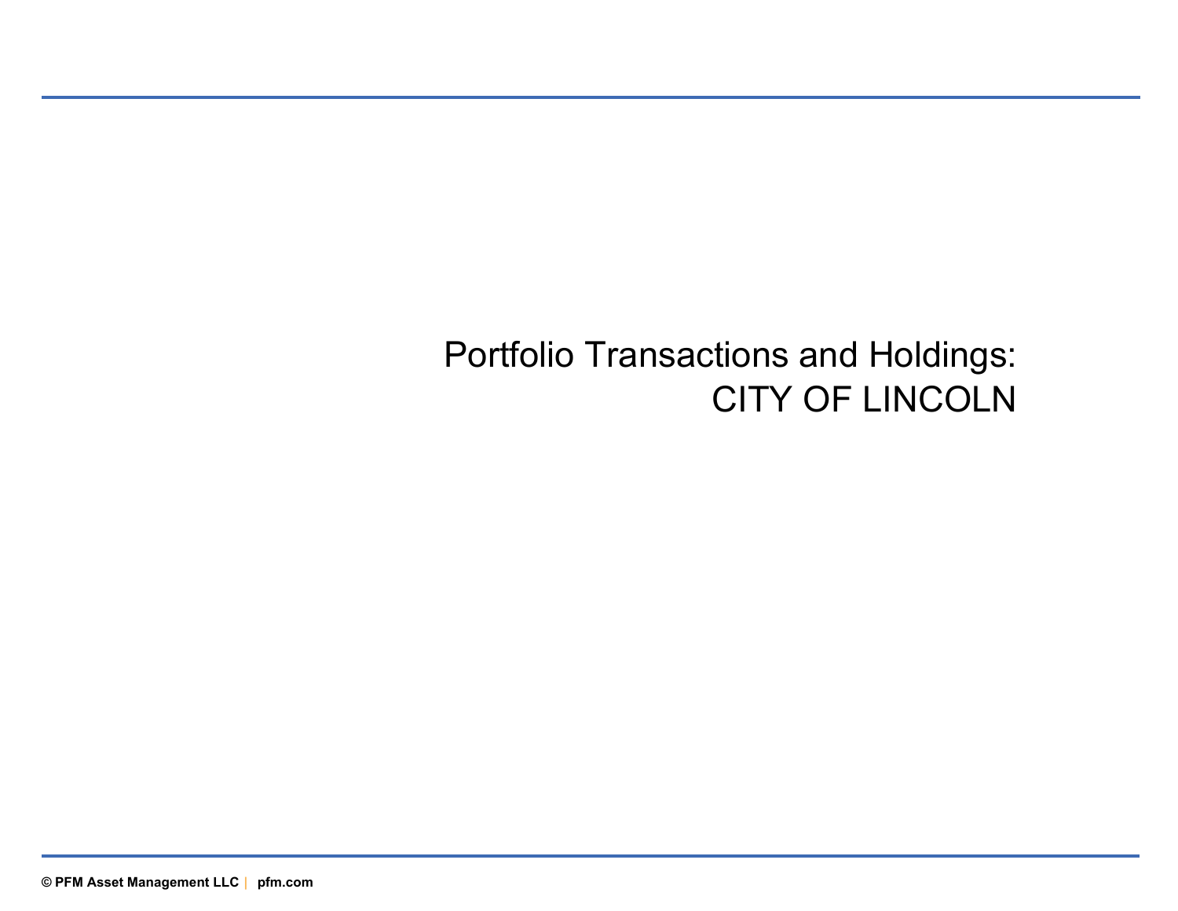# Portfolio Transactions and Holdings:
# CITY OF LINCOLN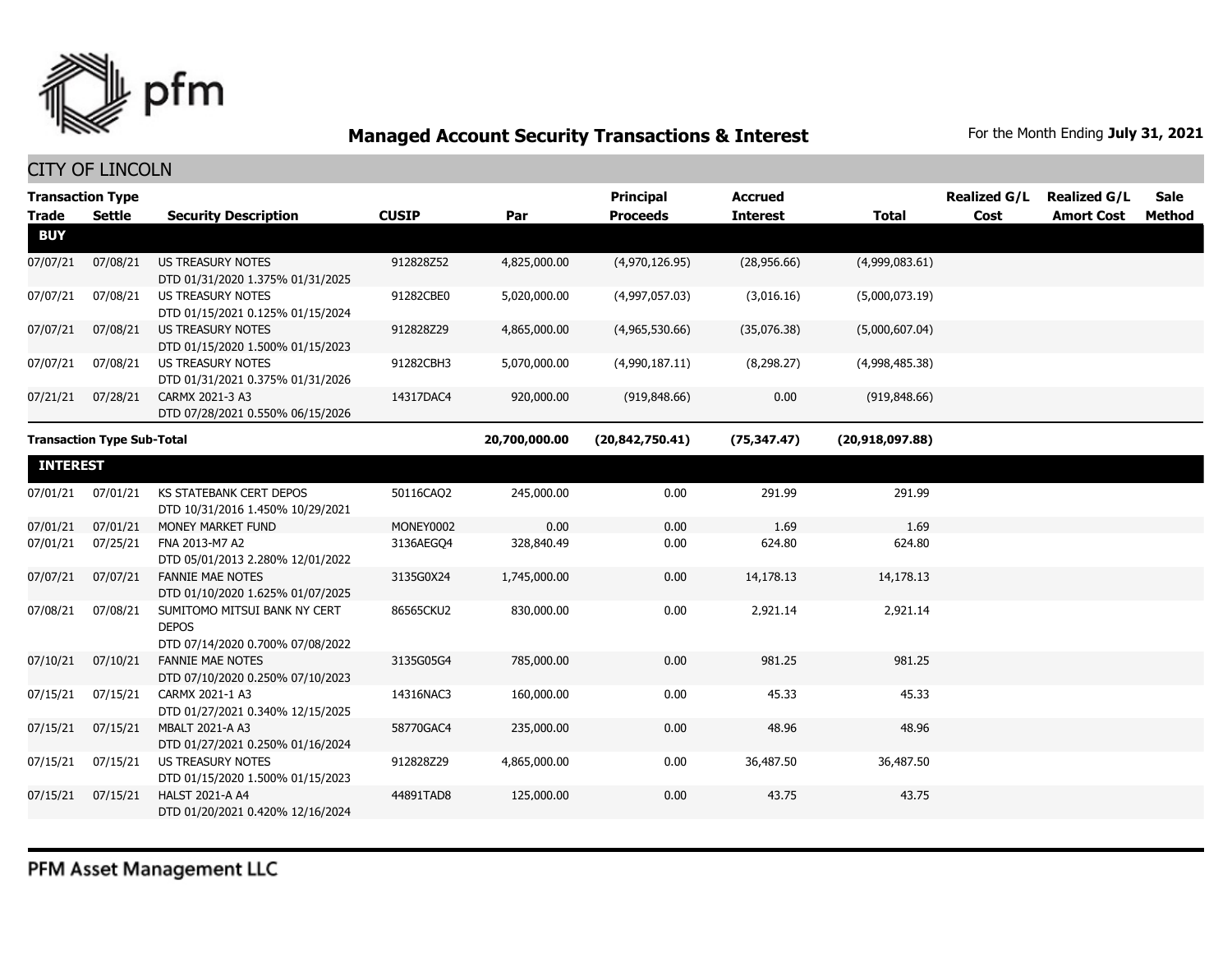# Managed Account Security Transactions & Interest

For the Month Ending **July 31, 2021**

## CITY OF LINCOLN

| Transaction Type Trade | Settle | Security Description | CUSIP | Par | Principal Proceeds | Accrued Interest | Total | Realized G/L Cost | Realized G/L Amort Cost | Sale Method |
|---|---|---|---|---|---|---|---|---|---|---|
| **BUY** | | | | | | | | | | |
| 07/07/21 | 07/08/21 | US TREASURY NOTES DTD 01/31/2020 1.375% 01/31/2025 | 912828Z52 | 4,825,000.00 | (4,970,126.95) | (28,956.66) | (4,999,083.61) | | | |
| 07/07/21 | 07/08/21 | US TREASURY NOTES DTD 01/15/2021 0.125% 01/15/2024 | 91282CBE0 | 5,020,000.00 | (4,997,057.03) | (3,016.16) | (5,000,073.19) | | | |
| 07/07/21 | 07/08/21 | US TREASURY NOTES DTD 01/15/2020 1.500% 01/15/2023 | 912828Z29 | 4,865,000.00 | (4,965,530.66) | (35,076.38) | (5,000,607.04) | | | |
| 07/07/21 | 07/08/21 | US TREASURY NOTES DTD 01/31/2021 0.375% 01/31/2026 | 91282CBH3 | 5,070,000.00 | (4,990,187.11) | (8,298.27) | (4,998,485.38) | | | |
| 07/21/21 | 07/28/21 | CARMX 2021-3 A3 DTD 07/28/2021 0.550% 06/15/2026 | 14317DAC4 | 920,000.00 | (919,848.66) | 0.00 | (919,848.66) | | | |
| **Transaction Type Sub-Total** | | | | **20,700,000.00** | **(20,842,750.41)** | **(75,347.47)** | **(20,918,097.88)** | | | |
| **INTEREST** | | | | | | | | | | |
| 07/01/21 | 07/01/21 | KS STATEBANK CERT DEPOS DTD 10/31/2016 1.450% 10/29/2021 | 50116CAQ2 | 245,000.00 | 0.00 | 291.99 | 291.99 | | | |
| 07/01/21 | 07/01/21 | MONEY MARKET FUND | MONEY0002 | 0.00 | 0.00 | 1.69 | 1.69 | | | |
| 07/01/21 | 07/25/21 | FNA 2013-M7 A2 DTD 05/01/2013 2.280% 12/01/2022 | 3136AEGQ4 | 328,840.49 | 0.00 | 624.80 | 624.80 | | | |
| 07/07/21 | 07/07/21 | FANNIE MAE NOTES DTD 01/10/2020 1.625% 01/07/2025 | 3135G0X24 | 1,745,000.00 | 0.00 | 14,178.13 | 14,178.13 | | | |
| 07/08/21 | 07/08/21 | SUMITOMO MITSUI BANK NY CERT DEPOS DTD 07/14/2020 0.700% 07/08/2022 | 86565CKU2 | 830,000.00 | 0.00 | 2,921.14 | 2,921.14 | | | |
| 07/10/21 | 07/10/21 | FANNIE MAE NOTES DTD 07/10/2020 0.250% 07/10/2023 | 3135G05G4 | 785,000.00 | 0.00 | 981.25 | 981.25 | | | |
| 07/15/21 | 07/15/21 | CARMX 2021-1 A3 DTD 01/27/2021 0.340% 12/15/2025 | 14316NAC3 | 160,000.00 | 0.00 | 45.33 | 45.33 | | | |
| 07/15/21 | 07/15/21 | MBALT 2021-A A3 DTD 01/27/2021 0.250% 01/16/2024 | 58770GAC4 | 235,000.00 | 0.00 | 48.96 | 48.96 | | | |
| 07/15/21 | 07/15/21 | US TREASURY NOTES DTD 01/15/2020 1.500% 01/15/2023 | 912828Z29 | 4,865,000.00 | 0.00 | 36,487.50 | 36,487.50 | | | |
| 07/15/21 | 07/15/21 | HALST 2021-A A4 DTD 01/20/2021 0.420% 12/16/2024 | 44891TAD8 | 125,000.00 | 0.00 | 43.75 | 43.75 | | | |

PFM Asset Management LLC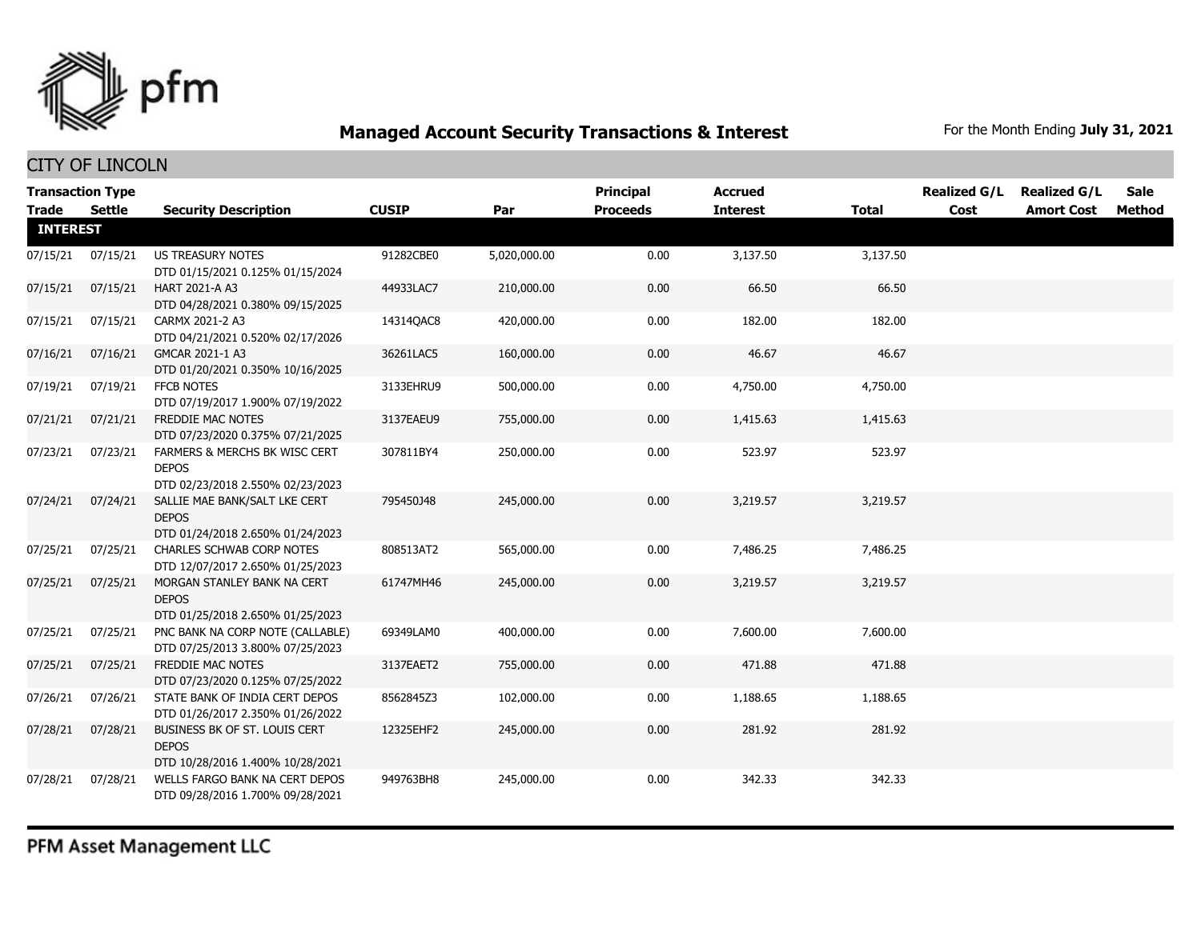# Managed Account Security Transactions & Interest

For the Month Ending **July 31, 2021**

## CITY OF LINCOLN

| Transaction Type Trade | Settle | Security Description | CUSIP | Par | Principal Proceeds | Accrued Interest | Total | Realized G/L Cost | Realized G/L Amort Cost | Sale Method |
|---|---|---|---|---|---|---|---|---|---|---|
| **INTEREST** | | | | | | | | | | |
| 07/15/21 | 07/15/21 | US TREASURY NOTES DTD 01/15/2021 0.125% 01/15/2024 | 91282CBE0 | 5,020,000.00 | 0.00 | 3,137.50 | 3,137.50 | | | |
| 07/15/21 | 07/15/21 | HART 2021-A A3 DTD 04/28/2021 0.380% 09/15/2025 | 44933LAC7 | 210,000.00 | 0.00 | 66.50 | 66.50 | | | |
| 07/15/21 | 07/15/21 | CARMX 2021-2 A3 DTD 04/21/2021 0.520% 02/17/2026 | 14314QAC8 | 420,000.00 | 0.00 | 182.00 | 182.00 | | | |
| 07/16/21 | 07/16/21 | GMCAR 2021-1 A3 DTD 01/20/2021 0.350% 10/16/2025 | 36261LAC5 | 160,000.00 | 0.00 | 46.67 | 46.67 | | | |
| 07/19/21 | 07/19/21 | FFCB NOTES DTD 07/19/2017 1.900% 07/19/2022 | 3133EHRU9 | 500,000.00 | 0.00 | 4,750.00 | 4,750.00 | | | |
| 07/21/21 | 07/21/21 | FREDDIE MAC NOTES DTD 07/23/2020 0.375% 07/21/2025 | 3137EAEU9 | 755,000.00 | 0.00 | 1,415.63 | 1,415.63 | | | |
| 07/23/21 | 07/23/21 | FARMERS & MERCHS BK WISC CERT DEPOS DTD 02/23/2018 2.550% 02/23/2023 | 307811BY4 | 250,000.00 | 0.00 | 523.97 | 523.97 | | | |
| 07/24/21 | 07/24/21 | SALLIE MAE BANK/SALT LKE CERT DEPOS DTD 01/24/2018 2.650% 01/24/2023 | 795450J48 | 245,000.00 | 0.00 | 3,219.57 | 3,219.57 | | | |
| 07/25/21 | 07/25/21 | CHARLES SCHWAB CORP NOTES DTD 12/07/2017 2.650% 01/25/2023 | 808513AT2 | 565,000.00 | 0.00 | 7,486.25 | 7,486.25 | | | |
| 07/25/21 | 07/25/21 | MORGAN STANLEY BANK NA CERT DEPOS DTD 01/25/2018 2.650% 01/25/2023 | 61747MH46 | 245,000.00 | 0.00 | 3,219.57 | 3,219.57 | | | |
| 07/25/21 | 07/25/21 | PNC BANK NA CORP NOTE (CALLABLE) DTD 07/25/2013 3.800% 07/25/2023 | 69349LAM0 | 400,000.00 | 0.00 | 7,600.00 | 7,600.00 | | | |
| 07/25/21 | 07/25/21 | FREDDIE MAC NOTES DTD 07/23/2020 0.125% 07/25/2022 | 3137EAET2 | 755,000.00 | 0.00 | 471.88 | 471.88 | | | |
| 07/26/21 | 07/26/21 | STATE BANK OF INDIA CERT DEPOS DTD 01/26/2017 2.350% 01/26/2022 | 8562845Z3 | 102,000.00 | 0.00 | 1,188.65 | 1,188.65 | | | |
| 07/28/21 | 07/28/21 | BUSINESS BK OF ST. LOUIS CERT DEPOS DTD 10/28/2016 1.400% 10/28/2021 | 12325EHF2 | 245,000.00 | 0.00 | 281.92 | 281.92 | | | |
| 07/28/21 | 07/28/21 | WELLS FARGO BANK NA CERT DEPOS DTD 09/28/2016 1.700% 09/28/2021 | 949763BH8 | 245,000.00 | 0.00 | 342.33 | 342.33 | | | |

PFM Asset Management LLC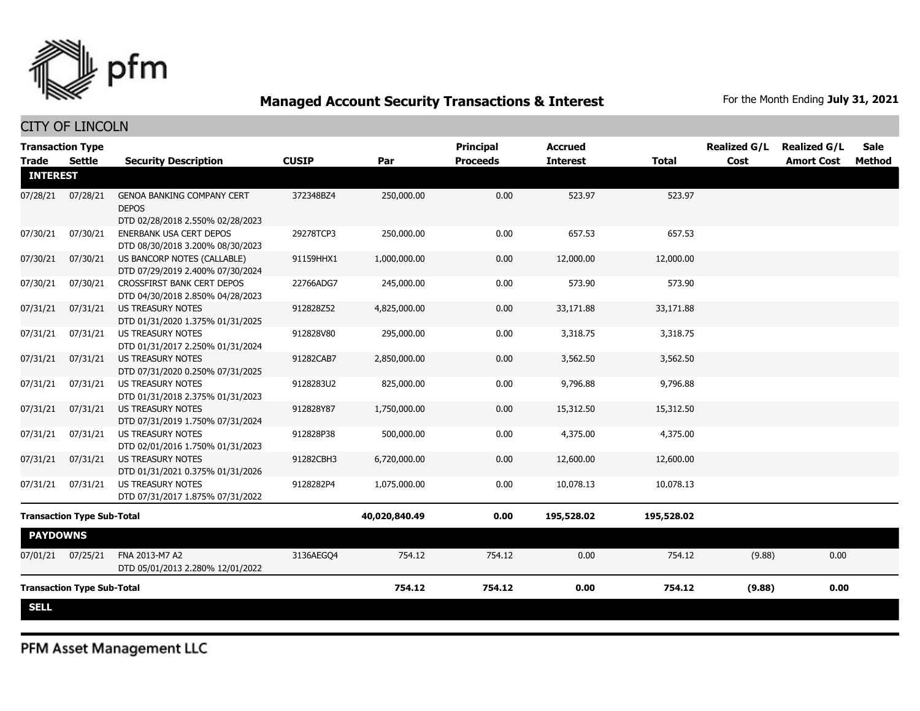# Managed Account Security Transactions & Interest

For the Month Ending **July 31, 2021**

## CITY OF LINCOLN

| Transaction Type Trade | Settle | Security Description | CUSIP | Par | Principal Proceeds | Accrued Interest | Total | Realized G/L Cost | Realized G/L Amort Cost | Sale Method |
|---|---|---|---|---|---|---|---|---|---|---|
| **INTEREST** | | | | | | | | | | |
| 07/28/21 | 07/28/21 | GENOA BANKING COMPANY CERT DEPOS DTD 02/28/2018 2.550% 02/28/2023 | 372348BZ4 | 250,000.00 | 0.00 | 523.97 | 523.97 | | | |
| 07/30/21 | 07/30/21 | ENERBANK USA CERT DEPOS DTD 08/30/2018 3.200% 08/30/2023 | 29278TCP3 | 250,000.00 | 0.00 | 657.53 | 657.53 | | | |
| 07/30/21 | 07/30/21 | US BANCORP NOTES (CALLABLE) DTD 07/29/2019 2.400% 07/30/2024 | 91159HHX1 | 1,000,000.00 | 0.00 | 12,000.00 | 12,000.00 | | | |
| 07/30/21 | 07/30/21 | CROSSFIRST BANK CERT DEPOS DTD 04/30/2018 2.850% 04/28/2023 | 22766ADG7 | 245,000.00 | 0.00 | 573.90 | 573.90 | | | |
| 07/31/21 | 07/31/21 | US TREASURY NOTES DTD 01/31/2020 1.375% 01/31/2025 | 912828Z52 | 4,825,000.00 | 0.00 | 33,171.88 | 33,171.88 | | | |
| 07/31/21 | 07/31/21 | US TREASURY NOTES DTD 01/31/2017 2.250% 01/31/2024 | 912828V80 | 295,000.00 | 0.00 | 3,318.75 | 3,318.75 | | | |
| 07/31/21 | 07/31/21 | US TREASURY NOTES DTD 07/31/2020 0.250% 07/31/2025 | 91282CAB7 | 2,850,000.00 | 0.00 | 3,562.50 | 3,562.50 | | | |
| 07/31/21 | 07/31/21 | US TREASURY NOTES DTD 01/31/2018 2.375% 01/31/2023 | 9128283U2 | 825,000.00 | 0.00 | 9,796.88 | 9,796.88 | | | |
| 07/31/21 | 07/31/21 | US TREASURY NOTES DTD 07/31/2019 1.750% 07/31/2024 | 912828Y87 | 1,750,000.00 | 0.00 | 15,312.50 | 15,312.50 | | | |
| 07/31/21 | 07/31/21 | US TREASURY NOTES DTD 02/01/2016 1.750% 01/31/2023 | 912828P38 | 500,000.00 | 0.00 | 4,375.00 | 4,375.00 | | | |
| 07/31/21 | 07/31/21 | US TREASURY NOTES DTD 01/31/2021 0.375% 01/31/2026 | 91282CBH3 | 6,720,000.00 | 0.00 | 12,600.00 | 12,600.00 | | | |
| 07/31/21 | 07/31/21 | US TREASURY NOTES DTD 07/31/2017 1.875% 07/31/2022 | 9128282P4 | 1,075,000.00 | 0.00 | 10,078.13 | 10,078.13 | | | |
| **Transaction Type Sub-Total** | | | | **40,020,840.49** | **0.00** | **195,528.02** | **195,528.02** | | | |
| **PAYDOWNS** | | | | | | | | | | |
| 07/01/21 | 07/25/21 | FNA 2013-M7 A2 DTD 05/01/2013 2.280% 12/01/2022 | 3136AEGQ4 | 754.12 | 754.12 | 0.00 | 754.12 | (9.88) | 0.00 | |
| **Transaction Type Sub-Total** | | | | **754.12** | **754.12** | **0.00** | **754.12** | **(9.88)** | **0.00** | |
| **SELL** | | | | | | | | | | |

PFM Asset Management LLC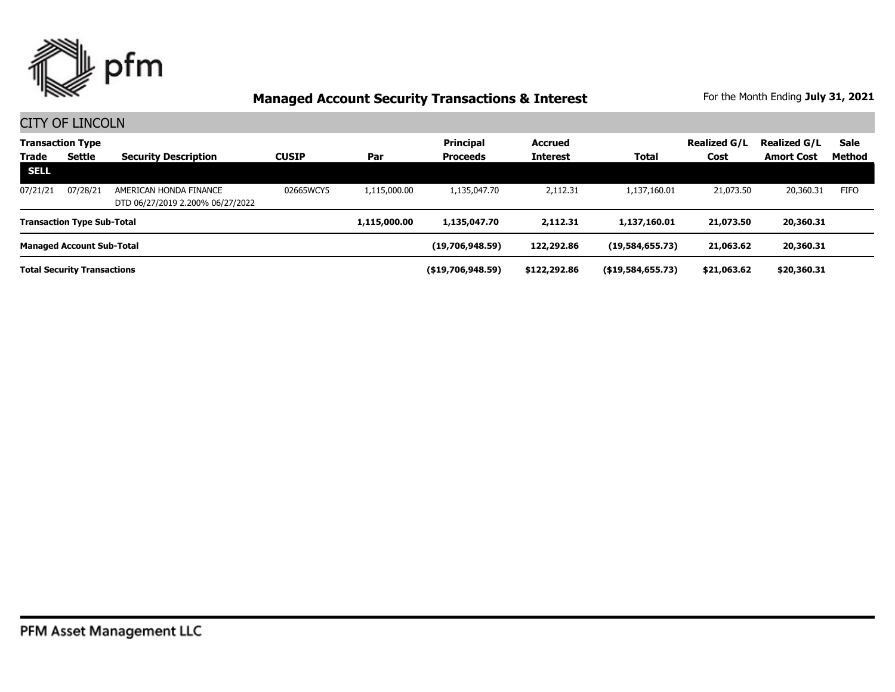## Managed Account Security Transactions & Interest

For the Month Ending **July 31, 2021**

CITY OF LINCOLN

| Transaction Type Trade | Settle | Security Description | CUSIP | Par | Principal Proceeds | Accrued Interest | Total | Realized G/L Cost | Realized G/L Amort Cost | Sale Method |
|---|---|---|---|---|---|---|---|---|---|---|
| **SELL** | | | | | | | | | | |
| 07/21/21 | 07/28/21 | AMERICAN HONDA FINANCE DTD 06/27/2019 2.200% 06/27/2022 | 02665WCY5 | 1,115,000.00 | 1,135,047.70 | 2,112.31 | 1,137,160.01 | 21,073.50 | 20,360.31 | FIFO |
| **Transaction Type Sub-Total** | | | | **1,115,000.00** | **1,135,047.70** | **2,112.31** | **1,137,160.01** | **21,073.50** | **20,360.31** | |
| **Managed Account Sub-Total** | | | | | **(19,706,948.59)** | **122,292.86** | **(19,584,655.73)** | **21,063.62** | **20,360.31** | |
| **Total Security Transactions** | | | | | **($19,706,948.59)** | **$122,292.86** | **($19,584,655.73)** | **$21,063.62** | **$20,360.31** | |

PFM Asset Management LLC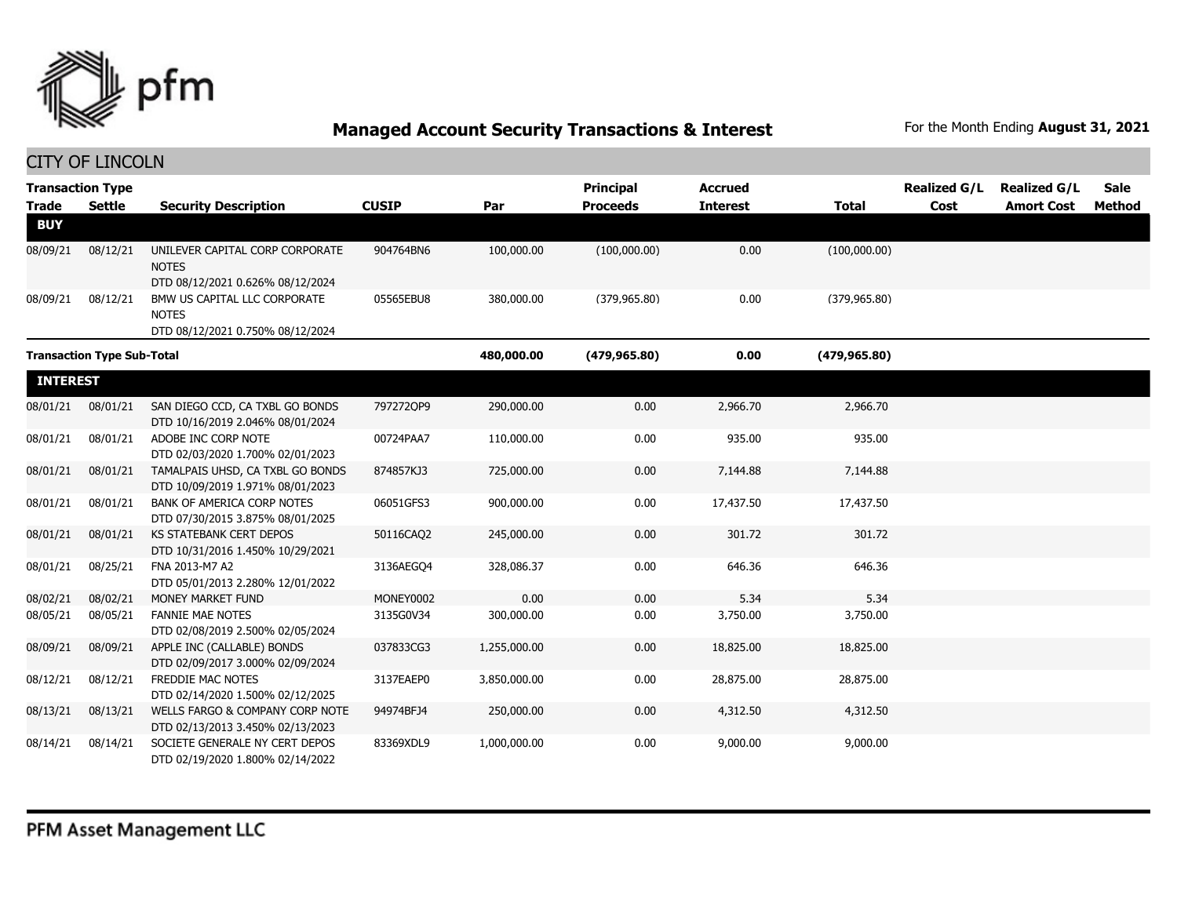# Managed Account Security Transactions & Interest

For the Month Ending **August 31, 2021**

## CITY OF LINCOLN

| Transaction Type Trade | Settle | Security Description | CUSIP | Par | Principal Proceeds | Accrued Interest | Total | Realized G/L Cost | Realized G/L Amort Cost | Sale Method |
|---|---|---|---|---|---|---|---|---|---|---|
| **BUY** | | | | | | | | | | |
| 08/09/21 | 08/12/21 | UNILEVER CAPITAL CORP CORPORATE NOTES DTD 08/12/2021 0.626% 08/12/2024 | 904764BN6 | 100,000.00 | (100,000.00) | 0.00 | (100,000.00) | | | |
| 08/09/21 | 08/12/21 | BMW US CAPITAL LLC CORPORATE NOTES DTD 08/12/2021 0.750% 08/12/2024 | 05565EBU8 | 380,000.00 | (379,965.80) | 0.00 | (379,965.80) | | | |
| **Transaction Type Sub-Total** | | | | **480,000.00** | **(479,965.80)** | **0.00** | **(479,965.80)** | | | |
| **INTEREST** | | | | | | | | | | |
| 08/01/21 | 08/01/21 | SAN DIEGO CCD, CA TXBL GO BONDS DTD 10/16/2019 2.046% 08/01/2024 | 797272QP9 | 290,000.00 | 0.00 | 2,966.70 | 2,966.70 | | | |
| 08/01/21 | 08/01/21 | ADOBE INC CORP NOTE DTD 02/03/2020 1.700% 02/01/2023 | 00724PAA7 | 110,000.00 | 0.00 | 935.00 | 935.00 | | | |
| 08/01/21 | 08/01/21 | TAMALPAIS UHSD, CA TXBL GO BONDS DTD 10/09/2019 1.971% 08/01/2023 | 874857KJ3 | 725,000.00 | 0.00 | 7,144.88 | 7,144.88 | | | |
| 08/01/21 | 08/01/21 | BANK OF AMERICA CORP NOTES DTD 07/30/2015 3.875% 08/01/2025 | 06051GFS3 | 900,000.00 | 0.00 | 17,437.50 | 17,437.50 | | | |
| 08/01/21 | 08/01/21 | KS STATEBANK CERT DEPOS DTD 10/31/2016 1.450% 10/29/2021 | 50116CAQ2 | 245,000.00 | 0.00 | 301.72 | 301.72 | | | |
| 08/01/21 | 08/25/21 | FNA 2013-M7 A2 DTD 05/01/2013 2.280% 12/01/2022 | 3136AEGQ4 | 328,086.37 | 0.00 | 646.36 | 646.36 | | | |
| 08/02/21 | 08/02/21 | MONEY MARKET FUND | MONEY0002 | 0.00 | 0.00 | 5.34 | 5.34 | | | |
| 08/05/21 | 08/05/21 | FANNIE MAE NOTES DTD 02/08/2019 2.500% 02/05/2024 | 3135G0V34 | 300,000.00 | 0.00 | 3,750.00 | 3,750.00 | | | |
| 08/09/21 | 08/09/21 | APPLE INC (CALLABLE) BONDS DTD 02/09/2017 3.000% 02/09/2024 | 037833CG3 | 1,255,000.00 | 0.00 | 18,825.00 | 18,825.00 | | | |
| 08/12/21 | 08/12/21 | FREDDIE MAC NOTES DTD 02/14/2020 1.500% 02/12/2025 | 3137EAEP0 | 3,850,000.00 | 0.00 | 28,875.00 | 28,875.00 | | | |
| 08/13/21 | 08/13/21 | WELLS FARGO & COMPANY CORP NOTE DTD 02/13/2013 3.450% 02/13/2023 | 94974BFJ4 | 250,000.00 | 0.00 | 4,312.50 | 4,312.50 | | | |
| 08/14/21 | 08/14/21 | SOCIETE GENERALE NY CERT DEPOS DTD 02/19/2020 1.800% 02/14/2022 | 83369XDL9 | 1,000,000.00 | 0.00 | 9,000.00 | 9,000.00 | | | |

PFM Asset Management LLC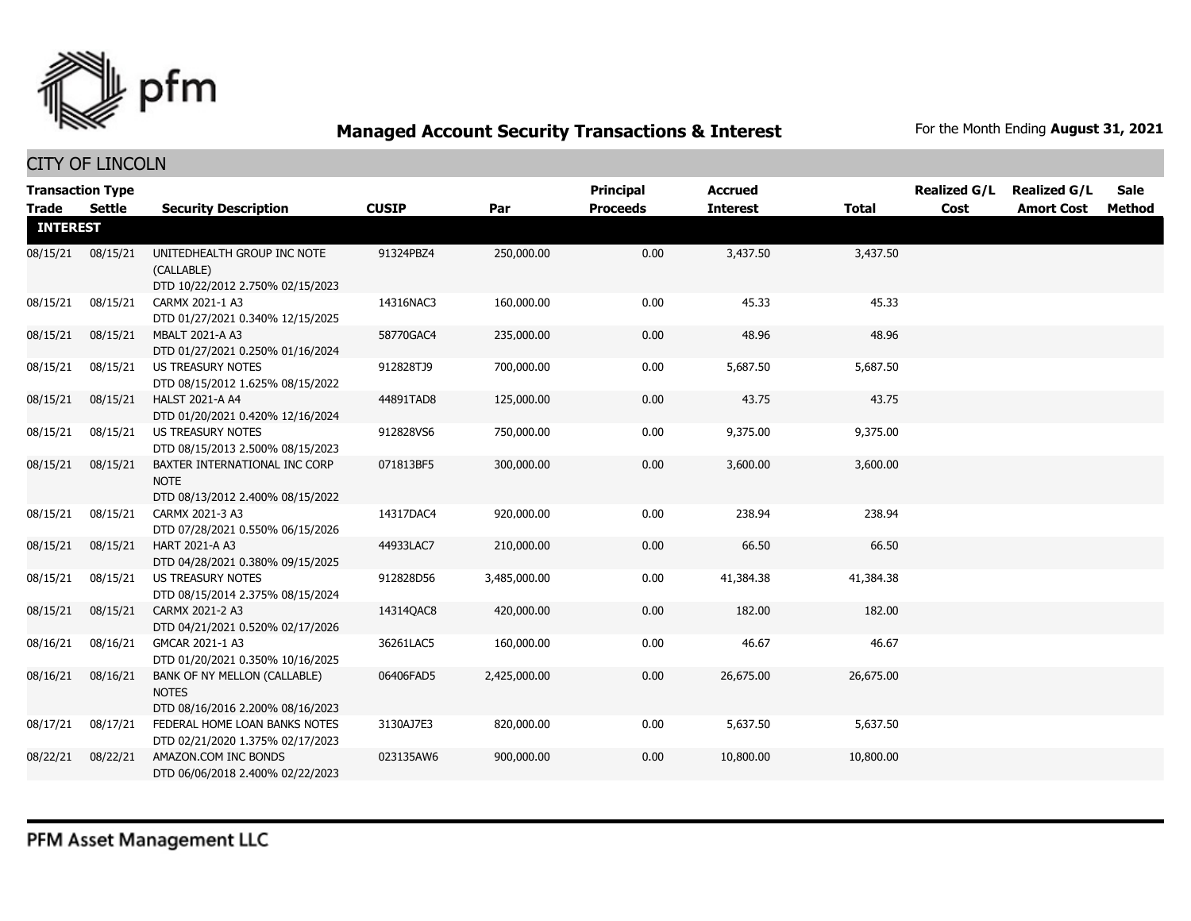# Managed Account Security Transactions & Interest

For the Month Ending **August 31, 2021**

## CITY OF LINCOLN

| Transaction Type Trade | Settle | Security Description | CUSIP | Par | Principal Proceeds | Accrued Interest | Total | Realized G/L Cost | Realized G/L Amort Cost | Sale Method |
|---|---|---|---|---|---|---|---|---|---|---|
| **INTEREST** | | | | | | | | | | |
| 08/15/21 | 08/15/21 | UNITEDHEALTH GROUP INC NOTE (CALLABLE) DTD 10/22/2012 2.750% 02/15/2023 | 91324PBZ4 | 250,000.00 | 0.00 | 3,437.50 | 3,437.50 | | | |
| 08/15/21 | 08/15/21 | CARMX 2021-1 A3 DTD 01/27/2021 0.340% 12/15/2025 | 14316NAC3 | 160,000.00 | 0.00 | 45.33 | 45.33 | | | |
| 08/15/21 | 08/15/21 | MBALT 2021-A A3 DTD 01/27/2021 0.250% 01/16/2024 | 58770GAC4 | 235,000.00 | 0.00 | 48.96 | 48.96 | | | |
| 08/15/21 | 08/15/21 | US TREASURY NOTES DTD 08/15/2012 1.625% 08/15/2022 | 912828TJ9 | 700,000.00 | 0.00 | 5,687.50 | 5,687.50 | | | |
| 08/15/21 | 08/15/21 | HALST 2021-A A4 DTD 01/20/2021 0.420% 12/16/2024 | 44891TAD8 | 125,000.00 | 0.00 | 43.75 | 43.75 | | | |
| 08/15/21 | 08/15/21 | US TREASURY NOTES DTD 08/15/2013 2.500% 08/15/2023 | 912828VS6 | 750,000.00 | 0.00 | 9,375.00 | 9,375.00 | | | |
| 08/15/21 | 08/15/21 | BAXTER INTERNATIONAL INC CORP NOTE DTD 08/13/2012 2.400% 08/15/2022 | 071813BF5 | 300,000.00 | 0.00 | 3,600.00 | 3,600.00 | | | |
| 08/15/21 | 08/15/21 | CARMX 2021-3 A3 DTD 07/28/2021 0.550% 06/15/2026 | 14317DAC4 | 920,000.00 | 0.00 | 238.94 | 238.94 | | | |
| 08/15/21 | 08/15/21 | HART 2021-A A3 DTD 04/28/2021 0.380% 09/15/2025 | 44933LAC7 | 210,000.00 | 0.00 | 66.50 | 66.50 | | | |
| 08/15/21 | 08/15/21 | US TREASURY NOTES DTD 08/15/2014 2.375% 08/15/2024 | 912828D56 | 3,485,000.00 | 0.00 | 41,384.38 | 41,384.38 | | | |
| 08/15/21 | 08/15/21 | CARMX 2021-2 A3 DTD 04/21/2021 0.520% 02/17/2026 | 14314QAC8 | 420,000.00 | 0.00 | 182.00 | 182.00 | | | |
| 08/16/21 | 08/16/21 | GMCAR 2021-1 A3 DTD 01/20/2021 0.350% 10/16/2025 | 36261LAC5 | 160,000.00 | 0.00 | 46.67 | 46.67 | | | |
| 08/16/21 | 08/16/21 | BANK OF NY MELLON (CALLABLE) NOTES DTD 08/16/2016 2.200% 08/16/2023 | 06406FAD5 | 2,425,000.00 | 0.00 | 26,675.00 | 26,675.00 | | | |
| 08/17/21 | 08/17/21 | FEDERAL HOME LOAN BANKS NOTES DTD 02/21/2020 1.375% 02/17/2023 | 3130AJ7E3 | 820,000.00 | 0.00 | 5,637.50 | 5,637.50 | | | |
| 08/22/21 | 08/22/21 | AMAZON.COM INC BONDS DTD 06/06/2018 2.400% 02/22/2023 | 023135AW6 | 900,000.00 | 0.00 | 10,800.00 | 10,800.00 | | | |

PFM Asset Management LLC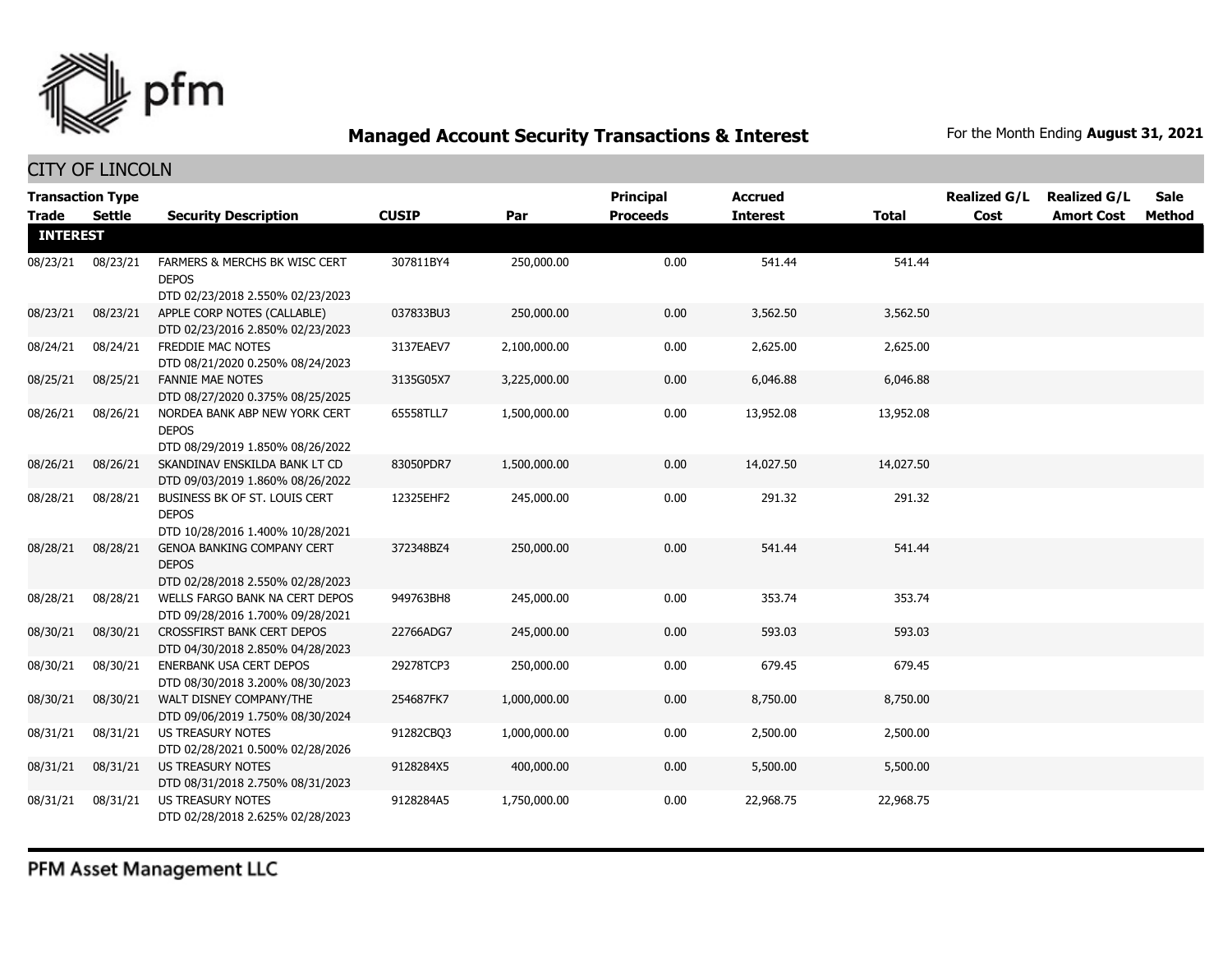## Managed Account Security Transactions & Interest

For the Month Ending **August 31, 2021**

CITY OF LINCOLN

| Transaction Type Trade | Settle | Security Description | CUSIP | Par | Principal Proceeds | Accrued Interest | Total | Realized G/L Cost | Realized G/L Amort Cost | Sale Method |
|---|---|---|---|---|---|---|---|---|---|---|
| **INTEREST** | | | | | | | | | | |
| 08/23/21 | 08/23/21 | FARMERS & MERCHS BK WISC CERT DEPOS DTD 02/23/2018 2.550% 02/23/2023 | 307811BY4 | 250,000.00 | 0.00 | 541.44 | 541.44 | | | |
| 08/23/21 | 08/23/21 | APPLE CORP NOTES (CALLABLE) DTD 02/23/2016 2.850% 02/23/2023 | 037833BU3 | 250,000.00 | 0.00 | 3,562.50 | 3,562.50 | | | |
| 08/24/21 | 08/24/21 | FREDDIE MAC NOTES DTD 08/21/2020 0.250% 08/24/2023 | 3137EAEV7 | 2,100,000.00 | 0.00 | 2,625.00 | 2,625.00 | | | |
| 08/25/21 | 08/25/21 | FANNIE MAE NOTES DTD 08/27/2020 0.375% 08/25/2025 | 3135G05X7 | 3,225,000.00 | 0.00 | 6,046.88 | 6,046.88 | | | |
| 08/26/21 | 08/26/21 | NORDEA BANK ABP NEW YORK CERT DEPOS DTD 08/29/2019 1.850% 08/26/2022 | 65558TLL7 | 1,500,000.00 | 0.00 | 13,952.08 | 13,952.08 | | | |
| 08/26/21 | 08/26/21 | SKANDINAV ENSKILDA BANK LT CD DTD 09/03/2019 1.860% 08/26/2022 | 83050PDR7 | 1,500,000.00 | 0.00 | 14,027.50 | 14,027.50 | | | |
| 08/28/21 | 08/28/21 | BUSINESS BK OF ST. LOUIS CERT DEPOS DTD 10/28/2016 1.400% 10/28/2021 | 12325EHF2 | 245,000.00 | 0.00 | 291.32 | 291.32 | | | |
| 08/28/21 | 08/28/21 | GENOA BANKING COMPANY CERT DEPOS DTD 02/28/2018 2.550% 02/28/2023 | 372348BZ4 | 250,000.00 | 0.00 | 541.44 | 541.44 | | | |
| 08/28/21 | 08/28/21 | WELLS FARGO BANK NA CERT DEPOS DTD 09/28/2016 1.700% 09/28/2021 | 949763BH8 | 245,000.00 | 0.00 | 353.74 | 353.74 | | | |
| 08/30/21 | 08/30/21 | CROSSFIRST BANK CERT DEPOS DTD 04/30/2018 2.850% 04/28/2023 | 22766ADG7 | 245,000.00 | 0.00 | 593.03 | 593.03 | | | |
| 08/30/21 | 08/30/21 | ENERBANK USA CERT DEPOS DTD 08/30/2018 3.200% 08/30/2023 | 29278TCP3 | 250,000.00 | 0.00 | 679.45 | 679.45 | | | |
| 08/30/21 | 08/30/21 | WALT DISNEY COMPANY/THE DTD 09/06/2019 1.750% 08/30/2024 | 254687FK7 | 1,000,000.00 | 0.00 | 8,750.00 | 8,750.00 | | | |
| 08/31/21 | 08/31/21 | US TREASURY NOTES DTD 02/28/2021 0.500% 02/28/2026 | 91282CBQ3 | 1,000,000.00 | 0.00 | 2,500.00 | 2,500.00 | | | |
| 08/31/21 | 08/31/21 | US TREASURY NOTES DTD 08/31/2018 2.750% 08/31/2023 | 9128284X5 | 400,000.00 | 0.00 | 5,500.00 | 5,500.00 | | | |
| 08/31/21 | 08/31/21 | US TREASURY NOTES DTD 02/28/2018 2.625% 02/28/2023 | 9128284A5 | 1,750,000.00 | 0.00 | 22,968.75 | 22,968.75 | | | |

PFM Asset Management LLC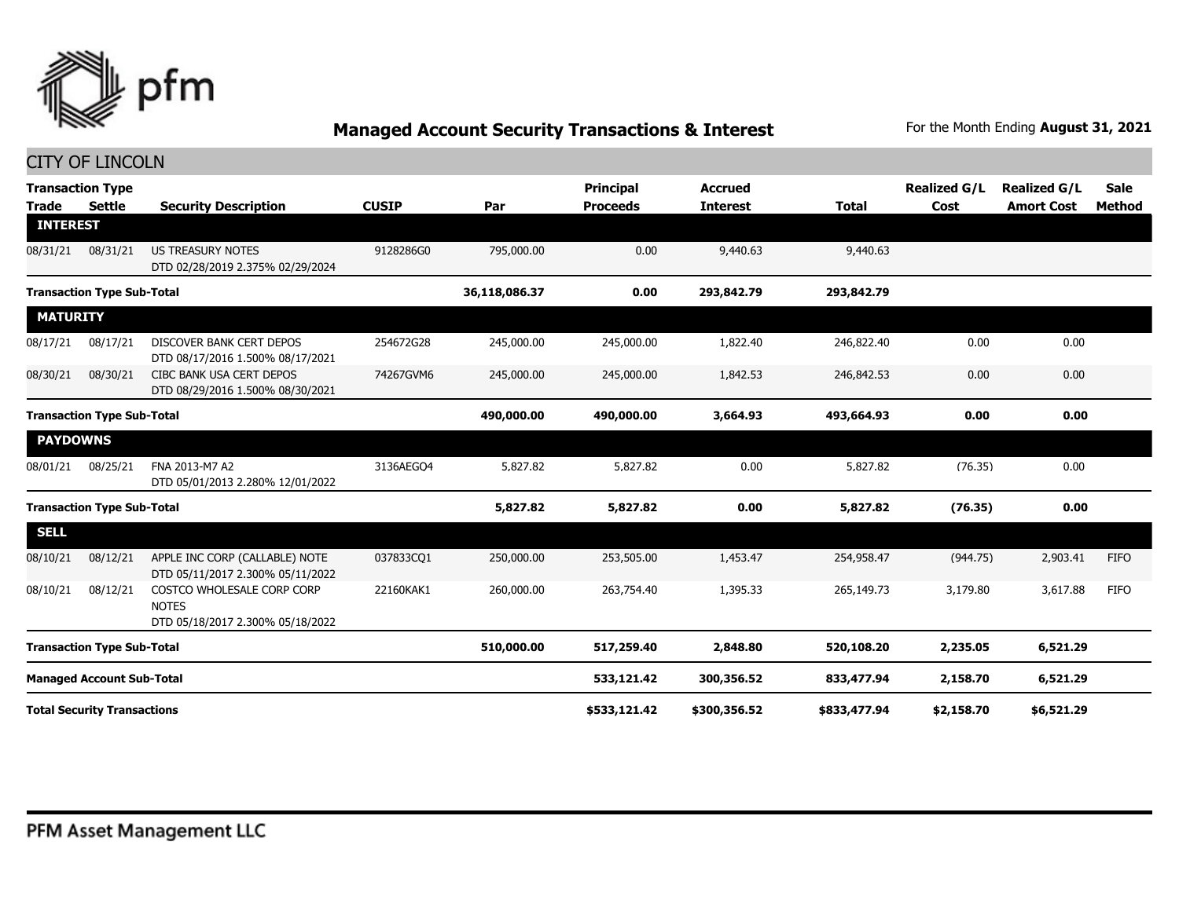## Managed Account Security Transactions & Interest

For the Month Ending **August 31, 2021**

CITY OF LINCOLN

| Transaction Type Trade | Settle | Security Description | CUSIP | Par | Principal Proceeds | Accrued Interest | Total | Realized G/L Cost | Realized G/L Amort Cost | Sale Method |
|---|---|---|---|---|---|---|---|---|---|---|
| **INTEREST** | | | | | | | | | | |
| 08/31/21 | 08/31/21 | US TREASURY NOTES DTD 02/28/2019 2.375% 02/29/2024 | 9128286G0 | 795,000.00 | 0.00 | 9,440.63 | 9,440.63 | | | |
| **Transaction Type Sub-Total** | | | | **36,118,086.37** | **0.00** | **293,842.79** | **293,842.79** | | | |
| **MATURITY** | | | | | | | | | | |
| 08/17/21 | 08/17/21 | DISCOVER BANK CERT DEPOS DTD 08/17/2016 1.500% 08/17/2021 | 254672G28 | 245,000.00 | 245,000.00 | 1,822.40 | 246,822.40 | 0.00 | 0.00 | |
| 08/30/21 | 08/30/21 | CIBC BANK USA CERT DEPOS DTD 08/29/2016 1.500% 08/30/2021 | 74267GVM6 | 245,000.00 | 245,000.00 | 1,842.53 | 246,842.53 | 0.00 | 0.00 | |
| **Transaction Type Sub-Total** | | | | **490,000.00** | **490,000.00** | **3,664.93** | **493,664.93** | **0.00** | **0.00** | |
| **PAYDOWNS** | | | | | | | | | | |
| 08/01/21 | 08/25/21 | FNA 2013-M7 A2 DTD 05/01/2013 2.280% 12/01/2022 | 3136AEGO4 | 5,827.82 | 5,827.82 | 0.00 | 5,827.82 | (76.35) | 0.00 | |
| **Transaction Type Sub-Total** | | | | **5,827.82** | **5,827.82** | **0.00** | **5,827.82** | **(76.35)** | **0.00** | |
| **SELL** | | | | | | | | | | |
| 08/10/21 | 08/12/21 | APPLE INC CORP (CALLABLE) NOTE DTD 05/11/2017 2.300% 05/11/2022 | 037833CQ1 | 250,000.00 | 253,505.00 | 1,453.47 | 254,958.47 | (944.75) | 2,903.41 | FIFO |
| 08/10/21 | 08/12/21 | COSTCO WHOLESALE CORP CORP NOTES DTD 05/18/2017 2.300% 05/18/2022 | 22160KAK1 | 260,000.00 | 263,754.40 | 1,395.33 | 265,149.73 | 3,179.80 | 3,617.88 | FIFO |
| **Transaction Type Sub-Total** | | | | **510,000.00** | **517,259.40** | **2,848.80** | **520,108.20** | **2,235.05** | **6,521.29** | |
| **Managed Account Sub-Total** | | | | | **533,121.42** | **300,356.52** | **833,477.94** | **2,158.70** | **6,521.29** | |
| **Total Security Transactions** | | | | | **$533,121.42** | **$300,356.52** | **$833,477.94** | **$2,158.70** | **$6,521.29** | |

PFM Asset Management LLC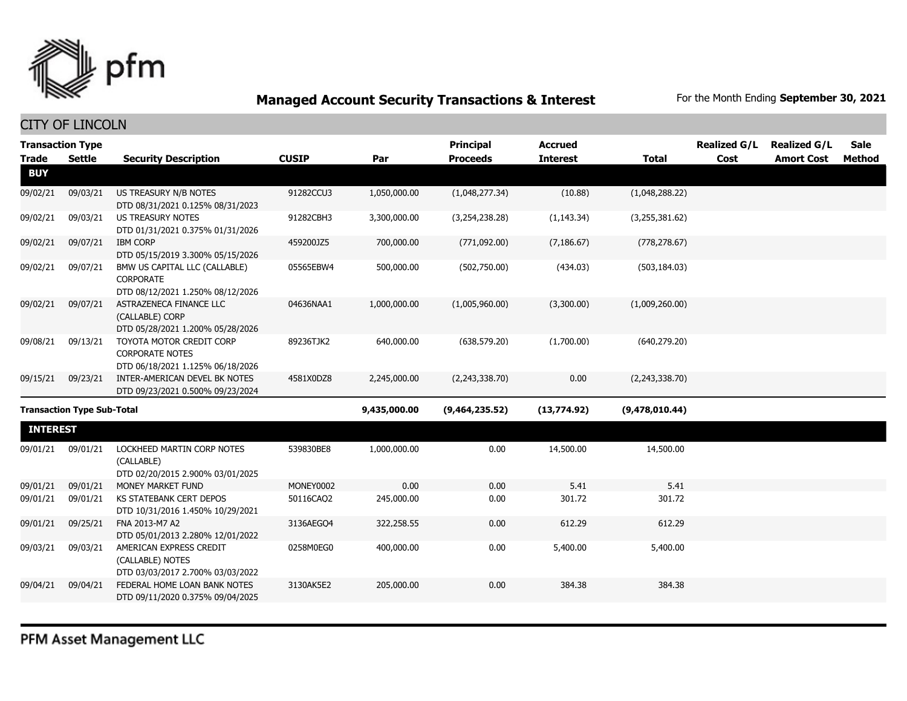pfm

# Managed Account Security Transactions & Interest

For the Month Ending **September 30, 2021**

## CITY OF LINCOLN

| Transaction Type Trade | Settle | Security Description | CUSIP | Par | Principal Proceeds | Accrued Interest | Total | Realized G/L Cost | Realized G/L Amort Cost | Sale Method |
|---|---|---|---|---|---|---|---|---|---|---|
| **BUY** | | | | | | | | | | |
| 09/02/21 | 09/03/21 | US TREASURY N/B NOTES DTD 08/31/2021 0.125% 08/31/2023 | 91282CCU3 | 1,050,000.00 | (1,048,277.34) | (10.88) | (1,048,288.22) | | | |
| 09/02/21 | 09/03/21 | US TREASURY NOTES DTD 01/31/2021 0.375% 01/31/2026 | 91282CBH3 | 3,300,000.00 | (3,254,238.28) | (1,143.34) | (3,255,381.62) | | | |
| 09/02/21 | 09/07/21 | IBM CORP DTD 05/15/2019 3.300% 05/15/2026 | 459200JZ5 | 700,000.00 | (771,092.00) | (7,186.67) | (778,278.67) | | | |
| 09/02/21 | 09/07/21 | BMW US CAPITAL LLC (CALLABLE) CORPORATE DTD 08/12/2021 1.250% 08/12/2026 | 05565EBW4 | 500,000.00 | (502,750.00) | (434.03) | (503,184.03) | | | |
| 09/02/21 | 09/07/21 | ASTRAZENECA FINANCE LLC (CALLABLE) CORP DTD 05/28/2021 1.200% 05/28/2026 | 04636NAA1 | 1,000,000.00 | (1,005,960.00) | (3,300.00) | (1,009,260.00) | | | |
| 09/08/21 | 09/13/21 | TOYOTA MOTOR CREDIT CORP CORPORATE NOTES DTD 06/18/2021 1.125% 06/18/2026 | 89236TJK2 | 640,000.00 | (638,579.20) | (1,700.00) | (640,279.20) | | | |
| 09/15/21 | 09/23/21 | INTER-AMERICAN DEVEL BK NOTES DTD 09/23/2021 0.500% 09/23/2024 | 4581X0DZ8 | 2,245,000.00 | (2,243,338.70) | 0.00 | (2,243,338.70) | | | |
| **Transaction Type Sub-Total** | | | | **9,435,000.00** | **(9,464,235.52)** | **(13,774.92)** | **(9,478,010.44)** | | | |
| **INTEREST** | | | | | | | | | | |
| 09/01/21 | 09/01/21 | LOCKHEED MARTIN CORP NOTES (CALLABLE) DTD 02/20/2015 2.900% 03/01/2025 | 539830BE8 | 1,000,000.00 | 0.00 | 14,500.00 | 14,500.00 | | | |
| 09/01/21 | 09/01/21 | MONEY MARKET FUND | MONEY0002 | 0.00 | 0.00 | 5.41 | 5.41 | | | |
| 09/01/21 | 09/01/21 | KS STATEBANK CERT DEPOS DTD 10/31/2016 1.450% 10/29/2021 | 50116CAQ2 | 245,000.00 | 0.00 | 301.72 | 301.72 | | | |
| 09/01/21 | 09/25/21 | FNA 2013-M7 A2 DTD 05/01/2013 2.280% 12/01/2022 | 3136AEGO4 | 322,258.55 | 0.00 | 612.29 | 612.29 | | | |
| 09/03/21 | 09/03/21 | AMERICAN EXPRESS CREDIT (CALLABLE) NOTES DTD 03/03/2017 2.700% 03/03/2022 | 0258M0EG0 | 400,000.00 | 0.00 | 5,400.00 | 5,400.00 | | | |
| 09/04/21 | 09/04/21 | FEDERAL HOME LOAN BANK NOTES DTD 09/11/2020 0.375% 09/04/2025 | 3130AK5E2 | 205,000.00 | 0.00 | 384.38 | 384.38 | | | |

PFM Asset Management LLC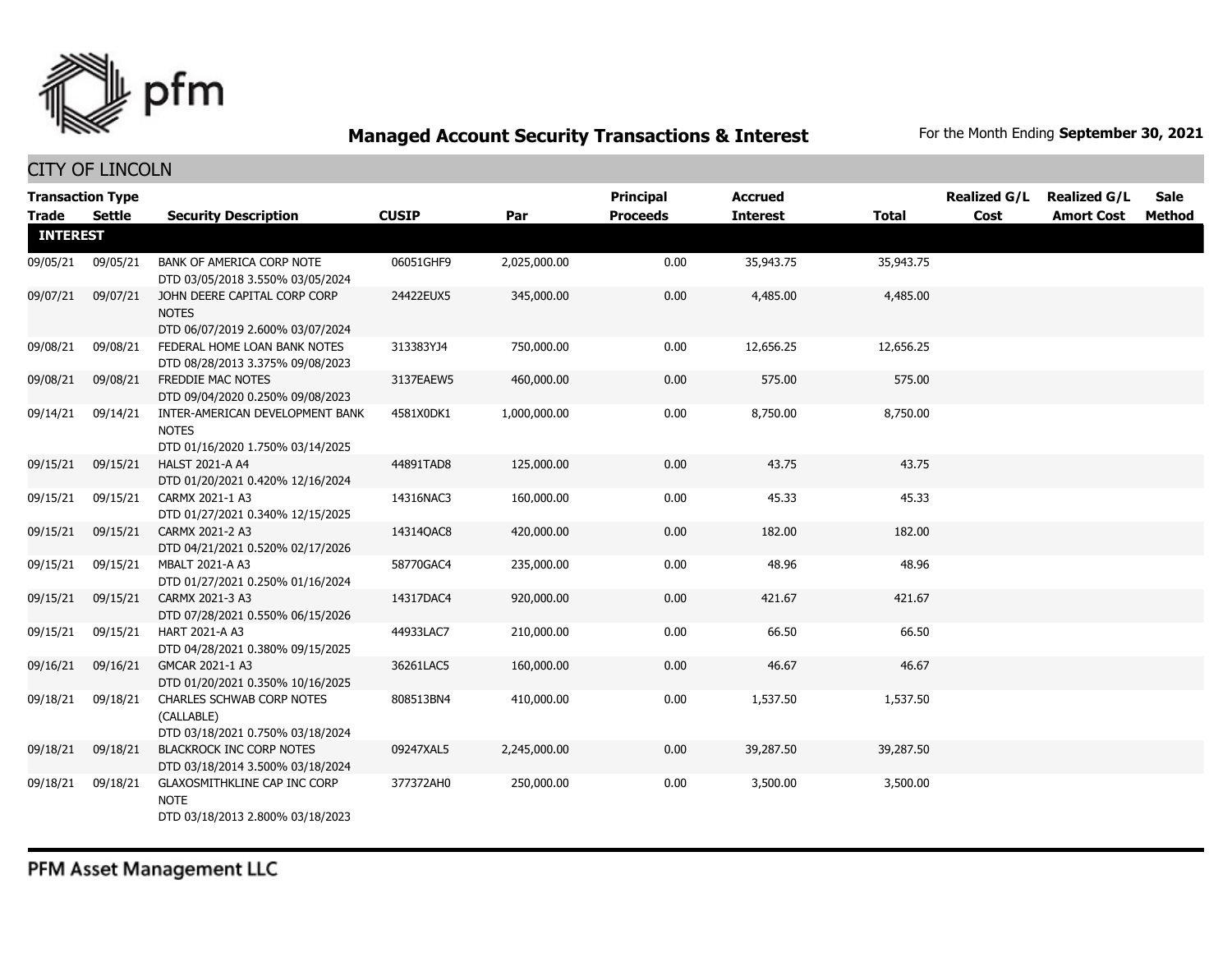## Managed Account Security Transactions & Interest

For the Month Ending **September 30, 2021**

### CITY OF LINCOLN

| Transaction Type Trade | Settle | Security Description | CUSIP | Par | Principal Proceeds | Accrued Interest | Total | Realized G/L Cost | Realized G/L Amort Cost | Sale Method |
|---|---|---|---|---|---|---|---|---|---|---|
| **INTEREST** | | | | | | | | | | |
| 09/05/21 | 09/05/21 | BANK OF AMERICA CORP NOTE DTD 03/05/2018 3.550% 03/05/2024 | 06051GHF9 | 2,025,000.00 | 0.00 | 35,943.75 | 35,943.75 | | | |
| 09/07/21 | 09/07/21 | JOHN DEERE CAPITAL CORP CORP NOTES DTD 06/07/2019 2.600% 03/07/2024 | 24422EUX5 | 345,000.00 | 0.00 | 4,485.00 | 4,485.00 | | | |
| 09/08/21 | 09/08/21 | FEDERAL HOME LOAN BANK NOTES DTD 08/28/2013 3.375% 09/08/2023 | 313383YJ4 | 750,000.00 | 0.00 | 12,656.25 | 12,656.25 | | | |
| 09/08/21 | 09/08/21 | FREDDIE MAC NOTES DTD 09/04/2020 0.250% 09/08/2023 | 3137EAEW5 | 460,000.00 | 0.00 | 575.00 | 575.00 | | | |
| 09/14/21 | 09/14/21 | INTER-AMERICAN DEVELOPMENT BANK NOTES DTD 01/16/2020 1.750% 03/14/2025 | 4581X0DK1 | 1,000,000.00 | 0.00 | 8,750.00 | 8,750.00 | | | |
| 09/15/21 | 09/15/21 | HALST 2021-A A4 DTD 01/20/2021 0.420% 12/16/2024 | 44891TAD8 | 125,000.00 | 0.00 | 43.75 | 43.75 | | | |
| 09/15/21 | 09/15/21 | CARMX 2021-1 A3 DTD 01/27/2021 0.340% 12/15/2025 | 14316NAC3 | 160,000.00 | 0.00 | 45.33 | 45.33 | | | |
| 09/15/21 | 09/15/21 | CARMX 2021-2 A3 DTD 04/21/2021 0.520% 02/17/2026 | 14314QAC8 | 420,000.00 | 0.00 | 182.00 | 182.00 | | | |
| 09/15/21 | 09/15/21 | MBALT 2021-A A3 DTD 01/27/2021 0.250% 01/16/2024 | 58770GAC4 | 235,000.00 | 0.00 | 48.96 | 48.96 | | | |
| 09/15/21 | 09/15/21 | CARMX 2021-3 A3 DTD 07/28/2021 0.550% 06/15/2026 | 14317DAC4 | 920,000.00 | 0.00 | 421.67 | 421.67 | | | |
| 09/15/21 | 09/15/21 | HART 2021-A A3 DTD 04/28/2021 0.380% 09/15/2025 | 44933LAC7 | 210,000.00 | 0.00 | 66.50 | 66.50 | | | |
| 09/16/21 | 09/16/21 | GMCAR 2021-1 A3 DTD 01/20/2021 0.350% 10/16/2025 | 36261LAC5 | 160,000.00 | 0.00 | 46.67 | 46.67 | | | |
| 09/18/21 | 09/18/21 | CHARLES SCHWAB CORP NOTES (CALLABLE) DTD 03/18/2021 0.750% 03/18/2024 | 808513BN4 | 410,000.00 | 0.00 | 1,537.50 | 1,537.50 | | | |
| 09/18/21 | 09/18/21 | BLACKROCK INC CORP NOTES DTD 03/18/2014 3.500% 03/18/2024 | 09247XAL5 | 2,245,000.00 | 0.00 | 39,287.50 | 39,287.50 | | | |
| 09/18/21 | 09/18/21 | GLAXOSMITHKLINE CAP INC CORP NOTE DTD 03/18/2013 2.800% 03/18/2023 | 377372AH0 | 250,000.00 | 0.00 | 3,500.00 | 3,500.00 | | | |

PFM Asset Management LLC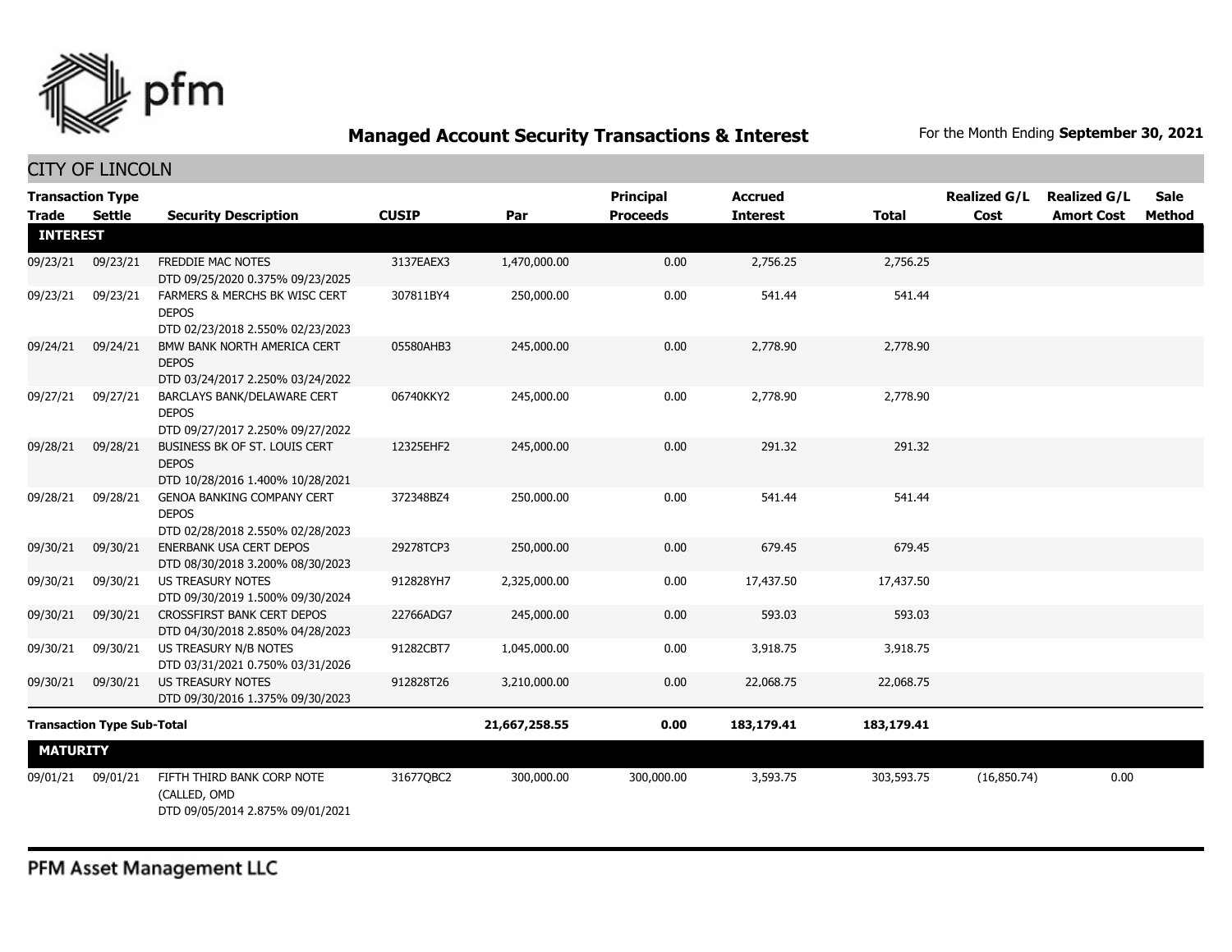# Managed Account Security Transactions & Interest

For the Month Ending **September 30, 2021**

## CITY OF LINCOLN

| Transaction Type Trade | Settle | Security Description | CUSIP | Par | Principal Proceeds | Accrued Interest | Total | Realized G/L Cost | Realized G/L Amort Cost | Sale Method |
|---|---|---|---|---|---|---|---|---|---|---|
| **INTEREST** | | | | | | | | | | |
| 09/23/21 | 09/23/21 | FREDDIE MAC NOTES DTD 09/25/2020 0.375% 09/23/2025 | 3137EAEX3 | 1,470,000.00 | 0.00 | 2,756.25 | 2,756.25 | | | |
| 09/23/21 | 09/23/21 | FARMERS & MERCHS BK WISC CERT DEPOS DTD 02/23/2018 2.550% 02/23/2023 | 307811BY4 | 250,000.00 | 0.00 | 541.44 | 541.44 | | | |
| 09/24/21 | 09/24/21 | BMW BANK NORTH AMERICA CERT DEPOS DTD 03/24/2017 2.250% 03/24/2022 | 05580AHB3 | 245,000.00 | 0.00 | 2,778.90 | 2,778.90 | | | |
| 09/27/21 | 09/27/21 | BARCLAYS BANK/DELAWARE CERT DEPOS DTD 09/27/2017 2.250% 09/27/2022 | 06740KKY2 | 245,000.00 | 0.00 | 2,778.90 | 2,778.90 | | | |
| 09/28/21 | 09/28/21 | BUSINESS BK OF ST. LOUIS CERT DEPOS DTD 10/28/2016 1.400% 10/28/2021 | 12325EHF2 | 245,000.00 | 0.00 | 291.32 | 291.32 | | | |
| 09/28/21 | 09/28/21 | GENOA BANKING COMPANY CERT DEPOS DTD 02/28/2018 2.550% 02/28/2023 | 372348BZ4 | 250,000.00 | 0.00 | 541.44 | 541.44 | | | |
| 09/30/21 | 09/30/21 | ENERBANK USA CERT DEPOS DTD 08/30/2018 3.200% 08/30/2023 | 29278TCP3 | 250,000.00 | 0.00 | 679.45 | 679.45 | | | |
| 09/30/21 | 09/30/21 | US TREASURY NOTES DTD 09/30/2019 1.500% 09/30/2024 | 912828YH7 | 2,325,000.00 | 0.00 | 17,437.50 | 17,437.50 | | | |
| 09/30/21 | 09/30/21 | CROSSFIRST BANK CERT DEPOS DTD 04/30/2018 2.850% 04/28/2023 | 22766ADG7 | 245,000.00 | 0.00 | 593.03 | 593.03 | | | |
| 09/30/21 | 09/30/21 | US TREASURY N/B NOTES DTD 03/31/2021 0.750% 03/31/2026 | 91282CBT7 | 1,045,000.00 | 0.00 | 3,918.75 | 3,918.75 | | | |
| 09/30/21 | 09/30/21 | US TREASURY NOTES DTD 09/30/2016 1.375% 09/30/2023 | 912828T26 | 3,210,000.00 | 0.00 | 22,068.75 | 22,068.75 | | | |
| **Transaction Type Sub-Total** | | | | **21,667,258.55** | **0.00** | **183,179.41** | **183,179.41** | | | |
| **MATURITY** | | | | | | | | | | |
| 09/01/21 | 09/01/21 | FIFTH THIRD BANK CORP NOTE (CALLED, OMD DTD 09/05/2014 2.875% 09/01/2021 | 31677QBC2 | 300,000.00 | 300,000.00 | 3,593.75 | 303,593.75 | (16,850.74) | 0.00 | |

PFM Asset Management LLC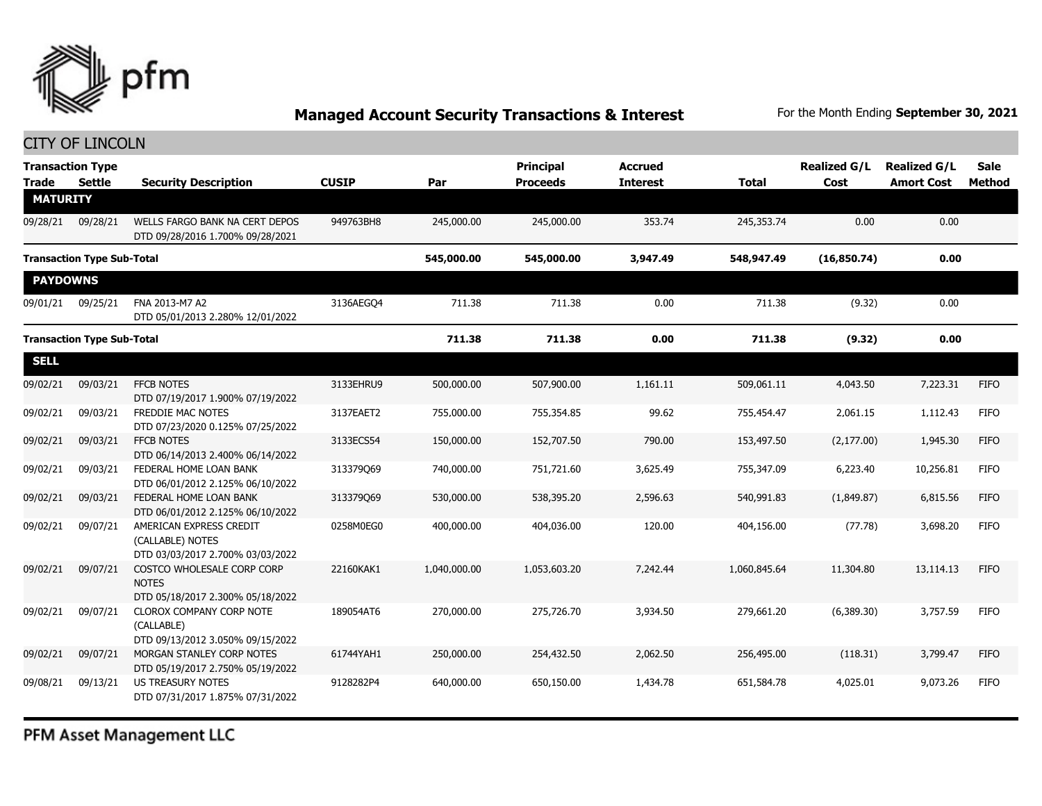## Managed Account Security Transactions & Interest

For the Month Ending **September 30, 2021**

CITY OF LINCOLN

| Transaction Type Trade | Settle | Security Description | CUSIP | Par | Principal Proceeds | Accrued Interest | Total | Realized G/L Cost | Realized G/L Amort Cost | Sale Method |
|---|---|---|---|---|---|---|---|---|---|---|
| **MATURITY** | | | | | | | | | | |
| 09/28/21 | 09/28/21 | WELLS FARGO BANK NA CERT DEPOS DTD 09/28/2016 1.700% 09/28/2021 | 949763BH8 | 245,000.00 | 245,000.00 | 353.74 | 245,353.74 | 0.00 | 0.00 | |
| **Transaction Type Sub-Total** | | | | **545,000.00** | **545,000.00** | **3,947.49** | **548,947.49** | **(16,850.74)** | **0.00** | |
| **PAYDOWNS** | | | | | | | | | | |
| 09/01/21 | 09/25/21 | FNA 2013-M7 A2 DTD 05/01/2013 2.280% 12/01/2022 | 3136AEGQ4 | 711.38 | 711.38 | 0.00 | 711.38 | (9.32) | 0.00 | |
| **Transaction Type Sub-Total** | | | | **711.38** | **711.38** | **0.00** | **711.38** | **(9.32)** | **0.00** | |
| **SELL** | | | | | | | | | | |
| 09/02/21 | 09/03/21 | FFCB NOTES DTD 07/19/2017 1.900% 07/19/2022 | 3133EHRU9 | 500,000.00 | 507,900.00 | 1,161.11 | 509,061.11 | 4,043.50 | 7,223.31 | FIFO |
| 09/02/21 | 09/03/21 | FREDDIE MAC NOTES DTD 07/23/2020 0.125% 07/25/2022 | 3137EAET2 | 755,000.00 | 755,354.85 | 99.62 | 755,454.47 | 2,061.15 | 1,112.43 | FIFO |
| 09/02/21 | 09/03/21 | FFCB NOTES DTD 06/14/2013 2.400% 06/14/2022 | 3133ECS54 | 150,000.00 | 152,707.50 | 790.00 | 153,497.50 | (2,177.00) | 1,945.30 | FIFO |
| 09/02/21 | 09/03/21 | FEDERAL HOME LOAN BANK DTD 06/01/2012 2.125% 06/10/2022 | 313379Q69 | 740,000.00 | 751,721.60 | 3,625.49 | 755,347.09 | 6,223.40 | 10,256.81 | FIFO |
| 09/02/21 | 09/03/21 | FEDERAL HOME LOAN BANK DTD 06/01/2012 2.125% 06/10/2022 | 313379Q69 | 530,000.00 | 538,395.20 | 2,596.63 | 540,991.83 | (1,849.87) | 6,815.56 | FIFO |
| 09/02/21 | 09/07/21 | AMERICAN EXPRESS CREDIT (CALLABLE) NOTES DTD 03/03/2017 2.700% 03/03/2022 | 0258M0EG0 | 400,000.00 | 404,036.00 | 120.00 | 404,156.00 | (77.78) | 3,698.20 | FIFO |
| 09/02/21 | 09/07/21 | COSTCO WHOLESALE CORP CORP NOTES DTD 05/18/2017 2.300% 05/18/2022 | 22160KAK1 | 1,040,000.00 | 1,053,603.20 | 7,242.44 | 1,060,845.64 | 11,304.80 | 13,114.13 | FIFO |
| 09/02/21 | 09/07/21 | CLOROX COMPANY CORP NOTE (CALLABLE) DTD 09/13/2012 3.050% 09/15/2022 | 189054AT6 | 270,000.00 | 275,726.70 | 3,934.50 | 279,661.20 | (6,389.30) | 3,757.59 | FIFO |
| 09/02/21 | 09/07/21 | MORGAN STANLEY CORP NOTES DTD 05/19/2017 2.750% 05/19/2022 | 61744YAH1 | 250,000.00 | 254,432.50 | 2,062.50 | 256,495.00 | (118.31) | 3,799.47 | FIFO |
| 09/08/21 | 09/13/21 | US TREASURY NOTES DTD 07/31/2017 1.875% 07/31/2022 | 9128282P4 | 640,000.00 | 650,150.00 | 1,434.78 | 651,584.78 | 4,025.01 | 9,073.26 | FIFO |

PFM Asset Management LLC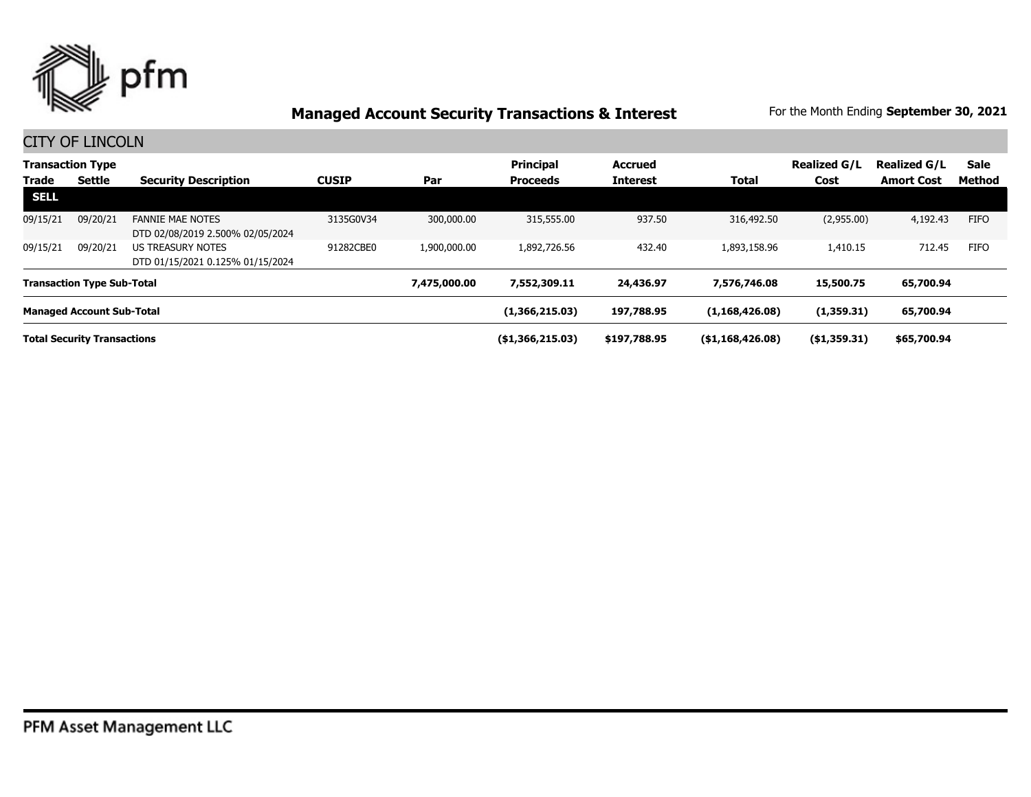pfm

# Managed Account Security Transactions & Interest

For the Month Ending **September 30, 2021**

## CITY OF LINCOLN

| Transaction Type Trade | Settle | Security Description | CUSIP | Par | Principal Proceeds | Accrued Interest | Total | Realized G/L Cost | Realized G/L Amort Cost | Sale Method |
|---|---|---|---|---|---|---|---|---|---|---|
| **SELL** | | | | | | | | | | |
| 09/15/21 | 09/20/21 | FANNIE MAE NOTES DTD 02/08/2019 2.500% 02/05/2024 | 3135G0V34 | 300,000.00 | 315,555.00 | 937.50 | 316,492.50 | (2,955.00) | 4,192.43 | FIFO |
| 09/15/21 | 09/20/21 | US TREASURY NOTES DTD 01/15/2021 0.125% 01/15/2024 | 91282CBE0 | 1,900,000.00 | 1,892,726.56 | 432.40 | 1,893,158.96 | 1,410.15 | 712.45 | FIFO |
| **Transaction Type Sub-Total** | | | | **7,475,000.00** | **7,552,309.11** | **24,436.97** | **7,576,746.08** | **15,500.75** | **65,700.94** | |
| **Managed Account Sub-Total** | | | | | **(1,366,215.03)** | **197,788.95** | **(1,168,426.08)** | **(1,359.31)** | **65,700.94** | |
| **Total Security Transactions** | | | | | **($1,366,215.03)** | **$197,788.95** | **($1,168,426.08)** | **($1,359.31)** | **$65,700.94** | |

PFM Asset Management LLC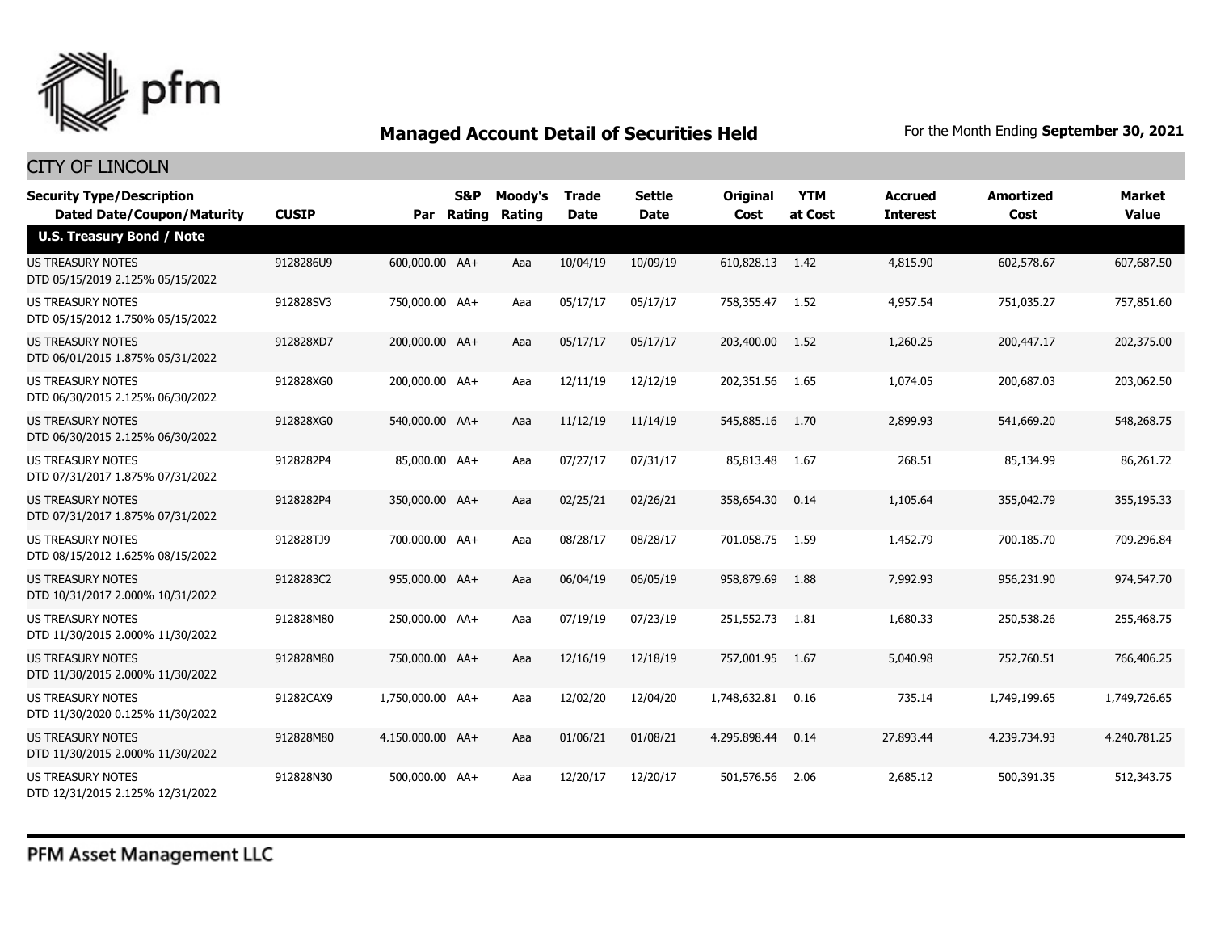## Managed Account Detail of Securities Held

For the Month Ending **September 30, 2021**

CITY OF LINCOLN

| Security Type/Description Dated Date/Coupon/Maturity | CUSIP | Par | S&P Rating | Moody's Rating | Trade Date | Settle Date | Original Cost | YTM at Cost | Accrued Interest | Amortized Cost | Market Value |
|---|---|---|---|---|---|---|---|---|---|---|---|
| **U.S. Treasury Bond / Note** | | | | | | | | | | | |
| US TREASURY NOTES DTD 05/15/2019 2.125% 05/15/2022 | 9128286U9 | 600,000.00 | AA+ | Aaa | 10/04/19 | 10/09/19 | 610,828.13 | 1.42 | 4,815.90 | 602,578.67 | 607,687.50 |
| US TREASURY NOTES DTD 05/15/2012 1.750% 05/15/2022 | 912828SV3 | 750,000.00 | AA+ | Aaa | 05/17/17 | 05/17/17 | 758,355.47 | 1.52 | 4,957.54 | 751,035.27 | 757,851.60 |
| US TREASURY NOTES DTD 06/01/2015 1.875% 05/31/2022 | 912828XD7 | 200,000.00 | AA+ | Aaa | 05/17/17 | 05/17/17 | 203,400.00 | 1.52 | 1,260.25 | 200,447.17 | 202,375.00 |
| US TREASURY NOTES DTD 06/30/2015 2.125% 06/30/2022 | 912828XG0 | 200,000.00 | AA+ | Aaa | 12/11/19 | 12/12/19 | 202,351.56 | 1.65 | 1,074.05 | 200,687.03 | 203,062.50 |
| US TREASURY NOTES DTD 06/30/2015 2.125% 06/30/2022 | 912828XG0 | 540,000.00 | AA+ | Aaa | 11/12/19 | 11/14/19 | 545,885.16 | 1.70 | 2,899.93 | 541,669.20 | 548,268.75 |
| US TREASURY NOTES DTD 07/31/2017 1.875% 07/31/2022 | 9128282P4 | 85,000.00 | AA+ | Aaa | 07/27/17 | 07/31/17 | 85,813.48 | 1.67 | 268.51 | 85,134.99 | 86,261.72 |
| US TREASURY NOTES DTD 07/31/2017 1.875% 07/31/2022 | 9128282P4 | 350,000.00 | AA+ | Aaa | 02/25/21 | 02/26/21 | 358,654.30 | 0.14 | 1,105.64 | 355,042.79 | 355,195.33 |
| US TREASURY NOTES DTD 08/15/2012 1.625% 08/15/2022 | 912828TJ9 | 700,000.00 | AA+ | Aaa | 08/28/17 | 08/28/17 | 701,058.75 | 1.59 | 1,452.79 | 700,185.70 | 709,296.84 |
| US TREASURY NOTES DTD 10/31/2017 2.000% 10/31/2022 | 9128283C2 | 955,000.00 | AA+ | Aaa | 06/04/19 | 06/05/19 | 958,879.69 | 1.88 | 7,992.93 | 956,231.90 | 974,547.70 |
| US TREASURY NOTES DTD 11/30/2015 2.000% 11/30/2022 | 912828M80 | 250,000.00 | AA+ | Aaa | 07/19/19 | 07/23/19 | 251,552.73 | 1.81 | 1,680.33 | 250,538.26 | 255,468.75 |
| US TREASURY NOTES DTD 11/30/2015 2.000% 11/30/2022 | 912828M80 | 750,000.00 | AA+ | Aaa | 12/16/19 | 12/18/19 | 757,001.95 | 1.67 | 5,040.98 | 752,760.51 | 766,406.25 |
| US TREASURY NOTES DTD 11/30/2020 0.125% 11/30/2022 | 91282CAX9 | 1,750,000.00 | AA+ | Aaa | 12/02/20 | 12/04/20 | 1,748,632.81 | 0.16 | 735.14 | 1,749,199.65 | 1,749,726.65 |
| US TREASURY NOTES DTD 11/30/2015 2.000% 11/30/2022 | 912828M80 | 4,150,000.00 | AA+ | Aaa | 01/06/21 | 01/08/21 | 4,295,898.44 | 0.14 | 27,893.44 | 4,239,734.93 | 4,240,781.25 |
| US TREASURY NOTES DTD 12/31/2015 2.125% 12/31/2022 | 912828N30 | 500,000.00 | AA+ | Aaa | 12/20/17 | 12/20/17 | 501,576.56 | 2.06 | 2,685.12 | 500,391.35 | 512,343.75 |

PFM Asset Management LLC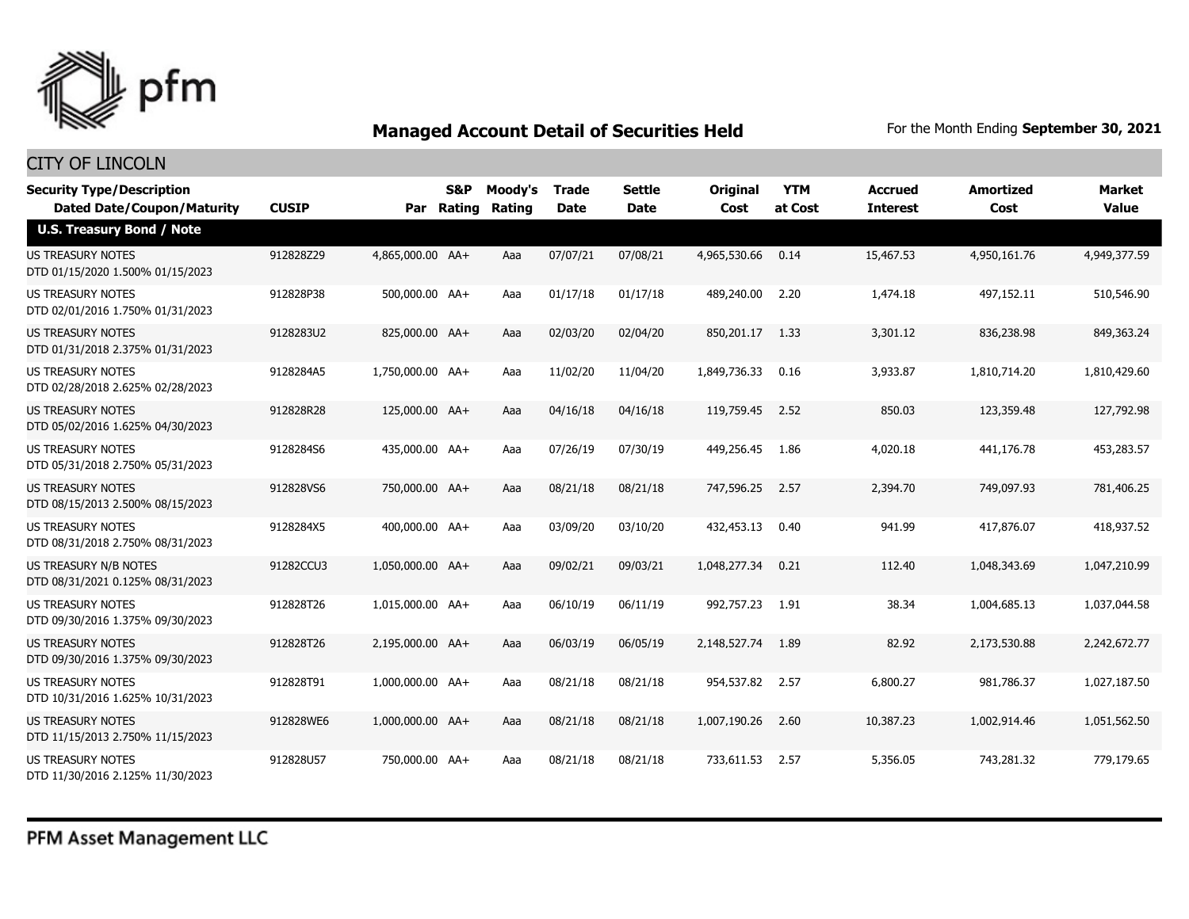## Managed Account Detail of Securities Held

For the Month Ending **September 30, 2021**

### CITY OF LINCOLN

| Security Type/Description Dated Date/Coupon/Maturity | CUSIP | Par | S&P Rating | Moody's Rating | Trade Date | Settle Date | Original Cost | YTM at Cost | Accrued Interest | Amortized Cost | Market Value |
|---|---|---|---|---|---|---|---|---|---|---|---|
| **U.S. Treasury Bond / Note** | | | | | | | | | | | |
| US TREASURY NOTES DTD 01/15/2020 1.500% 01/15/2023 | 912828Z29 | 4,865,000.00 | AA+ | Aaa | 07/07/21 | 07/08/21 | 4,965,530.66 | 0.14 | 15,467.53 | 4,950,161.76 | 4,949,377.59 |
| US TREASURY NOTES DTD 02/01/2016 1.750% 01/31/2023 | 912828P38 | 500,000.00 | AA+ | Aaa | 01/17/18 | 01/17/18 | 489,240.00 | 2.20 | 1,474.18 | 497,152.11 | 510,546.90 |
| US TREASURY NOTES DTD 01/31/2018 2.375% 01/31/2023 | 9128283U2 | 825,000.00 | AA+ | Aaa | 02/03/20 | 02/04/20 | 850,201.17 | 1.33 | 3,301.12 | 836,238.98 | 849,363.24 |
| US TREASURY NOTES DTD 02/28/2018 2.625% 02/28/2023 | 9128284A5 | 1,750,000.00 | AA+ | Aaa | 11/02/20 | 11/04/20 | 1,849,736.33 | 0.16 | 3,933.87 | 1,810,714.20 | 1,810,429.60 |
| US TREASURY NOTES DTD 05/02/2016 1.625% 04/30/2023 | 912828R28 | 125,000.00 | AA+ | Aaa | 04/16/18 | 04/16/18 | 119,759.45 | 2.52 | 850.03 | 123,359.48 | 127,792.98 |
| US TREASURY NOTES DTD 05/31/2018 2.750% 05/31/2023 | 9128284S6 | 435,000.00 | AA+ | Aaa | 07/26/19 | 07/30/19 | 449,256.45 | 1.86 | 4,020.18 | 441,176.78 | 453,283.57 |
| US TREASURY NOTES DTD 08/15/2013 2.500% 08/15/2023 | 912828VS6 | 750,000.00 | AA+ | Aaa | 08/21/18 | 08/21/18 | 747,596.25 | 2.57 | 2,394.70 | 749,097.93 | 781,406.25 |
| US TREASURY NOTES DTD 08/31/2018 2.750% 08/31/2023 | 9128284X5 | 400,000.00 | AA+ | Aaa | 03/09/20 | 03/10/20 | 432,453.13 | 0.40 | 941.99 | 417,876.07 | 418,937.52 |
| US TREASURY N/B NOTES DTD 08/31/2021 0.125% 08/31/2023 | 91282CCU3 | 1,050,000.00 | AA+ | Aaa | 09/02/21 | 09/03/21 | 1,048,277.34 | 0.21 | 112.40 | 1,048,343.69 | 1,047,210.99 |
| US TREASURY NOTES DTD 09/30/2016 1.375% 09/30/2023 | 912828T26 | 1,015,000.00 | AA+ | Aaa | 06/10/19 | 06/11/19 | 992,757.23 | 1.91 | 38.34 | 1,004,685.13 | 1,037,044.58 |
| US TREASURY NOTES DTD 09/30/2016 1.375% 09/30/2023 | 912828T26 | 2,195,000.00 | AA+ | Aaa | 06/03/19 | 06/05/19 | 2,148,527.74 | 1.89 | 82.92 | 2,173,530.88 | 2,242,672.77 |
| US TREASURY NOTES DTD 10/31/2016 1.625% 10/31/2023 | 912828T91 | 1,000,000.00 | AA+ | Aaa | 08/21/18 | 08/21/18 | 954,537.82 | 2.57 | 6,800.27 | 981,786.37 | 1,027,187.50 |
| US TREASURY NOTES DTD 11/15/2013 2.750% 11/15/2023 | 912828WE6 | 1,000,000.00 | AA+ | Aaa | 08/21/18 | 08/21/18 | 1,007,190.26 | 2.60 | 10,387.23 | 1,002,914.46 | 1,051,562.50 |
| US TREASURY NOTES DTD 11/30/2016 2.125% 11/30/2023 | 912828U57 | 750,000.00 | AA+ | Aaa | 08/21/18 | 08/21/18 | 733,611.53 | 2.57 | 5,356.05 | 743,281.32 | 779,179.65 |

PFM Asset Management LLC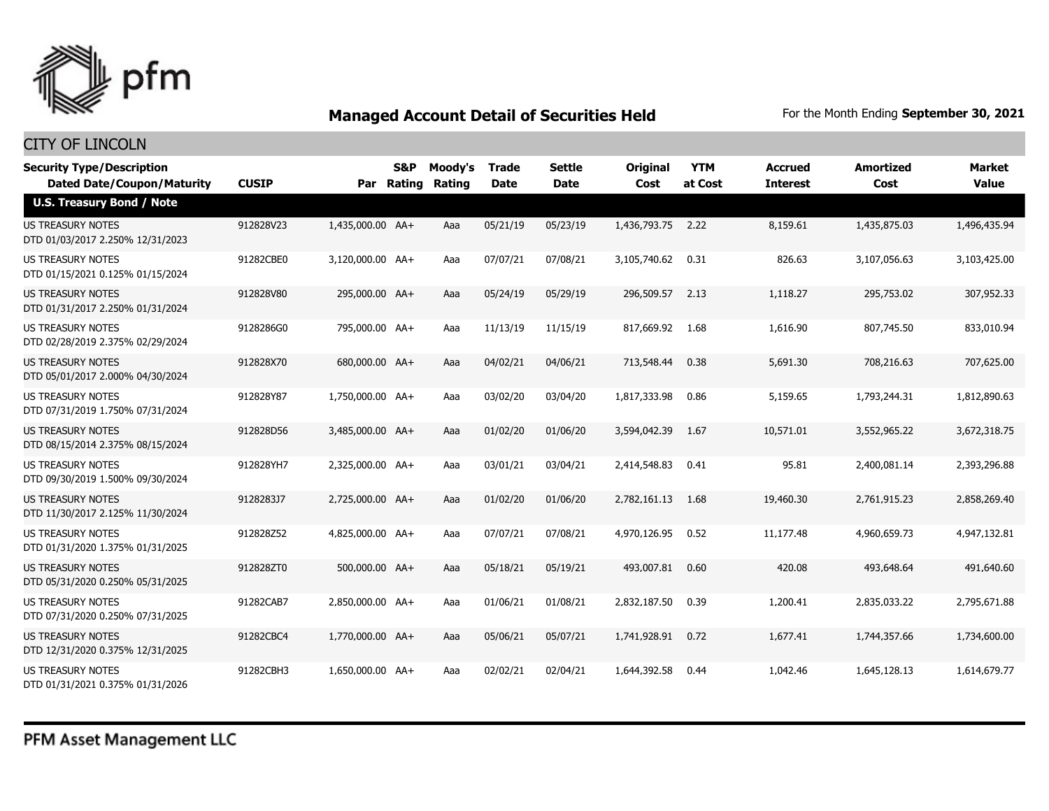## Managed Account Detail of Securities Held

For the Month Ending **September 30, 2021**

### CITY OF LINCOLN

| Security Type/Description Dated Date/Coupon/Maturity | CUSIP | Par | S&P Rating | Moody's Rating | Trade Date | Settle Date | Original Cost | YTM at Cost | Accrued Interest | Amortized Cost | Market Value |
|---|---|---|---|---|---|---|---|---|---|---|---|
| **U.S. Treasury Bond / Note** | | | | | | | | | | | |
| US TREASURY NOTES DTD 01/03/2017 2.250% 12/31/2023 | 912828V23 | 1,435,000.00 | AA+ | Aaa | 05/21/19 | 05/23/19 | 1,436,793.75 | 2.22 | 8,159.61 | 1,435,875.03 | 1,496,435.94 |
| US TREASURY NOTES DTD 01/15/2021 0.125% 01/15/2024 | 91282CBE0 | 3,120,000.00 | AA+ | Aaa | 07/07/21 | 07/08/21 | 3,105,740.62 | 0.31 | 826.63 | 3,107,056.63 | 3,103,425.00 |
| US TREASURY NOTES DTD 01/31/2017 2.250% 01/31/2024 | 912828V80 | 295,000.00 | AA+ | Aaa | 05/24/19 | 05/29/19 | 296,509.57 | 2.13 | 1,118.27 | 295,753.02 | 307,952.33 |
| US TREASURY NOTES DTD 02/28/2019 2.375% 02/29/2024 | 9128286G0 | 795,000.00 | AA+ | Aaa | 11/13/19 | 11/15/19 | 817,669.92 | 1.68 | 1,616.90 | 807,745.50 | 833,010.94 |
| US TREASURY NOTES DTD 05/01/2017 2.000% 04/30/2024 | 912828X70 | 680,000.00 | AA+ | Aaa | 04/02/21 | 04/06/21 | 713,548.44 | 0.38 | 5,691.30 | 708,216.63 | 707,625.00 |
| US TREASURY NOTES DTD 07/31/2019 1.750% 07/31/2024 | 912828Y87 | 1,750,000.00 | AA+ | Aaa | 03/02/20 | 03/04/20 | 1,817,333.98 | 0.86 | 5,159.65 | 1,793,244.31 | 1,812,890.63 |
| US TREASURY NOTES DTD 08/15/2014 2.375% 08/15/2024 | 912828D56 | 3,485,000.00 | AA+ | Aaa | 01/02/20 | 01/06/20 | 3,594,042.39 | 1.67 | 10,571.01 | 3,552,965.22 | 3,672,318.75 |
| US TREASURY NOTES DTD 09/30/2019 1.500% 09/30/2024 | 912828YH7 | 2,325,000.00 | AA+ | Aaa | 03/01/21 | 03/04/21 | 2,414,548.83 | 0.41 | 95.81 | 2,400,081.14 | 2,393,296.88 |
| US TREASURY NOTES DTD 11/30/2017 2.125% 11/30/2024 | 9128283J7 | 2,725,000.00 | AA+ | Aaa | 01/02/20 | 01/06/20 | 2,782,161.13 | 1.68 | 19,460.30 | 2,761,915.23 | 2,858,269.40 |
| US TREASURY NOTES DTD 01/31/2020 1.375% 01/31/2025 | 912828Z52 | 4,825,000.00 | AA+ | Aaa | 07/07/21 | 07/08/21 | 4,970,126.95 | 0.52 | 11,177.48 | 4,960,659.73 | 4,947,132.81 |
| US TREASURY NOTES DTD 05/31/2020 0.250% 05/31/2025 | 912828ZT0 | 500,000.00 | AA+ | Aaa | 05/18/21 | 05/19/21 | 493,007.81 | 0.60 | 420.08 | 493,648.64 | 491,640.60 |
| US TREASURY NOTES DTD 07/31/2020 0.250% 07/31/2025 | 91282CAB7 | 2,850,000.00 | AA+ | Aaa | 01/06/21 | 01/08/21 | 2,832,187.50 | 0.39 | 1,200.41 | 2,835,033.22 | 2,795,671.88 |
| US TREASURY NOTES DTD 12/31/2020 0.375% 12/31/2025 | 91282CBC4 | 1,770,000.00 | AA+ | Aaa | 05/06/21 | 05/07/21 | 1,741,928.91 | 0.72 | 1,677.41 | 1,744,357.66 | 1,734,600.00 |
| US TREASURY NOTES DTD 01/31/2021 0.375% 01/31/2026 | 91282CBH3 | 1,650,000.00 | AA+ | Aaa | 02/02/21 | 02/04/21 | 1,644,392.58 | 0.44 | 1,042.46 | 1,645,128.13 | 1,614,679.77 |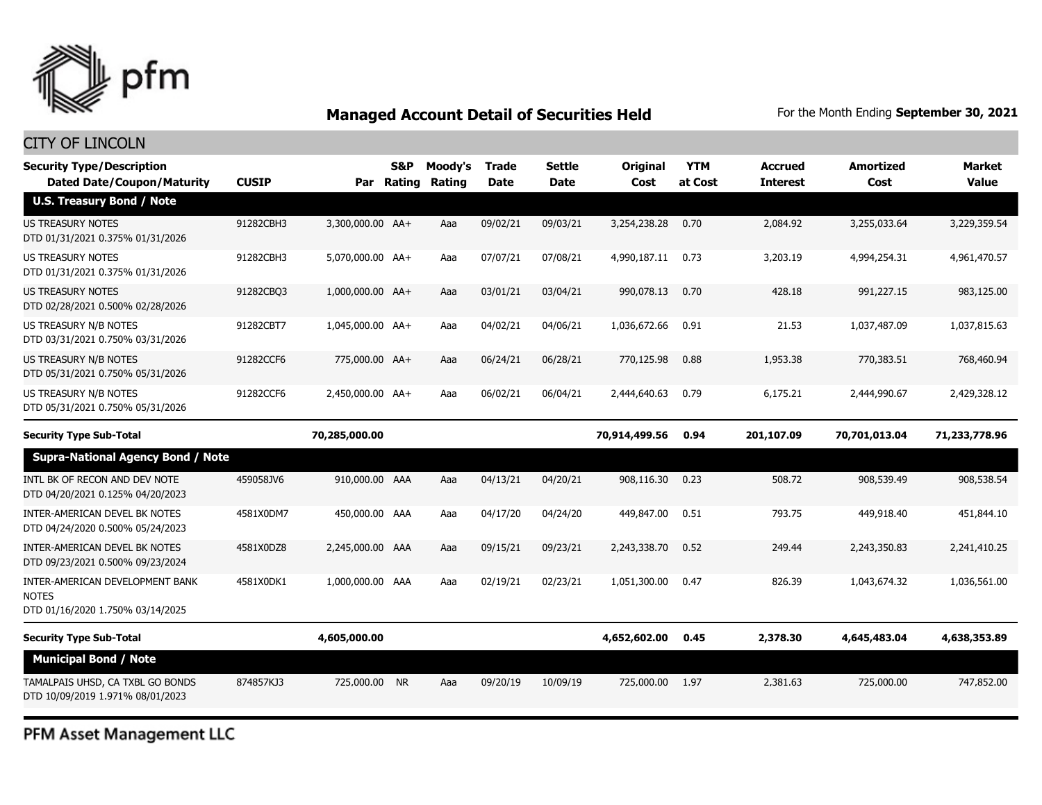# Managed Account Detail of Securities Held

For the Month Ending **September 30, 2021**

## CITY OF LINCOLN

| Security Type/Description Dated Date/Coupon/Maturity | CUSIP | Par | S&P Rating | Moody's Rating | Trade Date | Settle Date | Original Cost | YTM at Cost | Accrued Interest | Amortized Cost | Market Value |
|---|---|---|---|---|---|---|---|---|---|---|---|
| **U.S. Treasury Bond / Note** | | | | | | | | | | | |
| US TREASURY NOTES DTD 01/31/2021 0.375% 01/31/2026 | 91282CBH3 | 3,300,000.00 | AA+ | Aaa | 09/02/21 | 09/03/21 | 3,254,238.28 | 0.70 | 2,084.92 | 3,255,033.64 | 3,229,359.54 |
| US TREASURY NOTES DTD 01/31/2021 0.375% 01/31/2026 | 91282CBH3 | 5,070,000.00 | AA+ | Aaa | 07/07/21 | 07/08/21 | 4,990,187.11 | 0.73 | 3,203.19 | 4,994,254.31 | 4,961,470.57 |
| US TREASURY NOTES DTD 02/28/2021 0.500% 02/28/2026 | 91282CBQ3 | 1,000,000.00 | AA+ | Aaa | 03/01/21 | 03/04/21 | 990,078.13 | 0.70 | 428.18 | 991,227.15 | 983,125.00 |
| US TREASURY N/B NOTES DTD 03/31/2021 0.750% 03/31/2026 | 91282CBT7 | 1,045,000.00 | AA+ | Aaa | 04/02/21 | 04/06/21 | 1,036,672.66 | 0.91 | 21.53 | 1,037,487.09 | 1,037,815.63 |
| US TREASURY N/B NOTES DTD 05/31/2021 0.750% 05/31/2026 | 91282CCF6 | 775,000.00 | AA+ | Aaa | 06/24/21 | 06/28/21 | 770,125.98 | 0.88 | 1,953.38 | 770,383.51 | 768,460.94 |
| US TREASURY N/B NOTES DTD 05/31/2021 0.750% 05/31/2026 | 91282CCF6 | 2,450,000.00 | AA+ | Aaa | 06/02/21 | 06/04/21 | 2,444,640.63 | 0.79 | 6,175.21 | 2,444,990.67 | 2,429,328.12 |
| **Security Type Sub-Total** | | **70,285,000.00** | | | | | **70,914,499.56** | **0.94** | **201,107.09** | **70,701,013.04** | **71,233,778.96** |
| **Supra-National Agency Bond / Note** | | | | | | | | | | | |
| INTL BK OF RECON AND DEV NOTE DTD 04/20/2021 0.125% 04/20/2023 | 459058JV6 | 910,000.00 | AAA | Aaa | 04/13/21 | 04/20/21 | 908,116.30 | 0.23 | 508.72 | 908,539.49 | 908,538.54 |
| INTER-AMERICAN DEVEL BK NOTES DTD 04/24/2020 0.500% 05/24/2023 | 4581X0DM7 | 450,000.00 | AAA | Aaa | 04/17/20 | 04/24/20 | 449,847.00 | 0.51 | 793.75 | 449,918.40 | 451,844.10 |
| INTER-AMERICAN DEVEL BK NOTES DTD 09/23/2021 0.500% 09/23/2024 | 4581X0DZ8 | 2,245,000.00 | AAA | Aaa | 09/15/21 | 09/23/21 | 2,243,338.70 | 0.52 | 249.44 | 2,243,350.83 | 2,241,410.25 |
| INTER-AMERICAN DEVELOPMENT BANK NOTES DTD 01/16/2020 1.750% 03/14/2025 | 4581X0DK1 | 1,000,000.00 | AAA | Aaa | 02/19/21 | 02/23/21 | 1,051,300.00 | 0.47 | 826.39 | 1,043,674.32 | 1,036,561.00 |
| **Security Type Sub-Total** | | **4,605,000.00** | | | | | **4,652,602.00** | **0.45** | **2,378.30** | **4,645,483.04** | **4,638,353.89** |
| **Municipal Bond / Note** | | | | | | | | | | | |
| TAMALPAIS UHSD, CA TXBL GO BONDS DTD 10/09/2019 1.971% 08/01/2023 | 874857KJ3 | 725,000.00 | NR | Aaa | 09/20/19 | 10/09/19 | 725,000.00 | 1.97 | 2,381.63 | 725,000.00 | 747,852.00 |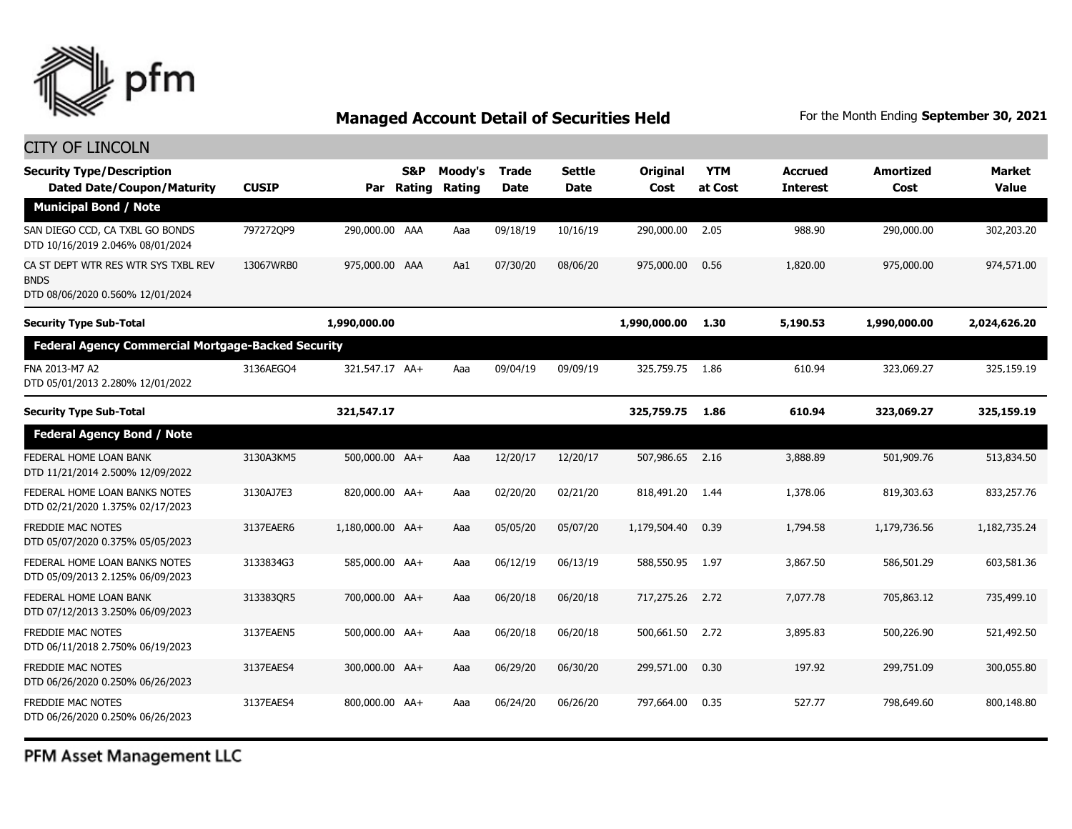## Managed Account Detail of Securities Held

For the Month Ending **September 30, 2021**

CITY OF LINCOLN

| Security Type/Description Dated Date/Coupon/Maturity | CUSIP | Par | S&P Rating | Moody's Rating | Trade Date | Settle Date | Original Cost | YTM at Cost | Accrued Interest | Amortized Cost | Market Value |
|---|---|---|---|---|---|---|---|---|---|---|---|
| **Municipal Bond / Note** | | | | | | | | | | | |
| SAN DIEGO CCD, CA TXBL GO BONDS DTD 10/16/2019 2.046% 08/01/2024 | 797272QP9 | 290,000.00 | AAA | Aaa | 09/18/19 | 10/16/19 | 290,000.00 | 2.05 | 988.90 | 290,000.00 | 302,203.20 |
| CA ST DEPT WTR RES WTR SYS TXBL REV BNDS DTD 08/06/2020 0.560% 12/01/2024 | 13067WRB0 | 975,000.00 | AAA | Aa1 | 07/30/20 | 08/06/20 | 975,000.00 | 0.56 | 1,820.00 | 975,000.00 | 974,571.00 |
| **Security Type Sub-Total** | | **1,990,000.00** | | | | | **1,990,000.00** | **1.30** | **5,190.53** | **1,990,000.00** | **2,024,626.20** |
| **Federal Agency Commercial Mortgage-Backed Security** | | | | | | | | | | | |
| FNA 2013-M7 A2 DTD 05/01/2013 2.280% 12/01/2022 | 3136AEGO4 | 321,547.17 | AA+ | Aaa | 09/04/19 | 09/09/19 | 325,759.75 | 1.86 | 610.94 | 323,069.27 | 325,159.19 |
| **Security Type Sub-Total** | | **321,547.17** | | | | | **325,759.75** | **1.86** | **610.94** | **323,069.27** | **325,159.19** |
| **Federal Agency Bond / Note** | | | | | | | | | | | |
| FEDERAL HOME LOAN BANK DTD 11/21/2014 2.500% 12/09/2022 | 3130A3KM5 | 500,000.00 | AA+ | Aaa | 12/20/17 | 12/20/17 | 507,986.65 | 2.16 | 3,888.89 | 501,909.76 | 513,834.50 |
| FEDERAL HOME LOAN BANKS NOTES DTD 02/21/2020 1.375% 02/17/2023 | 3130AJ7E3 | 820,000.00 | AA+ | Aaa | 02/20/20 | 02/21/20 | 818,491.20 | 1.44 | 1,378.06 | 819,303.63 | 833,257.76 |
| FREDDIE MAC NOTES DTD 05/07/2020 0.375% 05/05/2023 | 3137EAER6 | 1,180,000.00 | AA+ | Aaa | 05/05/20 | 05/07/20 | 1,179,504.40 | 0.39 | 1,794.58 | 1,179,736.56 | 1,182,735.24 |
| FEDERAL HOME LOAN BANKS NOTES DTD 05/09/2013 2.125% 06/09/2023 | 3133834G3 | 585,000.00 | AA+ | Aaa | 06/12/19 | 06/13/19 | 588,550.95 | 1.97 | 3,867.50 | 586,501.29 | 603,581.36 |
| FEDERAL HOME LOAN BANK DTD 07/12/2013 3.250% 06/09/2023 | 313383QR5 | 700,000.00 | AA+ | Aaa | 06/20/18 | 06/20/18 | 717,275.26 | 2.72 | 7,077.78 | 705,863.12 | 735,499.10 |
| FREDDIE MAC NOTES DTD 06/11/2018 2.750% 06/19/2023 | 3137EAEN5 | 500,000.00 | AA+ | Aaa | 06/20/18 | 06/20/18 | 500,661.50 | 2.72 | 3,895.83 | 500,226.90 | 521,492.50 |
| FREDDIE MAC NOTES DTD 06/26/2020 0.250% 06/26/2023 | 3137EAES4 | 300,000.00 | AA+ | Aaa | 06/29/20 | 06/30/20 | 299,571.00 | 0.30 | 197.92 | 299,751.09 | 300,055.80 |
| FREDDIE MAC NOTES DTD 06/26/2020 0.250% 06/26/2023 | 3137EAES4 | 800,000.00 | AA+ | Aaa | 06/24/20 | 06/26/20 | 797,664.00 | 0.35 | 527.77 | 798,649.60 | 800,148.80 |

PFM Asset Management LLC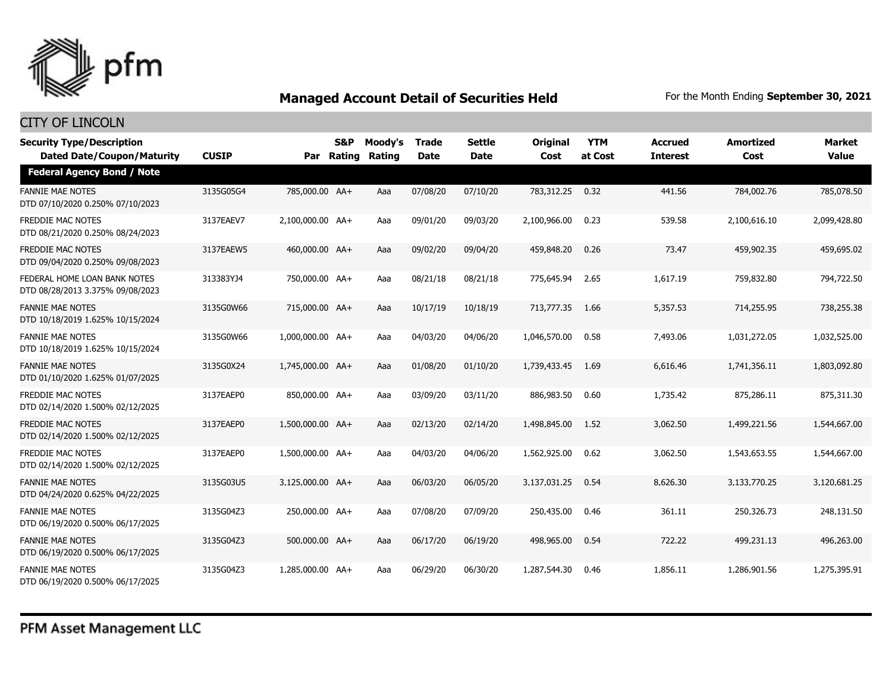## Managed Account Detail of Securities Held

For the Month Ending **September 30, 2021**

CITY OF LINCOLN

| Security Type/Description Dated Date/Coupon/Maturity | CUSIP | Par | S&P Rating | Moody's Rating | Trade Date | Settle Date | Original Cost | YTM at Cost | Accrued Interest | Amortized Cost | Market Value |
|---|---|---|---|---|---|---|---|---|---|---|---|
| **Federal Agency Bond / Note** | | | | | | | | | | | |
| FANNIE MAE NOTES DTD 07/10/2020 0.250% 07/10/2023 | 3135G05G4 | 785,000.00 | AA+ | Aaa | 07/08/20 | 07/10/20 | 783,312.25 | 0.32 | 441.56 | 784,002.76 | 785,078.50 |
| FREDDIE MAC NOTES DTD 08/21/2020 0.250% 08/24/2023 | 3137EAEV7 | 2,100,000.00 | AA+ | Aaa | 09/01/20 | 09/03/20 | 2,100,966.00 | 0.23 | 539.58 | 2,100,616.10 | 2,099,428.80 |
| FREDDIE MAC NOTES DTD 09/04/2020 0.250% 09/08/2023 | 3137EAEW5 | 460,000.00 | AA+ | Aaa | 09/02/20 | 09/04/20 | 459,848.20 | 0.26 | 73.47 | 459,902.35 | 459,695.02 |
| FEDERAL HOME LOAN BANK NOTES DTD 08/28/2013 3.375% 09/08/2023 | 313383YJ4 | 750,000.00 | AA+ | Aaa | 08/21/18 | 08/21/18 | 775,645.94 | 2.65 | 1,617.19 | 759,832.80 | 794,722.50 |
| FANNIE MAE NOTES DTD 10/18/2019 1.625% 10/15/2024 | 3135G0W66 | 715,000.00 | AA+ | Aaa | 10/17/19 | 10/18/19 | 713,777.35 | 1.66 | 5,357.53 | 714,255.95 | 738,255.38 |
| FANNIE MAE NOTES DTD 10/18/2019 1.625% 10/15/2024 | 3135G0W66 | 1,000,000.00 | AA+ | Aaa | 04/03/20 | 04/06/20 | 1,046,570.00 | 0.58 | 7,493.06 | 1,031,272.05 | 1,032,525.00 |
| FANNIE MAE NOTES DTD 01/10/2020 1.625% 01/07/2025 | 3135G0X24 | 1,745,000.00 | AA+ | Aaa | 01/08/20 | 01/10/20 | 1,739,433.45 | 1.69 | 6,616.46 | 1,741,356.11 | 1,803,092.80 |
| FREDDIE MAC NOTES DTD 02/14/2020 1.500% 02/12/2025 | 3137EAEP0 | 850,000.00 | AA+ | Aaa | 03/09/20 | 03/11/20 | 886,983.50 | 0.60 | 1,735.42 | 875,286.11 | 875,311.30 |
| FREDDIE MAC NOTES DTD 02/14/2020 1.500% 02/12/2025 | 3137EAEP0 | 1,500,000.00 | AA+ | Aaa | 02/13/20 | 02/14/20 | 1,498,845.00 | 1.52 | 3,062.50 | 1,499,221.56 | 1,544,667.00 |
| FREDDIE MAC NOTES DTD 02/14/2020 1.500% 02/12/2025 | 3137EAEP0 | 1,500,000.00 | AA+ | Aaa | 04/03/20 | 04/06/20 | 1,562,925.00 | 0.62 | 3,062.50 | 1,543,653.55 | 1,544,667.00 |
| FANNIE MAE NOTES DTD 04/24/2020 0.625% 04/22/2025 | 3135G03U5 | 3,125,000.00 | AA+ | Aaa | 06/03/20 | 06/05/20 | 3,137,031.25 | 0.54 | 8,626.30 | 3,133,770.25 | 3,120,681.25 |
| FANNIE MAE NOTES DTD 06/19/2020 0.500% 06/17/2025 | 3135G04Z3 | 250,000.00 | AA+ | Aaa | 07/08/20 | 07/09/20 | 250,435.00 | 0.46 | 361.11 | 250,326.73 | 248,131.50 |
| FANNIE MAE NOTES DTD 06/19/2020 0.500% 06/17/2025 | 3135G04Z3 | 500,000.00 | AA+ | Aaa | 06/17/20 | 06/19/20 | 498,965.00 | 0.54 | 722.22 | 499,231.13 | 496,263.00 |
| FANNIE MAE NOTES DTD 06/19/2020 0.500% 06/17/2025 | 3135G04Z3 | 1,285,000.00 | AA+ | Aaa | 06/29/20 | 06/30/20 | 1,287,544.30 | 0.46 | 1,856.11 | 1,286,901.56 | 1,275,395.91 |

PFM Asset Management LLC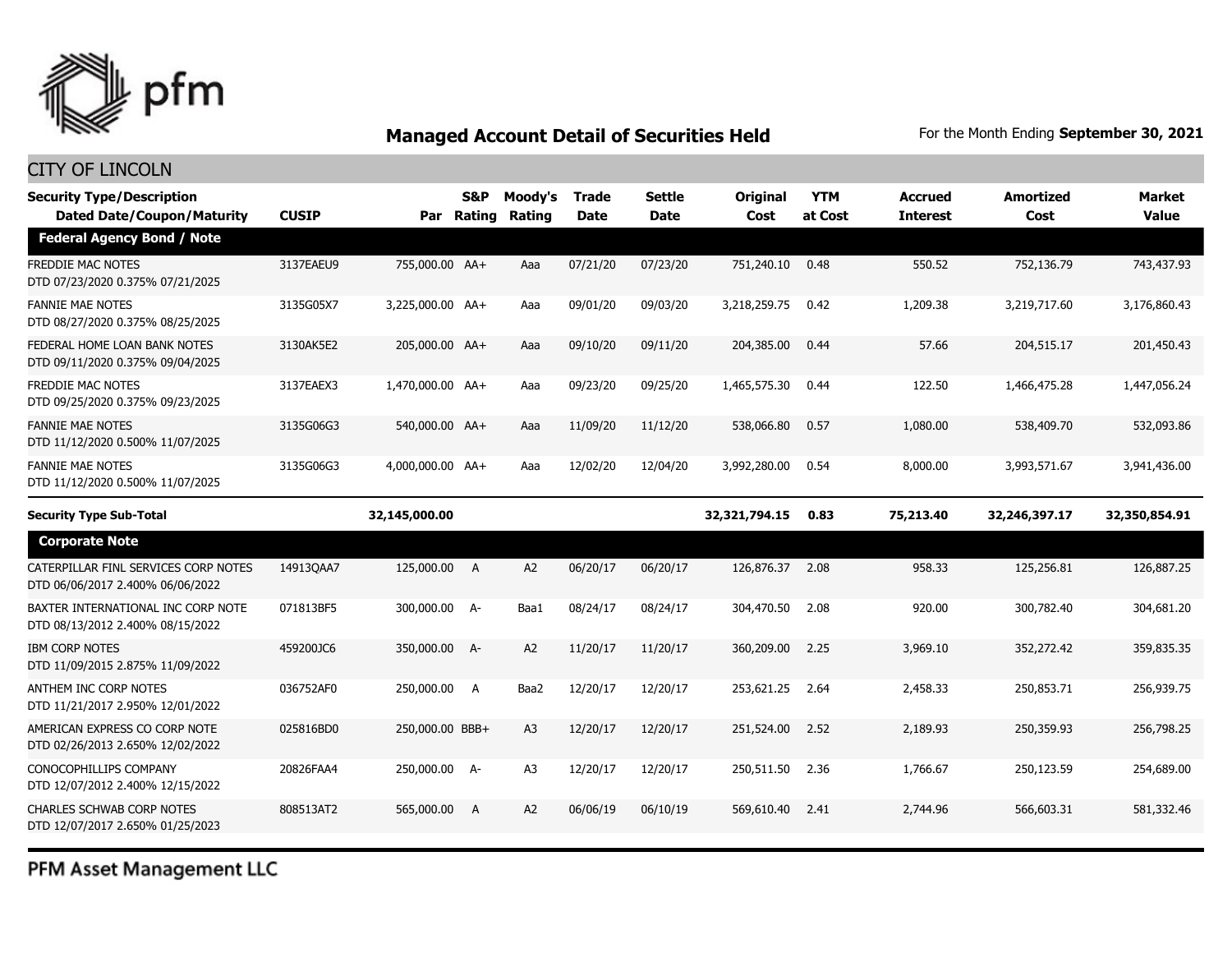## Managed Account Detail of Securities Held

For the Month Ending **September 30, 2021**

### CITY OF LINCOLN

| Security Type/Description Dated Date/Coupon/Maturity | CUSIP | Par | S&P Rating | Moody's Rating | Trade Date | Settle Date | Original Cost | YTM at Cost | Accrued Interest | Amortized Cost | Market Value |
|---|---|---|---|---|---|---|---|---|---|---|---|
| **Federal Agency Bond / Note** | | | | | | | | | | | |
| FREDDIE MAC NOTES DTD 07/23/2020 0.375% 07/21/2025 | 3137EAEU9 | 755,000.00 | AA+ | Aaa | 07/21/20 | 07/23/20 | 751,240.10 | 0.48 | 550.52 | 752,136.79 | 743,437.93 |
| FANNIE MAE NOTES DTD 08/27/2020 0.375% 08/25/2025 | 3135G05X7 | 3,225,000.00 | AA+ | Aaa | 09/01/20 | 09/03/20 | 3,218,259.75 | 0.42 | 1,209.38 | 3,219,717.60 | 3,176,860.43 |
| FEDERAL HOME LOAN BANK NOTES DTD 09/11/2020 0.375% 09/04/2025 | 3130AK5E2 | 205,000.00 | AA+ | Aaa | 09/10/20 | 09/11/20 | 204,385.00 | 0.44 | 57.66 | 204,515.17 | 201,450.43 |
| FREDDIE MAC NOTES DTD 09/25/2020 0.375% 09/23/2025 | 3137EAEX3 | 1,470,000.00 | AA+ | Aaa | 09/23/20 | 09/25/20 | 1,465,575.30 | 0.44 | 122.50 | 1,466,475.28 | 1,447,056.24 |
| FANNIE MAE NOTES DTD 11/12/2020 0.500% 11/07/2025 | 3135G06G3 | 540,000.00 | AA+ | Aaa | 11/09/20 | 11/12/20 | 538,066.80 | 0.57 | 1,080.00 | 538,409.70 | 532,093.86 |
| FANNIE MAE NOTES DTD 11/12/2020 0.500% 11/07/2025 | 3135G06G3 | 4,000,000.00 | AA+ | Aaa | 12/02/20 | 12/04/20 | 3,992,280.00 | 0.54 | 8,000.00 | 3,993,571.67 | 3,941,436.00 |
| **Security Type Sub-Total** | | **32,145,000.00** | | | | | **32,321,794.15** | **0.83** | **75,213.40** | **32,246,397.17** | **32,350,854.91** |
| **Corporate Note** | | | | | | | | | | | |
| CATERPILLAR FINL SERVICES CORP NOTES DTD 06/06/2017 2.400% 06/06/2022 | 14913QAA7 | 125,000.00 | A | A2 | 06/20/17 | 06/20/17 | 126,876.37 | 2.08 | 958.33 | 125,256.81 | 126,887.25 |
| BAXTER INTERNATIONAL INC CORP NOTE DTD 08/13/2012 2.400% 08/15/2022 | 071813BF5 | 300,000.00 | A- | Baa1 | 08/24/17 | 08/24/17 | 304,470.50 | 2.08 | 920.00 | 300,782.40 | 304,681.20 |
| IBM CORP NOTES DTD 11/09/2015 2.875% 11/09/2022 | 459200JC6 | 350,000.00 | A- | A2 | 11/20/17 | 11/20/17 | 360,209.00 | 2.25 | 3,969.10 | 352,272.42 | 359,835.35 |
| ANTHEM INC CORP NOTES DTD 11/21/2017 2.950% 12/01/2022 | 036752AF0 | 250,000.00 | A | Baa2 | 12/20/17 | 12/20/17 | 253,621.25 | 2.64 | 2,458.33 | 250,853.71 | 256,939.75 |
| AMERICAN EXPRESS CO CORP NOTE DTD 02/26/2013 2.650% 12/02/2022 | 025816BD0 | 250,000.00 | BBB+ | A3 | 12/20/17 | 12/20/17 | 251,524.00 | 2.52 | 2,189.93 | 250,359.93 | 256,798.25 |
| CONOCOPHILLIPS COMPANY DTD 12/07/2012 2.400% 12/15/2022 | 20826FAA4 | 250,000.00 | A- | A3 | 12/20/17 | 12/20/17 | 250,511.50 | 2.36 | 1,766.67 | 250,123.59 | 254,689.00 |
| CHARLES SCHWAB CORP NOTES DTD 12/07/2017 2.650% 01/25/2023 | 808513AT2 | 565,000.00 | A | A2 | 06/06/19 | 06/10/19 | 569,610.40 | 2.41 | 2,744.96 | 566,603.31 | 581,332.46 |

PFM Asset Management LLC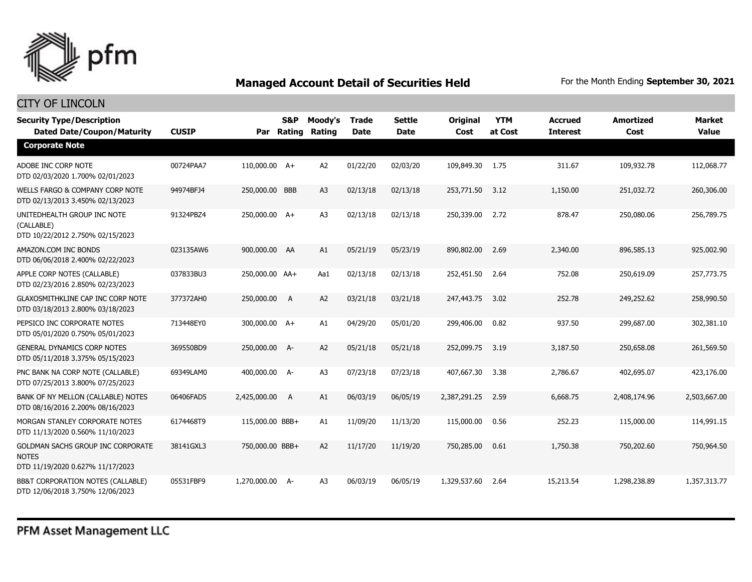# Managed Account Detail of Securities Held

For the Month Ending **September 30, 2021**

## CITY OF LINCOLN

| Security Type/Description Dated Date/Coupon/Maturity | CUSIP | Par | S&P Rating | Moody's Rating | Trade Date | Settle Date | Original Cost | YTM at Cost | Accrued Interest | Amortized Cost | Market Value |
|---|---|---|---|---|---|---|---|---|---|---|---|
| **Corporate Note** | | | | | | | | | | | |
| ADOBE INC CORP NOTE DTD 02/03/2020 1.700% 02/01/2023 | 00724PAA7 | 110,000.00 | A+ | A2 | 01/22/20 | 02/03/20 | 109,849.30 | 1.75 | 311.67 | 109,932.78 | 112,068.77 |
| WELLS FARGO & COMPANY CORP NOTE DTD 02/13/2013 3.450% 02/13/2023 | 94974BFJ4 | 250,000.00 | BBB | A3 | 02/13/18 | 02/13/18 | 253,771.50 | 3.12 | 1,150.00 | 251,032.72 | 260,306.00 |
| UNITEDHEALTH GROUP INC NOTE (CALLABLE) DTD 10/22/2012 2.750% 02/15/2023 | 91324PBZ4 | 250,000.00 | A+ | A3 | 02/13/18 | 02/13/18 | 250,339.00 | 2.72 | 878.47 | 250,080.06 | 256,789.75 |
| AMAZON.COM INC BONDS DTD 06/06/2018 2.400% 02/22/2023 | 023135AW6 | 900,000.00 | AA | A1 | 05/21/19 | 05/23/19 | 890,802.00 | 2.69 | 2,340.00 | 896,585.13 | 925,002.90 |
| APPLE CORP NOTES (CALLABLE) DTD 02/23/2016 2.850% 02/23/2023 | 037833BU3 | 250,000.00 | AA+ | Aa1 | 02/13/18 | 02/13/18 | 252,451.50 | 2.64 | 752.08 | 250,619.09 | 257,773.75 |
| GLAXOSMITHKLINE CAP INC CORP NOTE DTD 03/18/2013 2.800% 03/18/2023 | 377372AH0 | 250,000.00 | A | A2 | 03/21/18 | 03/21/18 | 247,443.75 | 3.02 | 252.78 | 249,252.62 | 258,990.50 |
| PEPSICO INC CORPORATE NOTES DTD 05/01/2020 0.750% 05/01/2023 | 713448EY0 | 300,000.00 | A+ | A1 | 04/29/20 | 05/01/20 | 299,406.00 | 0.82 | 937.50 | 299,687.00 | 302,381.10 |
| GENERAL DYNAMICS CORP NOTES DTD 05/11/2018 3.375% 05/15/2023 | 369550BD9 | 250,000.00 | A- | A2 | 05/21/18 | 05/21/18 | 252,099.75 | 3.19 | 3,187.50 | 250,658.08 | 261,569.50 |
| PNC BANK NA CORP NOTE (CALLABLE) DTD 07/25/2013 3.800% 07/25/2023 | 69349LAM0 | 400,000.00 | A- | A3 | 07/23/18 | 07/23/18 | 407,667.30 | 3.38 | 2,786.67 | 402,695.07 | 423,176.00 |
| BANK OF NY MELLON (CALLABLE) NOTES DTD 08/16/2016 2.200% 08/16/2023 | 06406FAD5 | 2,425,000.00 | A | A1 | 06/03/19 | 06/05/19 | 2,387,291.25 | 2.59 | 6,668.75 | 2,408,174.96 | 2,503,667.00 |
| MORGAN STANLEY CORPORATE NOTES DTD 11/13/2020 0.560% 11/10/2023 | 6174468T9 | 115,000.00 | BBB+ | A1 | 11/09/20 | 11/13/20 | 115,000.00 | 0.56 | 252.23 | 115,000.00 | 114,991.15 |
| GOLDMAN SACHS GROUP INC CORPORATE NOTES DTD 11/19/2020 0.627% 11/17/2023 | 38141GXL3 | 750,000.00 | BBB+ | A2 | 11/17/20 | 11/19/20 | 750,285.00 | 0.61 | 1,750.38 | 750,202.60 | 750,964.50 |
| BB&T CORPORATION NOTES (CALLABLE) DTD 12/06/2018 3.750% 12/06/2023 | 05531FBF9 | 1,270,000.00 | A- | A3 | 06/03/19 | 06/05/19 | 1,329,537.60 | 2.64 | 15,213.54 | 1,298,238.89 | 1,357,313.77 |

PFM Asset Management LLC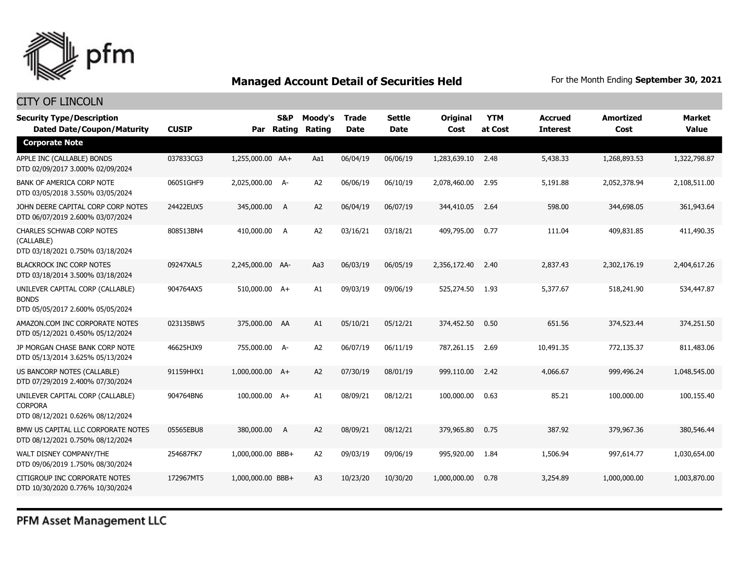# Managed Account Detail of Securities Held

For the Month Ending **September 30, 2021**

## CITY OF LINCOLN

| Security Type/Description Dated Date/Coupon/Maturity | CUSIP | Par | S&P Rating | Moody's Rating | Trade Date | Settle Date | Original Cost | YTM at Cost | Accrued Interest | Amortized Cost | Market Value |
|---|---|---|---|---|---|---|---|---|---|---|---|
| **Corporate Note** | | | | | | | | | | | |
| APPLE INC (CALLABLE) BONDS DTD 02/09/2017 3.000% 02/09/2024 | 037833CG3 | 1,255,000.00 | AA+ | Aa1 | 06/04/19 | 06/06/19 | 1,283,639.10 | 2.48 | 5,438.33 | 1,268,893.53 | 1,322,798.87 |
| BANK OF AMERICA CORP NOTE DTD 03/05/2018 3.550% 03/05/2024 | 06051GHF9 | 2,025,000.00 | A- | A2 | 06/06/19 | 06/10/19 | 2,078,460.00 | 2.95 | 5,191.88 | 2,052,378.94 | 2,108,511.00 |
| JOHN DEERE CAPITAL CORP CORP NOTES DTD 06/07/2019 2.600% 03/07/2024 | 24422EUX5 | 345,000.00 | A | A2 | 06/04/19 | 06/07/19 | 344,410.05 | 2.64 | 598.00 | 344,698.05 | 361,943.64 |
| CHARLES SCHWAB CORP NOTES (CALLABLE) DTD 03/18/2021 0.750% 03/18/2024 | 808513BN4 | 410,000.00 | A | A2 | 03/16/21 | 03/18/21 | 409,795.00 | 0.77 | 111.04 | 409,831.85 | 411,490.35 |
| BLACKROCK INC CORP NOTES DTD 03/18/2014 3.500% 03/18/2024 | 09247XAL5 | 2,245,000.00 | AA- | Aa3 | 06/03/19 | 06/05/19 | 2,356,172.40 | 2.40 | 2,837.43 | 2,302,176.19 | 2,404,617.26 |
| UNILEVER CAPITAL CORP (CALLABLE) BONDS DTD 05/05/2017 2.600% 05/05/2024 | 904764AX5 | 510,000.00 | A+ | A1 | 09/03/19 | 09/06/19 | 525,274.50 | 1.93 | 5,377.67 | 518,241.90 | 534,447.87 |
| AMAZON.COM INC CORPORATE NOTES DTD 05/12/2021 0.450% 05/12/2024 | 023135BW5 | 375,000.00 | AA | A1 | 05/10/21 | 05/12/21 | 374,452.50 | 0.50 | 651.56 | 374,523.44 | 374,251.50 |
| JP MORGAN CHASE BANK CORP NOTE DTD 05/13/2014 3.625% 05/13/2024 | 46625HJX9 | 755,000.00 | A- | A2 | 06/07/19 | 06/11/19 | 787,261.15 | 2.69 | 10,491.35 | 772,135.37 | 811,483.06 |
| US BANCORP NOTES (CALLABLE) DTD 07/29/2019 2.400% 07/30/2024 | 91159HHX1 | 1,000,000.00 | A+ | A2 | 07/30/19 | 08/01/19 | 999,110.00 | 2.42 | 4,066.67 | 999,496.24 | 1,048,545.00 |
| UNILEVER CAPITAL CORP (CALLABLE) CORPORA DTD 08/12/2021 0.626% 08/12/2024 | 904764BN6 | 100,000.00 | A+ | A1 | 08/09/21 | 08/12/21 | 100,000.00 | 0.63 | 85.21 | 100,000.00 | 100,155.40 |
| BMW US CAPITAL LLC CORPORATE NOTES DTD 08/12/2021 0.750% 08/12/2024 | 05565EBU8 | 380,000.00 | A | A2 | 08/09/21 | 08/12/21 | 379,965.80 | 0.75 | 387.92 | 379,967.36 | 380,546.44 |
| WALT DISNEY COMPANY/THE DTD 09/06/2019 1.750% 08/30/2024 | 254687FK7 | 1,000,000.00 | BBB+ | A2 | 09/03/19 | 09/06/19 | 995,920.00 | 1.84 | 1,506.94 | 997,614.77 | 1,030,654.00 |
| CITIGROUP INC CORPORATE NOTES DTD 10/30/2020 0.776% 10/30/2024 | 172967MT5 | 1,000,000.00 | BBB+ | A3 | 10/23/20 | 10/30/20 | 1,000,000.00 | 0.78 | 3,254.89 | 1,000,000.00 | 1,003,870.00 |

PFM Asset Management LLC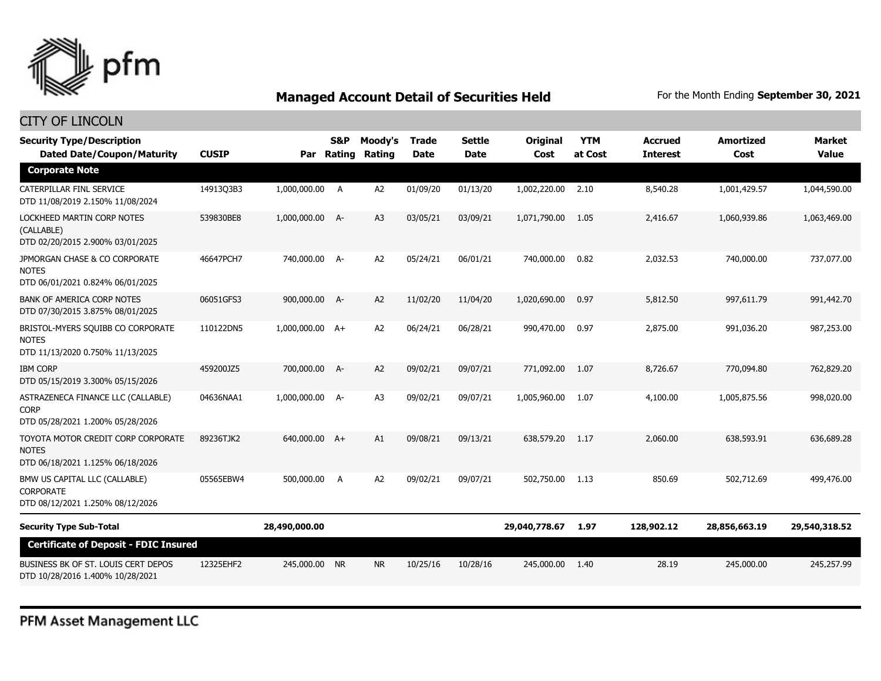# Managed Account Detail of Securities Held

For the Month Ending **September 30, 2021**

CITY OF LINCOLN

| Security Type/Description Dated Date/Coupon/Maturity | CUSIP | Par | S&P Rating | Moody's Rating | Trade Date | Settle Date | Original Cost | YTM at Cost | Accrued Interest | Amortized Cost | Market Value |
|---|---|---|---|---|---|---|---|---|---|---|---|
| **Corporate Note** | | | | | | | | | | | |
| CATERPILLAR FINL SERVICE DTD 11/08/2019 2.150% 11/08/2024 | 14913Q3B3 | 1,000,000.00 | A | A2 | 01/09/20 | 01/13/20 | 1,002,220.00 | 2.10 | 8,540.28 | 1,001,429.57 | 1,044,590.00 |
| LOCKHEED MARTIN CORP NOTES (CALLABLE) DTD 02/20/2015 2.900% 03/01/2025 | 539830BE8 | 1,000,000.00 | A- | A3 | 03/05/21 | 03/09/21 | 1,071,790.00 | 1.05 | 2,416.67 | 1,060,939.86 | 1,063,469.00 |
| JPMORGAN CHASE & CO CORPORATE NOTES DTD 06/01/2021 0.824% 06/01/2025 | 46647PCH7 | 740,000.00 | A- | A2 | 05/24/21 | 06/01/21 | 740,000.00 | 0.82 | 2,032.53 | 740,000.00 | 737,077.00 |
| BANK OF AMERICA CORP NOTES DTD 07/30/2015 3.875% 08/01/2025 | 06051GFS3 | 900,000.00 | A- | A2 | 11/02/20 | 11/04/20 | 1,020,690.00 | 0.97 | 5,812.50 | 997,611.79 | 991,442.70 |
| BRISTOL-MYERS SQUIBB CO CORPORATE NOTES DTD 11/13/2020 0.750% 11/13/2025 | 110122DN5 | 1,000,000.00 | A+ | A2 | 06/24/21 | 06/28/21 | 990,470.00 | 0.97 | 2,875.00 | 991,036.20 | 987,253.00 |
| IBM CORP DTD 05/15/2019 3.300% 05/15/2026 | 459200JZ5 | 700,000.00 | A- | A2 | 09/02/21 | 09/07/21 | 771,092.00 | 1.07 | 8,726.67 | 770,094.80 | 762,829.20 |
| ASTRAZENECA FINANCE LLC (CALLABLE) CORP DTD 05/28/2021 1.200% 05/28/2026 | 04636NAA1 | 1,000,000.00 | A- | A3 | 09/02/21 | 09/07/21 | 1,005,960.00 | 1.07 | 4,100.00 | 1,005,875.56 | 998,020.00 |
| TOYOTA MOTOR CREDIT CORP CORPORATE NOTES DTD 06/18/2021 1.125% 06/18/2026 | 89236TJK2 | 640,000.00 | A+ | A1 | 09/08/21 | 09/13/21 | 638,579.20 | 1.17 | 2,060.00 | 638,593.91 | 636,689.28 |
| BMW US CAPITAL LLC (CALLABLE) CORPORATE DTD 08/12/2021 1.250% 08/12/2026 | 05565EBW4 | 500,000.00 | A | A2 | 09/02/21 | 09/07/21 | 502,750.00 | 1.13 | 850.69 | 502,712.69 | 499,476.00 |
| **Security Type Sub-Total** | | **28,490,000.00** | | | | | **29,040,778.67** | **1.97** | **128,902.12** | **28,856,663.19** | **29,540,318.52** |
| **Certificate of Deposit - FDIC Insured** | | | | | | | | | | | |
| BUSINESS BK OF ST. LOUIS CERT DEPOS DTD 10/28/2016 1.400% 10/28/2021 | 12325EHF2 | 245,000.00 | NR | NR | 10/25/16 | 10/28/16 | 245,000.00 | 1.40 | 28.19 | 245,000.00 | 245,257.99 |

PFM Asset Management LLC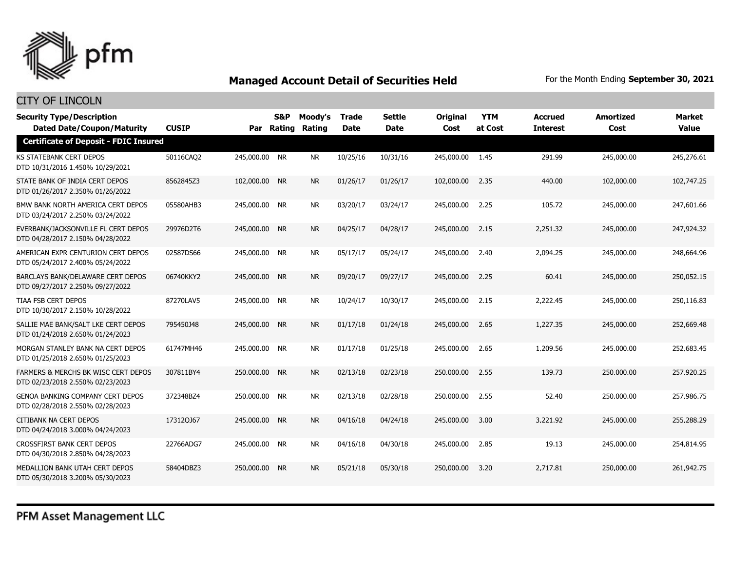## Managed Account Detail of Securities Held

For the Month Ending **September 30, 2021**

CITY OF LINCOLN

| Security Type/Description Dated Date/Coupon/Maturity | CUSIP | Par | S&P Rating | Moody's Rating | Trade Date | Settle Date | Original Cost | YTM at Cost | Accrued Interest | Amortized Cost | Market Value |
|---|---|---|---|---|---|---|---|---|---|---|---|
| **Certificate of Deposit - FDIC Insured** | | | | | | | | | | | |
| KS STATEBANK CERT DEPOS DTD 10/31/2016 1.450% 10/29/2021 | 50116CAQ2 | 245,000.00 | NR | NR | 10/25/16 | 10/31/16 | 245,000.00 | 1.45 | 291.99 | 245,000.00 | 245,276.61 |
| STATE BANK OF INDIA CERT DEPOS DTD 01/26/2017 2.350% 01/26/2022 | 8562845Z3 | 102,000.00 | NR | NR | 01/26/17 | 01/26/17 | 102,000.00 | 2.35 | 440.00 | 102,000.00 | 102,747.25 |
| BMW BANK NORTH AMERICA CERT DEPOS DTD 03/24/2017 2.250% 03/24/2022 | 05580AHB3 | 245,000.00 | NR | NR | 03/20/17 | 03/24/17 | 245,000.00 | 2.25 | 105.72 | 245,000.00 | 247,601.66 |
| EVERBANK/JACKSONVILLE FL CERT DEPOS DTD 04/28/2017 2.150% 04/28/2022 | 29976D2T6 | 245,000.00 | NR | NR | 04/25/17 | 04/28/17 | 245,000.00 | 2.15 | 2,251.32 | 245,000.00 | 247,924.32 |
| AMERICAN EXPR CENTURION CERT DEPOS DTD 05/24/2017 2.400% 05/24/2022 | 02587DS66 | 245,000.00 | NR | NR | 05/17/17 | 05/24/17 | 245,000.00 | 2.40 | 2,094.25 | 245,000.00 | 248,664.96 |
| BARCLAYS BANK/DELAWARE CERT DEPOS DTD 09/27/2017 2.250% 09/27/2022 | 06740KKY2 | 245,000.00 | NR | NR | 09/20/17 | 09/27/17 | 245,000.00 | 2.25 | 60.41 | 245,000.00 | 250,052.15 |
| TIAA FSB CERT DEPOS DTD 10/30/2017 2.150% 10/28/2022 | 87270LAV5 | 245,000.00 | NR | NR | 10/24/17 | 10/30/17 | 245,000.00 | 2.15 | 2,222.45 | 245,000.00 | 250,116.83 |
| SALLIE MAE BANK/SALT LKE CERT DEPOS DTD 01/24/2018 2.650% 01/24/2023 | 795450J48 | 245,000.00 | NR | NR | 01/17/18 | 01/24/18 | 245,000.00 | 2.65 | 1,227.35 | 245,000.00 | 252,669.48 |
| MORGAN STANLEY BANK NA CERT DEPOS DTD 01/25/2018 2.650% 01/25/2023 | 61747MH46 | 245,000.00 | NR | NR | 01/17/18 | 01/25/18 | 245,000.00 | 2.65 | 1,209.56 | 245,000.00 | 252,683.45 |
| FARMERS & MERCHS BK WISC CERT DEPOS DTD 02/23/2018 2.550% 02/23/2023 | 307811BY4 | 250,000.00 | NR | NR | 02/13/18 | 02/23/18 | 250,000.00 | 2.55 | 139.73 | 250,000.00 | 257,920.25 |
| GENOA BANKING COMPANY CERT DEPOS DTD 02/28/2018 2.550% 02/28/2023 | 372348BZ4 | 250,000.00 | NR | NR | 02/13/18 | 02/28/18 | 250,000.00 | 2.55 | 52.40 | 250,000.00 | 257,986.75 |
| CITIBANK NA CERT DEPOS DTD 04/24/2018 3.000% 04/24/2023 | 17312QJ67 | 245,000.00 | NR | NR | 04/16/18 | 04/24/18 | 245,000.00 | 3.00 | 3,221.92 | 245,000.00 | 255,288.29 |
| CROSSFIRST BANK CERT DEPOS DTD 04/30/2018 2.850% 04/28/2023 | 22766ADG7 | 245,000.00 | NR | NR | 04/16/18 | 04/30/18 | 245,000.00 | 2.85 | 19.13 | 245,000.00 | 254,814.95 |
| MEDALLION BANK UTAH CERT DEPOS DTD 05/30/2018 3.200% 05/30/2023 | 58404DBZ3 | 250,000.00 | NR | NR | 05/21/18 | 05/30/18 | 250,000.00 | 3.20 | 2,717.81 | 250,000.00 | 261,942.75 |

PFM Asset Management LLC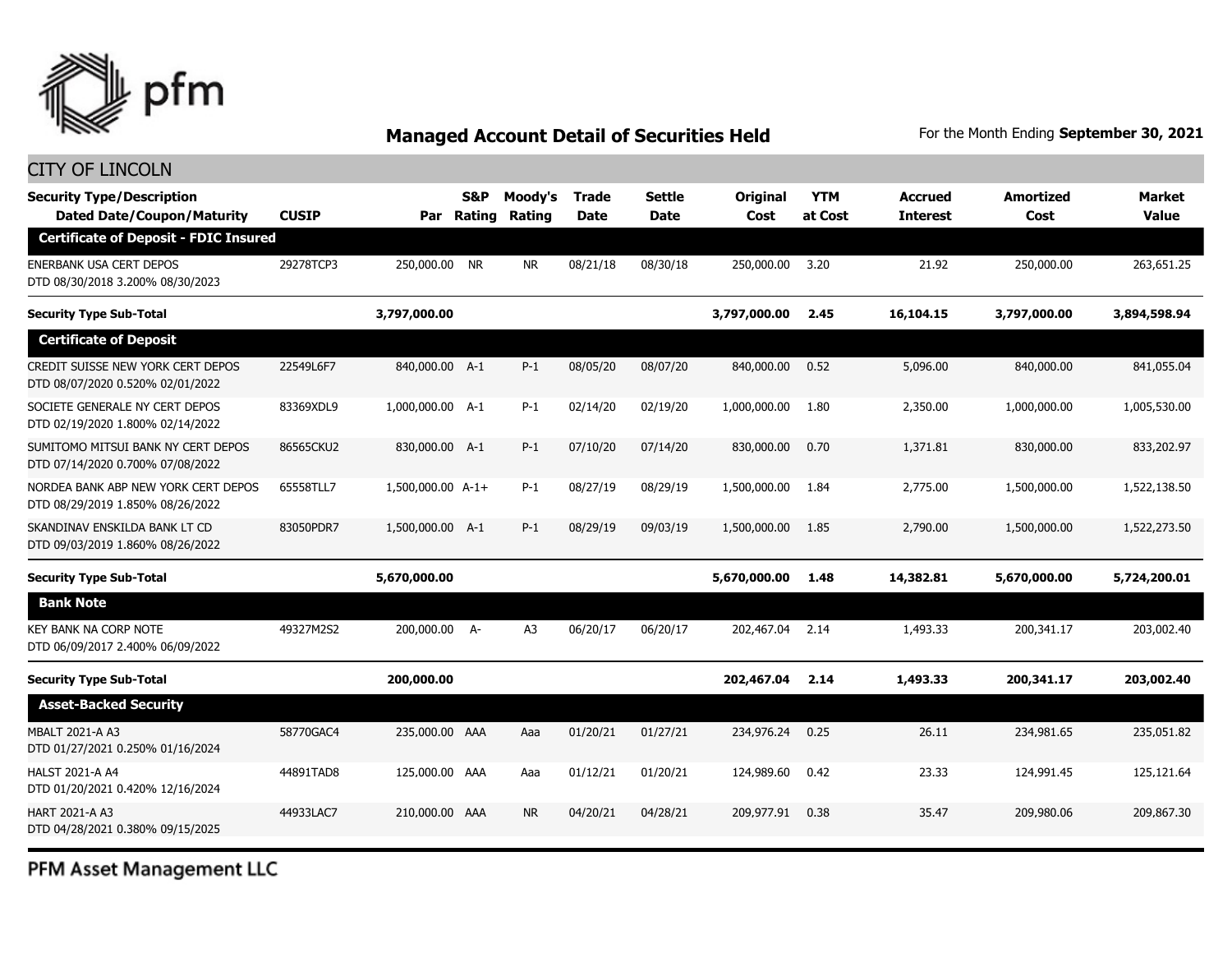# Managed Account Detail of Securities Held

For the Month Ending **September 30, 2021**

## CITY OF LINCOLN

| Security Type/Description Dated Date/Coupon/Maturity | CUSIP | Par | S&P Rating | Moody's Rating | Trade Date | Settle Date | Original Cost | YTM at Cost | Accrued Interest | Amortized Cost | Market Value |
|---|---|---|---|---|---|---|---|---|---|---|---|
| **Certificate of Deposit - FDIC Insured** | | | | | | | | | | | |
| ENERBANK USA CERT DEPOS DTD 08/30/2018 3.200% 08/30/2023 | 29278TCP3 | 250,000.00 | NR | NR | 08/21/18 | 08/30/18 | 250,000.00 | 3.20 | 21.92 | 250,000.00 | 263,651.25 |
| **Security Type Sub-Total** | | **3,797,000.00** | | | | | **3,797,000.00** | **2.45** | **16,104.15** | **3,797,000.00** | **3,894,598.94** |
| **Certificate of Deposit** | | | | | | | | | | | |
| CREDIT SUISSE NEW YORK CERT DEPOS DTD 08/07/2020 0.520% 02/01/2022 | 22549L6F7 | 840,000.00 | A-1 | P-1 | 08/05/20 | 08/07/20 | 840,000.00 | 0.52 | 5,096.00 | 840,000.00 | 841,055.04 |
| SOCIETE GENERALE NY CERT DEPOS DTD 02/19/2020 1.800% 02/14/2022 | 83369XDL9 | 1,000,000.00 | A-1 | P-1 | 02/14/20 | 02/19/20 | 1,000,000.00 | 1.80 | 2,350.00 | 1,000,000.00 | 1,005,530.00 |
| SUMITOMO MITSUI BANK NY CERT DEPOS DTD 07/14/2020 0.700% 07/08/2022 | 86565CKU2 | 830,000.00 | A-1 | P-1 | 07/10/20 | 07/14/20 | 830,000.00 | 0.70 | 1,371.81 | 830,000.00 | 833,202.97 |
| NORDEA BANK ABP NEW YORK CERT DEPOS DTD 08/29/2019 1.850% 08/26/2022 | 65558TLL7 | 1,500,000.00 | A-1+ | P-1 | 08/27/19 | 08/29/19 | 1,500,000.00 | 1.84 | 2,775.00 | 1,500,000.00 | 1,522,138.50 |
| SKANDINAV ENSKILDA BANK LT CD DTD 09/03/2019 1.860% 08/26/2022 | 83050PDR7 | 1,500,000.00 | A-1 | P-1 | 08/29/19 | 09/03/19 | 1,500,000.00 | 1.85 | 2,790.00 | 1,500,000.00 | 1,522,273.50 |
| **Security Type Sub-Total** | | **5,670,000.00** | | | | | **5,670,000.00** | **1.48** | **14,382.81** | **5,670,000.00** | **5,724,200.01** |
| **Bank Note** | | | | | | | | | | | |
| KEY BANK NA CORP NOTE DTD 06/09/2017 2.400% 06/09/2022 | 49327M2S2 | 200,000.00 | A- | A3 | 06/20/17 | 06/20/17 | 202,467.04 | 2.14 | 1,493.33 | 200,341.17 | 203,002.40 |
| **Security Type Sub-Total** | | **200,000.00** | | | | | **202,467.04** | **2.14** | **1,493.33** | **200,341.17** | **203,002.40** |
| **Asset-Backed Security** | | | | | | | | | | | |
| MBALT 2021-A A3 DTD 01/27/2021 0.250% 01/16/2024 | 58770GAC4 | 235,000.00 | AAA | Aaa | 01/20/21 | 01/27/21 | 234,976.24 | 0.25 | 26.11 | 234,981.65 | 235,051.82 |
| HALST 2021-A A4 DTD 01/20/2021 0.420% 12/16/2024 | 44891TAD8 | 125,000.00 | AAA | Aaa | 01/12/21 | 01/20/21 | 124,989.60 | 0.42 | 23.33 | 124,991.45 | 125,121.64 |
| HART 2021-A A3 DTD 04/28/2021 0.380% 09/15/2025 | 44933LAC7 | 210,000.00 | AAA | NR | 04/20/21 | 04/28/21 | 209,977.91 | 0.38 | 35.47 | 209,980.06 | 209,867.30 |

PFM Asset Management LLC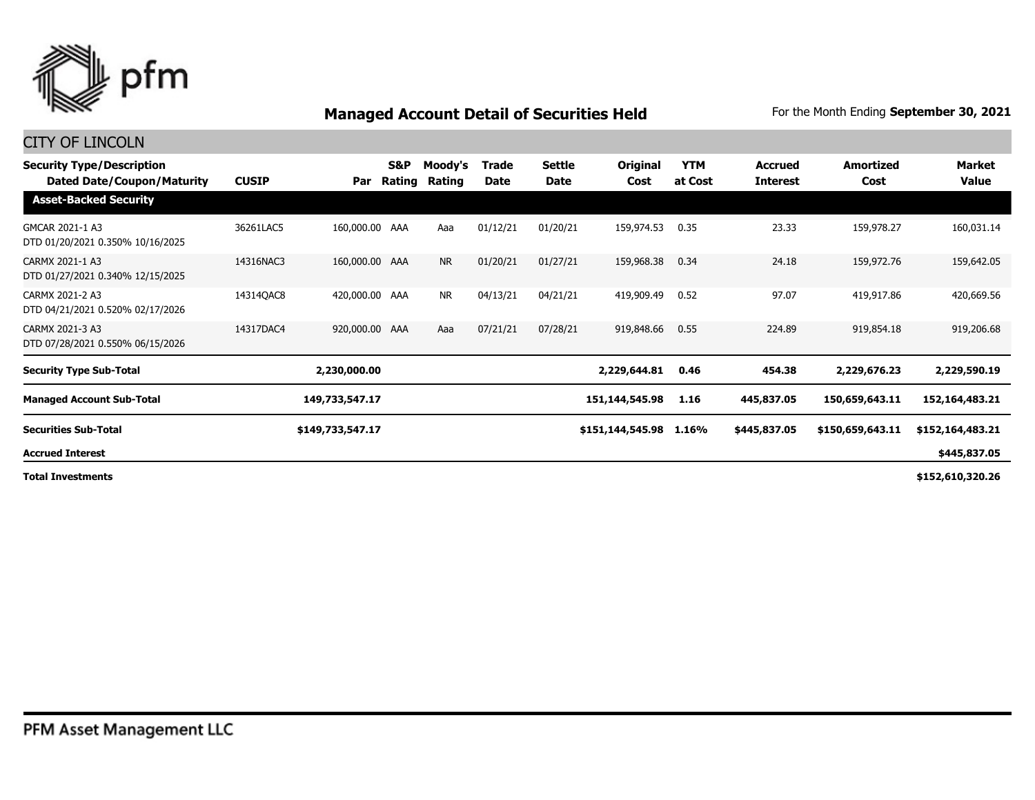## Managed Account Detail of Securities Held

For the Month Ending **September 30, 2021**

CITY OF LINCOLN

| Security Type/Description Dated Date/Coupon/Maturity | CUSIP | Par | S&P Rating | Moody's Rating | Trade Date | Settle Date | Original Cost | YTM at Cost | Accrued Interest | Amortized Cost | Market Value |
|---|---|---|---|---|---|---|---|---|---|---|---|
| **Asset-Backed Security** | | | | | | | | | | | |
| GMCAR 2021-1 A3 DTD 01/20/2021 0.350% 10/16/2025 | 36261LAC5 | 160,000.00 | AAA | Aaa | 01/12/21 | 01/20/21 | 159,974.53 | 0.35 | 23.33 | 159,978.27 | 160,031.14 |
| CARMX 2021-1 A3 DTD 01/27/2021 0.340% 12/15/2025 | 14316NAC3 | 160,000.00 | AAA | NR | 01/20/21 | 01/27/21 | 159,968.38 | 0.34 | 24.18 | 159,972.76 | 159,642.05 |
| CARMX 2021-2 A3 DTD 04/21/2021 0.520% 02/17/2026 | 14314QAC8 | 420,000.00 | AAA | NR | 04/13/21 | 04/21/21 | 419,909.49 | 0.52 | 97.07 | 419,917.86 | 420,669.56 |
| CARMX 2021-3 A3 DTD 07/28/2021 0.550% 06/15/2026 | 14317DAC4 | 920,000.00 | AAA | Aaa | 07/21/21 | 07/28/21 | 919,848.66 | 0.55 | 224.89 | 919,854.18 | 919,206.68 |
| **Security Type Sub-Total** | | **2,230,000.00** | | | | | **2,229,644.81** | **0.46** | **454.38** | **2,229,676.23** | **2,229,590.19** |
| **Managed Account Sub-Total** | | **149,733,547.17** | | | | | **151,144,545.98** | **1.16** | **445,837.05** | **150,659,643.11** | **152,164,483.21** |
| **Securities Sub-Total** | | **$149,733,547.17** | | | | | **$151,144,545.98** | **1.16%** | **$445,837.05** | **$150,659,643.11** | **$152,164,483.21** |
| **Accrued Interest** | | | | | | | | | | | **$445,837.05** |
| **Total Investments** | | | | | | | | | | | **$152,610,320.26** |

PFM Asset Management LLC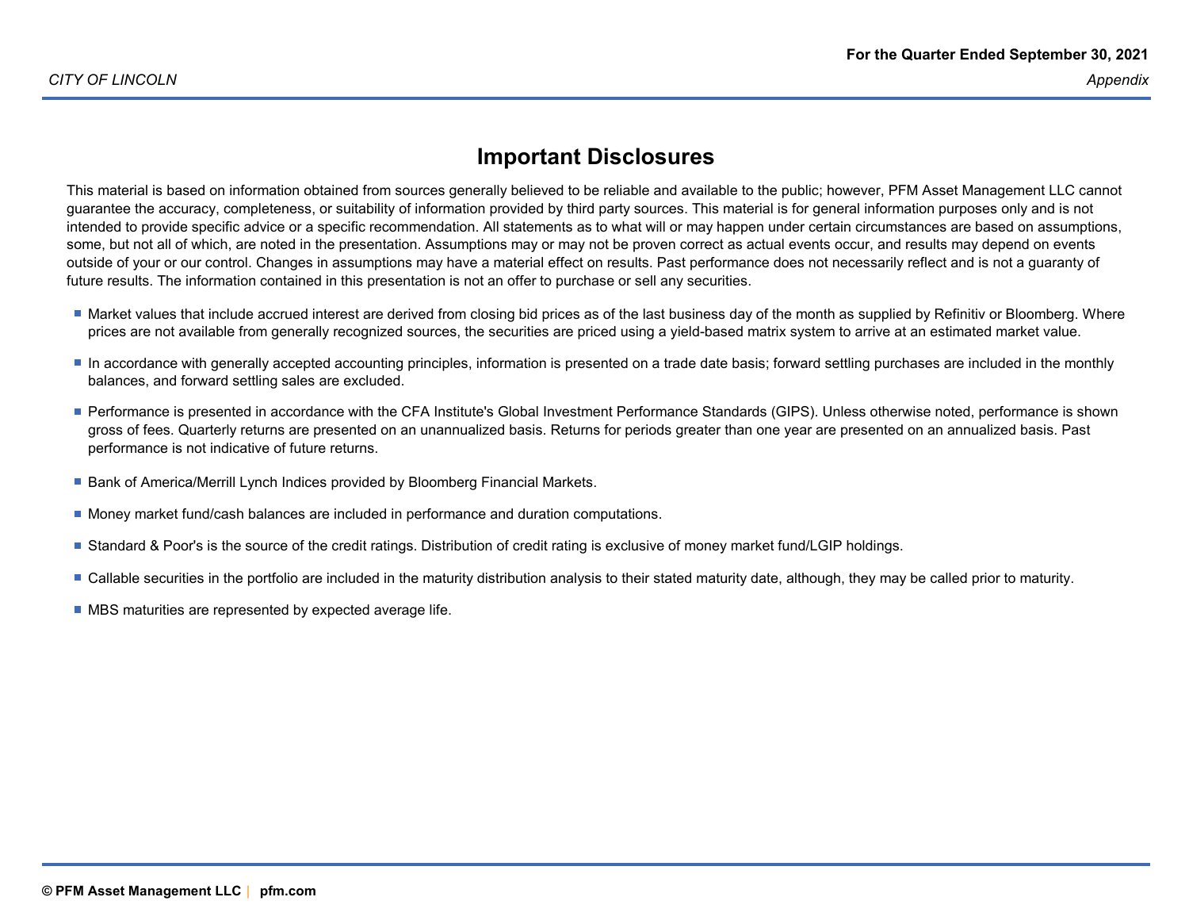# Important Disclosures

This material is based on information obtained from sources generally believed to be reliable and available to the public; however, PFM Asset Management LLC cannot guarantee the accuracy, completeness, or suitability of information provided by third party sources. This material is for general information purposes only and is not intended to provide specific advice or a specific recommendation. All statements as to what will or may happen under certain circumstances are based on assumptions, some, but not all of which, are noted in the presentation. Assumptions may or may not be proven correct as actual events occur, and results may depend on events outside of your or our control. Changes in assumptions may have a material effect on results. Past performance does not necessarily reflect and is not a guaranty of future results. The information contained in this presentation is not an offer to purchase or sell any securities.

- Market values that include accrued interest are derived from closing bid prices as of the last business day of the month as supplied by Refinitiv or Bloomberg. Where prices are not available from generally recognized sources, the securities are priced using a yield-based matrix system to arrive at an estimated market value.
- In accordance with generally accepted accounting principles, information is presented on a trade date basis; forward settling purchases are included in the monthly balances, and forward settling sales are excluded.
- Performance is presented in accordance with the CFA Institute's Global Investment Performance Standards (GIPS). Unless otherwise noted, performance is shown gross of fees. Quarterly returns are presented on an unannualized basis. Returns for periods greater than one year are presented on an annualized basis. Past performance is not indicative of future returns.
- Bank of America/Merrill Lynch Indices provided by Bloomberg Financial Markets.
- Money market fund/cash balances are included in performance and duration computations.
- Standard & Poor's is the source of the credit ratings. Distribution of credit rating is exclusive of money market fund/LGIP holdings.
- Callable securities in the portfolio are included in the maturity distribution analysis to their stated maturity date, although, they may be called prior to maturity.
- MBS maturities are represented by expected average life.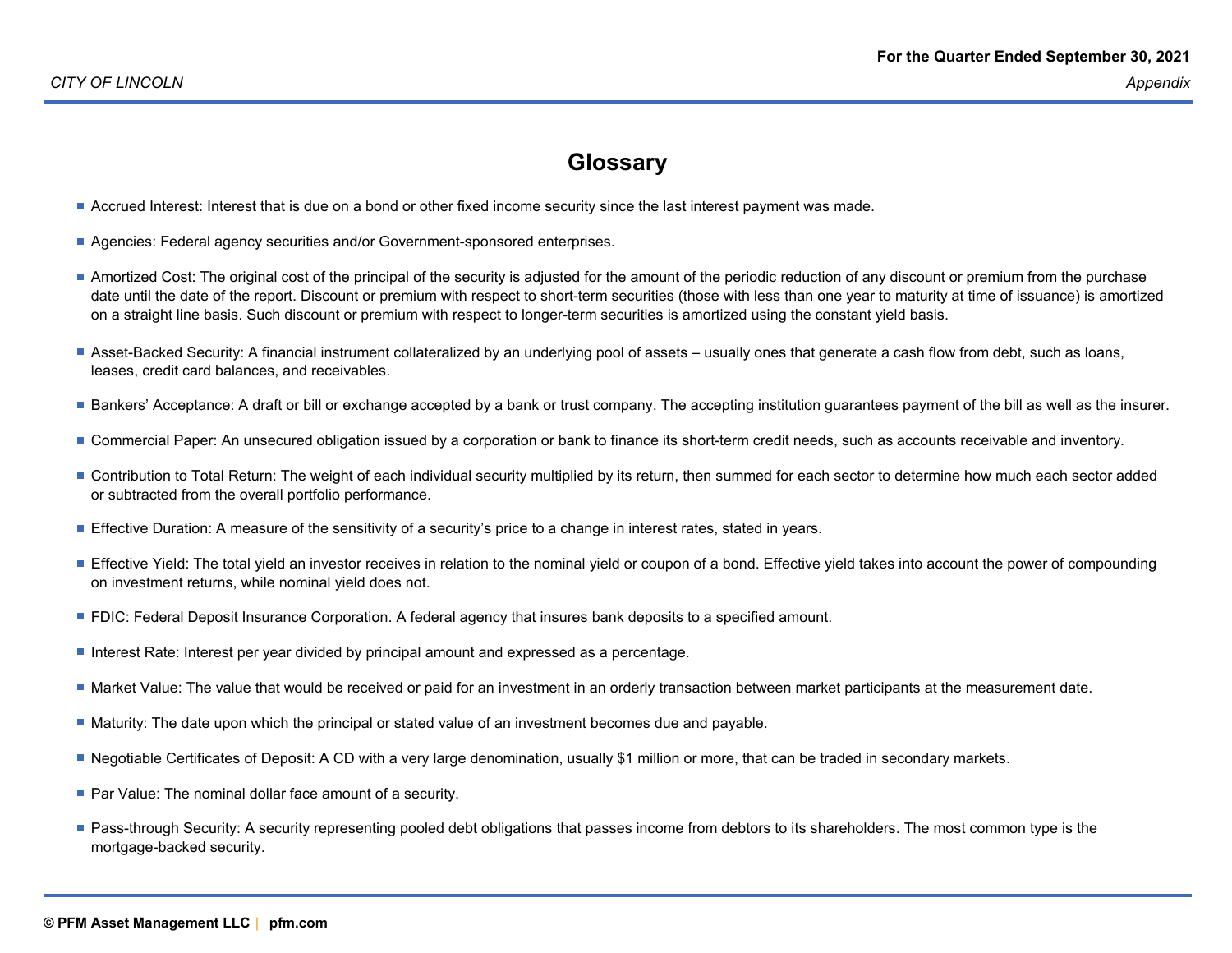# Glossary

- Accrued Interest: Interest that is due on a bond or other fixed income security since the last interest payment was made.
- Agencies: Federal agency securities and/or Government-sponsored enterprises.
- Amortized Cost: The original cost of the principal of the security is adjusted for the amount of the periodic reduction of any discount or premium from the purchase date until the date of the report. Discount or premium with respect to short-term securities (those with less than one year to maturity at time of issuance) is amortized on a straight line basis. Such discount or premium with respect to longer-term securities is amortized using the constant yield basis.
- Asset-Backed Security: A financial instrument collateralized by an underlying pool of assets – usually ones that generate a cash flow from debt, such as loans, leases, credit card balances, and receivables.
- Bankers' Acceptance: A draft or bill or exchange accepted by a bank or trust company. The accepting institution guarantees payment of the bill as well as the insurer.
- Commercial Paper: An unsecured obligation issued by a corporation or bank to finance its short-term credit needs, such as accounts receivable and inventory.
- Contribution to Total Return: The weight of each individual security multiplied by its return, then summed for each sector to determine how much each sector added or subtracted from the overall portfolio performance.
- Effective Duration: A measure of the sensitivity of a security's price to a change in interest rates, stated in years.
- Effective Yield: The total yield an investor receives in relation to the nominal yield or coupon of a bond. Effective yield takes into account the power of compounding on investment returns, while nominal yield does not.
- FDIC: Federal Deposit Insurance Corporation. A federal agency that insures bank deposits to a specified amount.
- Interest Rate: Interest per year divided by principal amount and expressed as a percentage.
- Market Value: The value that would be received or paid for an investment in an orderly transaction between market participants at the measurement date.
- Maturity: The date upon which the principal or stated value of an investment becomes due and payable.
- Negotiable Certificates of Deposit: A CD with a very large denomination, usually $1 million or more, that can be traded in secondary markets.
- Par Value: The nominal dollar face amount of a security.
- Pass-through Security: A security representing pooled debt obligations that passes income from debtors to its shareholders. The most common type is the mortgage-backed security.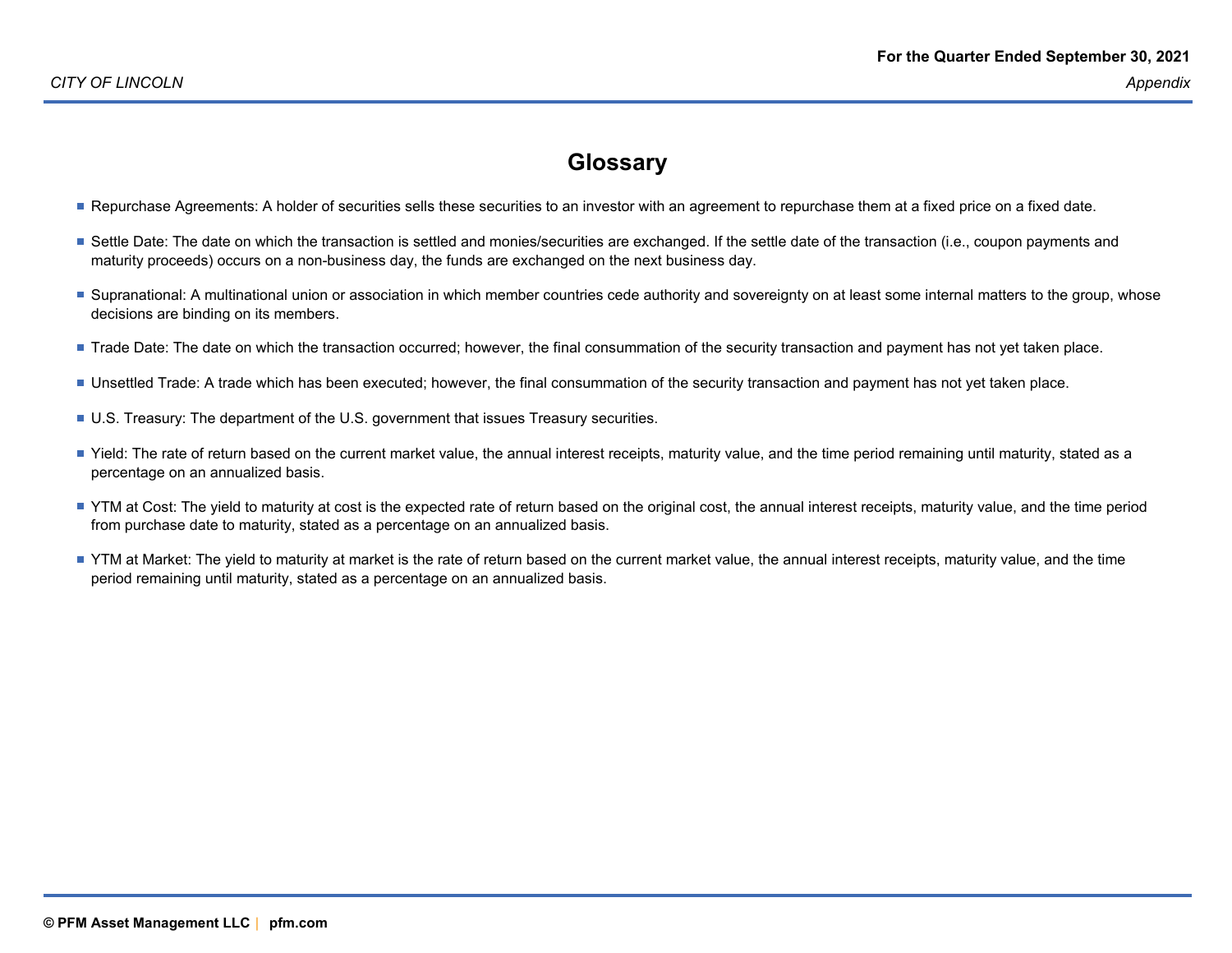## Glossary

- Repurchase Agreements: A holder of securities sells these securities to an investor with an agreement to repurchase them at a fixed price on a fixed date.
- Settle Date: The date on which the transaction is settled and monies/securities are exchanged. If the settle date of the transaction (i.e., coupon payments and maturity proceeds) occurs on a non-business day, the funds are exchanged on the next business day.
- Supranational: A multinational union or association in which member countries cede authority and sovereignty on at least some internal matters to the group, whose decisions are binding on its members.
- Trade Date: The date on which the transaction occurred; however, the final consummation of the security transaction and payment has not yet taken place.
- Unsettled Trade: A trade which has been executed; however, the final consummation of the security transaction and payment has not yet taken place.
- U.S. Treasury: The department of the U.S. government that issues Treasury securities.
- Yield: The rate of return based on the current market value, the annual interest receipts, maturity value, and the time period remaining until maturity, stated as a percentage on an annualized basis.
- YTM at Cost: The yield to maturity at cost is the expected rate of return based on the original cost, the annual interest receipts, maturity value, and the time period from purchase date to maturity, stated as a percentage on an annualized basis.
- YTM at Market: The yield to maturity at market is the rate of return based on the current market value, the annual interest receipts, maturity value, and the time period remaining until maturity, stated as a percentage on an annualized basis.